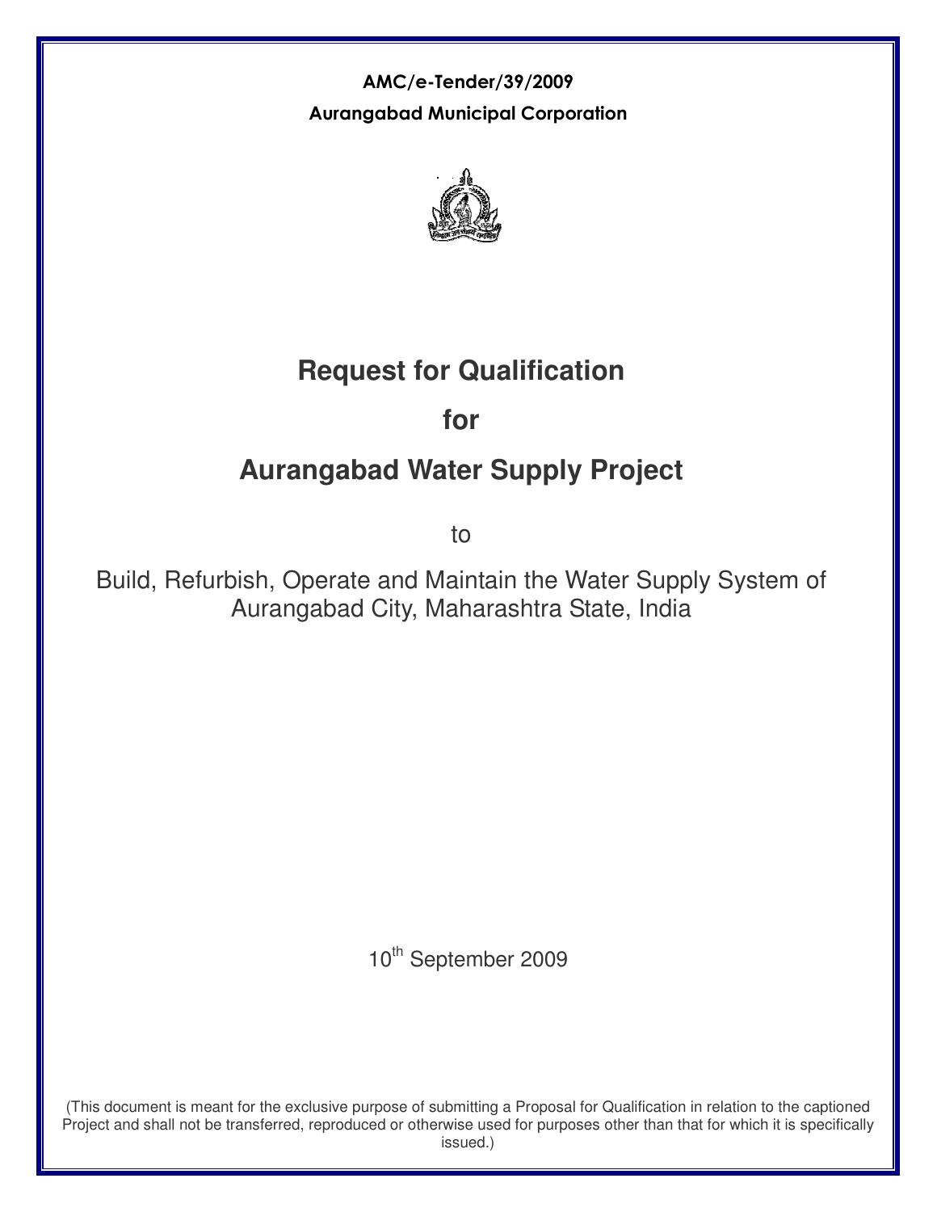**AMC/e-Tender/39/2009**

**Aurangabad Municipal Corporation**

# Request for Qualification

# for

# Aurangabad Water Supply Project

to

Build, Refurbish, Operate and Maintain the Water Supply System of Aurangabad City, Maharashtra State, India

10th September 2009

(This document is meant for the exclusive purpose of submitting a Proposal for Qualification in relation to the captioned Project and shall not be transferred, reproduced or otherwise used for purposes other than that for which it is specifically issued.)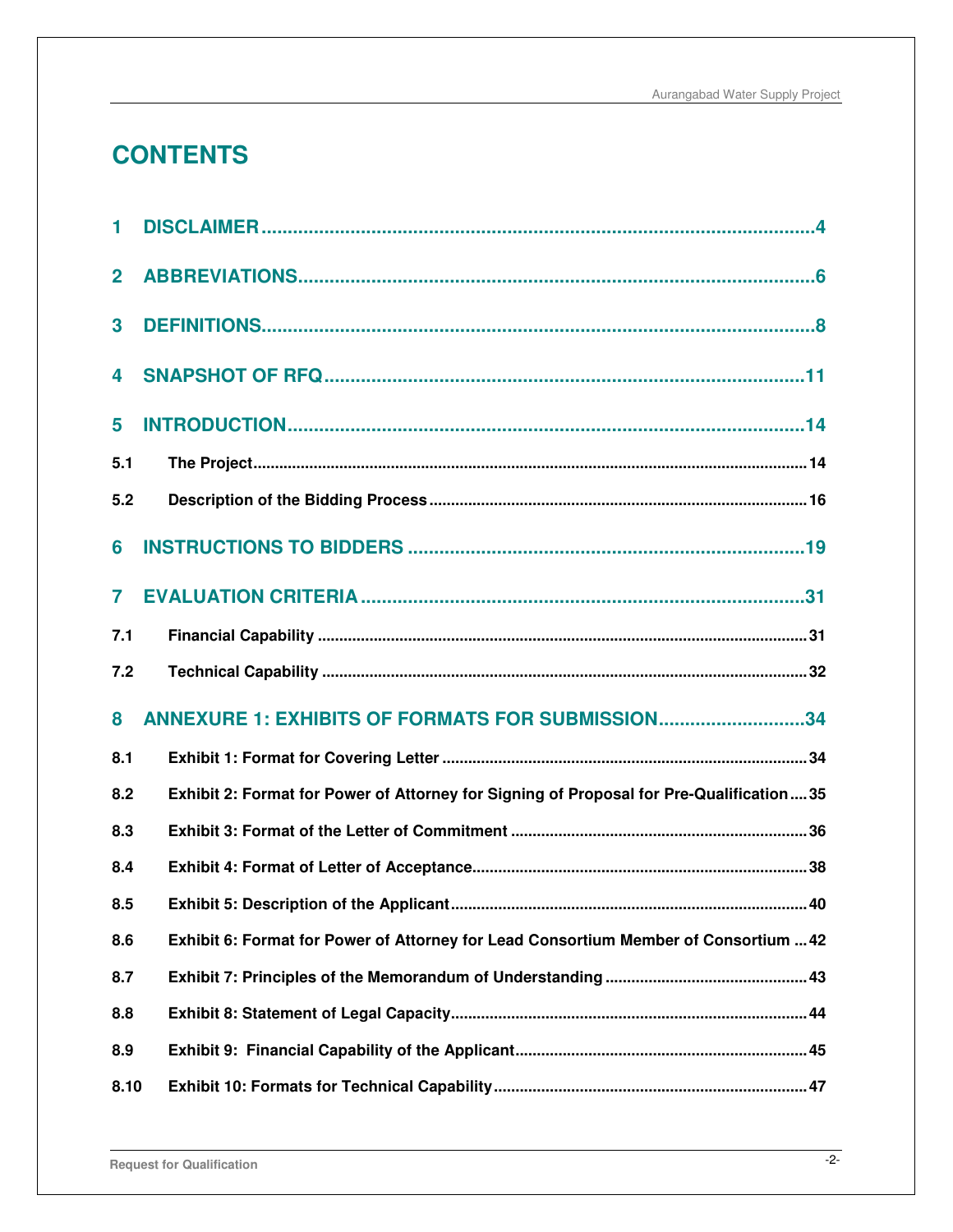# CONTENTS

| | | |
|---|---|---|
| **1** | **DISCLAIMER** | **4** |
| **2** | **ABBREVIATIONS** | **6** |
| **3** | **DEFINITIONS** | **8** |
| **4** | **SNAPSHOT OF RFQ** | **11** |
| **5** | **INTRODUCTION** | **14** |
| 5.1 | The Project | 14 |
| 5.2 | Description of the Bidding Process | 16 |
| **6** | **INSTRUCTIONS TO BIDDERS** | **19** |
| **7** | **EVALUATION CRITERIA** | **31** |
| 7.1 | Financial Capability | 31 |
| 7.2 | Technical Capability | 32 |
| **8** | **ANNEXURE 1: EXHIBITS OF FORMATS FOR SUBMISSION** | **34** |
| 8.1 | Exhibit 1: Format for Covering Letter | 34 |
| 8.2 | Exhibit 2: Format for Power of Attorney for Signing of Proposal for Pre-Qualification | 35 |
| 8.3 | Exhibit 3: Format of the Letter of Commitment | 36 |
| 8.4 | Exhibit 4: Format of Letter of Acceptance | 38 |
| 8.5 | Exhibit 5: Description of the Applicant | 40 |
| 8.6 | Exhibit 6: Format for Power of Attorney for Lead Consortium Member of Consortium | 42 |
| 8.7 | Exhibit 7: Principles of the Memorandum of Understanding | 43 |
| 8.8 | Exhibit 8: Statement of Legal Capacity | 44 |
| 8.9 | Exhibit 9: Financial Capability of the Applicant | 45 |
| 8.10 | Exhibit 10: Formats for Technical Capability | 47 |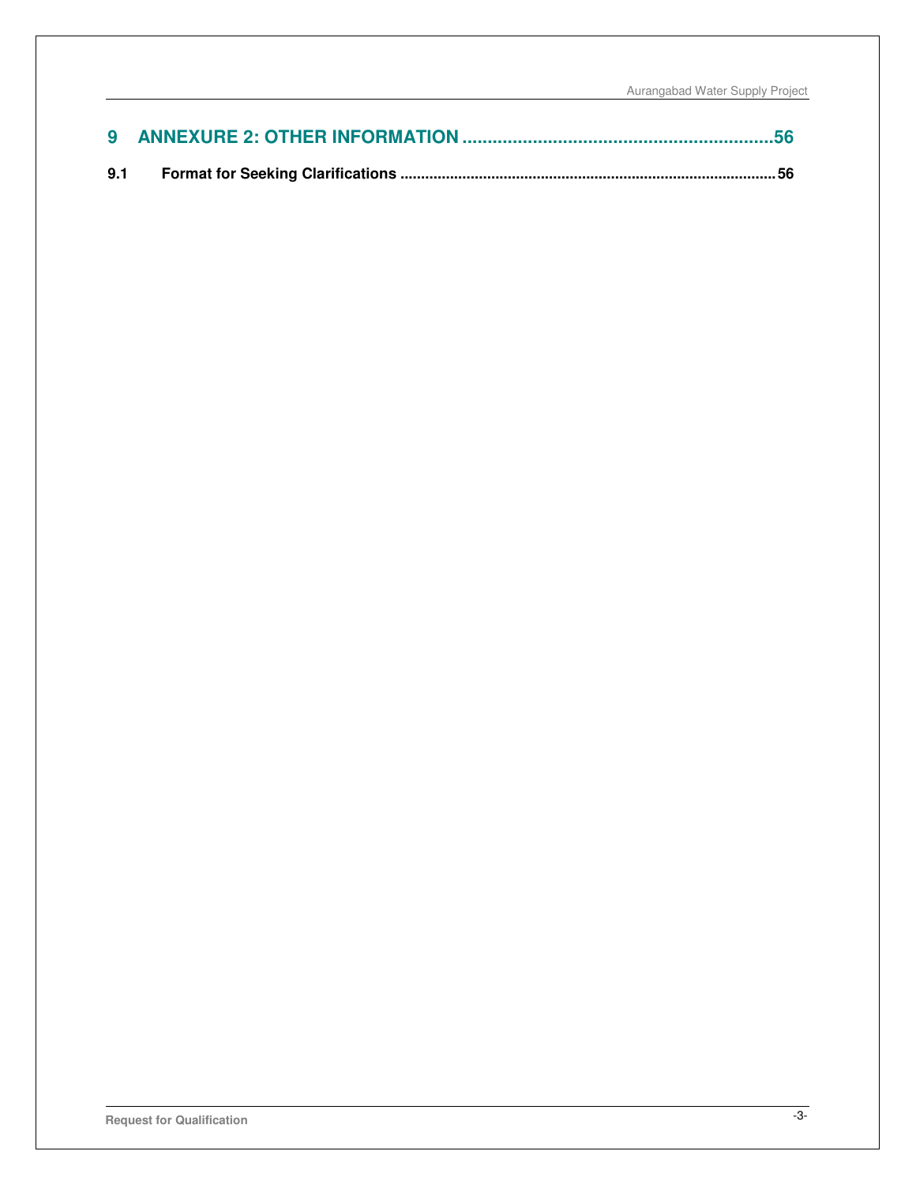9 ANNEXURE 2: OTHER INFORMATION ............................................................56

9.1 Format for Seeking Clarifications ..........................................................................................56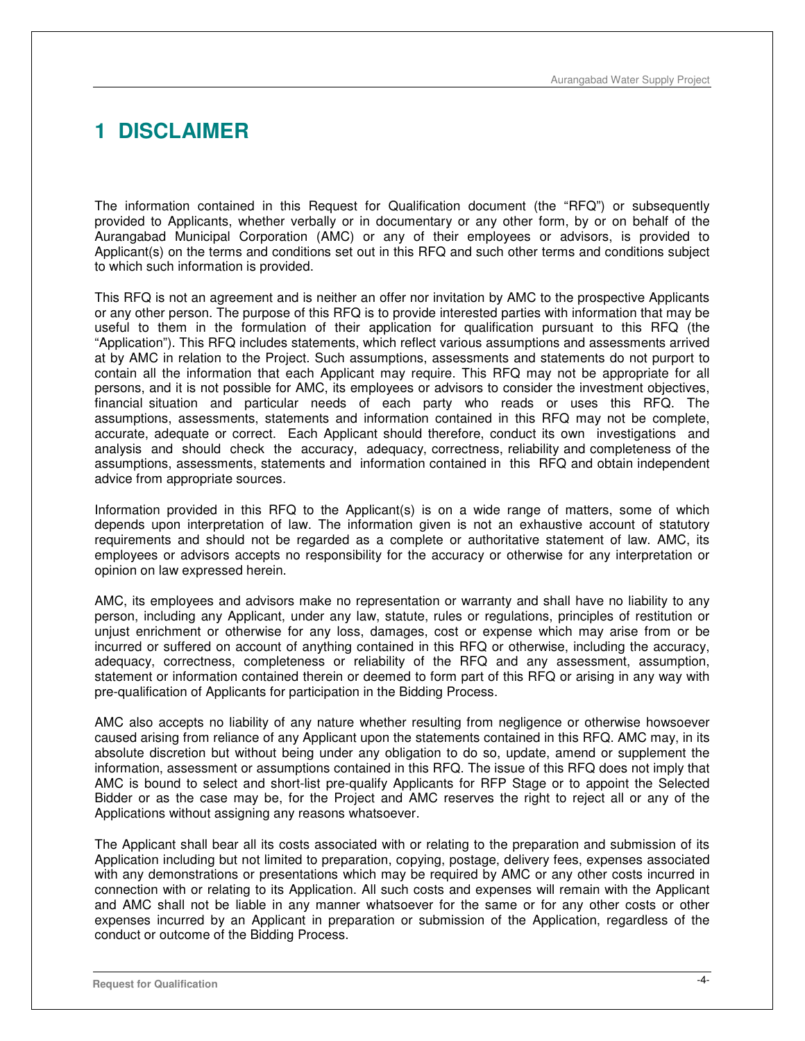# 1 DISCLAIMER

The information contained in this Request for Qualification document (the "RFQ") or subsequently provided to Applicants, whether verbally or in documentary or any other form, by or on behalf of the Aurangabad Municipal Corporation (AMC) or any of their employees or advisors, is provided to Applicant(s) on the terms and conditions set out in this RFQ and such other terms and conditions subject to which such information is provided.

This RFQ is not an agreement and is neither an offer nor invitation by AMC to the prospective Applicants or any other person. The purpose of this RFQ is to provide interested parties with information that may be useful to them in the formulation of their application for qualification pursuant to this RFQ (the "Application"). This RFQ includes statements, which reflect various assumptions and assessments arrived at by AMC in relation to the Project. Such assumptions, assessments and statements do not purport to contain all the information that each Applicant may require. This RFQ may not be appropriate for all persons, and it is not possible for AMC, its employees or advisors to consider the investment objectives, financial situation and particular needs of each party who reads or uses this RFQ. The assumptions, assessments, statements and information contained in this RFQ may not be complete, accurate, adequate or correct. Each Applicant should therefore, conduct its own investigations and analysis and should check the accuracy, adequacy, correctness, reliability and completeness of the assumptions, assessments, statements and information contained in this RFQ and obtain independent advice from appropriate sources.

Information provided in this RFQ to the Applicant(s) is on a wide range of matters, some of which depends upon interpretation of law. The information given is not an exhaustive account of statutory requirements and should not be regarded as a complete or authoritative statement of law. AMC, its employees or advisors accepts no responsibility for the accuracy or otherwise for any interpretation or opinion on law expressed herein.

AMC, its employees and advisors make no representation or warranty and shall have no liability to any person, including any Applicant, under any law, statute, rules or regulations, principles of restitution or unjust enrichment or otherwise for any loss, damages, cost or expense which may arise from or be incurred or suffered on account of anything contained in this RFQ or otherwise, including the accuracy, adequacy, correctness, completeness or reliability of the RFQ and any assessment, assumption, statement or information contained therein or deemed to form part of this RFQ or arising in any way with pre-qualification of Applicants for participation in the Bidding Process.

AMC also accepts no liability of any nature whether resulting from negligence or otherwise howsoever caused arising from reliance of any Applicant upon the statements contained in this RFQ. AMC may, in its absolute discretion but without being under any obligation to do so, update, amend or supplement the information, assessment or assumptions contained in this RFQ. The issue of this RFQ does not imply that AMC is bound to select and short-list pre-qualify Applicants for RFP Stage or to appoint the Selected Bidder or as the case may be, for the Project and AMC reserves the right to reject all or any of the Applications without assigning any reasons whatsoever.

The Applicant shall bear all its costs associated with or relating to the preparation and submission of its Application including but not limited to preparation, copying, postage, delivery fees, expenses associated with any demonstrations or presentations which may be required by AMC or any other costs incurred in connection with or relating to its Application. All such costs and expenses will remain with the Applicant and AMC shall not be liable in any manner whatsoever for the same or for any other costs or other expenses incurred by an Applicant in preparation or submission of the Application, regardless of the conduct or outcome of the Bidding Process.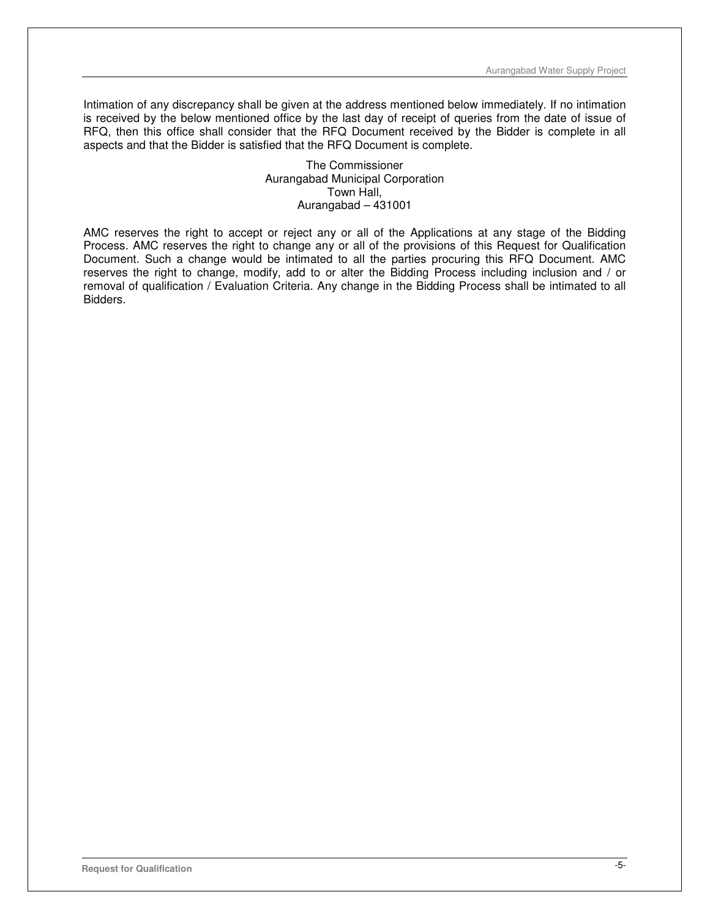Intimation of any discrepancy shall be given at the address mentioned below immediately. If no intimation is received by the below mentioned office by the last day of receipt of queries from the date of issue of RFQ, then this office shall consider that the RFQ Document received by the Bidder is complete in all aspects and that the Bidder is satisfied that the RFQ Document is complete.

The Commissioner  
Aurangabad Municipal Corporation  
Town Hall,  
Aurangabad – 431001

AMC reserves the right to accept or reject any or all of the Applications at any stage of the Bidding Process. AMC reserves the right to change any or all of the provisions of this Request for Qualification Document. Such a change would be intimated to all the parties procuring this RFQ Document. AMC reserves the right to change, modify, add to or alter the Bidding Process including inclusion and / or removal of qualification / Evaluation Criteria. Any change in the Bidding Process shall be intimated to all Bidders.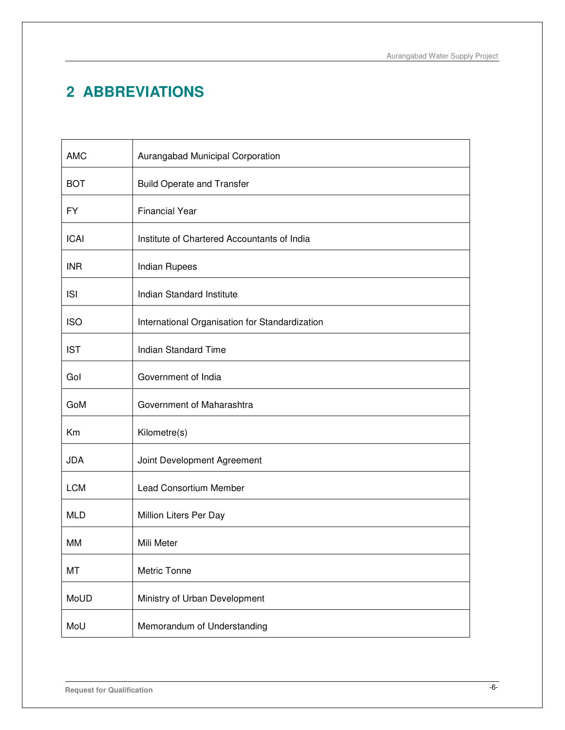# 2 ABBREVIATIONS

| | |
|---|---|
| AMC | Aurangabad Municipal Corporation |
| BOT | Build Operate and Transfer |
| FY | Financial Year |
| ICAI | Institute of Chartered Accountants of India |
| INR | Indian Rupees |
| ISI | Indian Standard Institute |
| ISO | International Organisation for Standardization |
| IST | Indian Standard Time |
| GoI | Government of India |
| GoM | Government of Maharashtra |
| Km | Kilometre(s) |
| JDA | Joint Development Agreement |
| LCM | Lead Consortium Member |
| MLD | Million Liters Per Day |
| MM | Mili Meter |
| MT | Metric Tonne |
| MoUD | Ministry of Urban Development |
| MoU | Memorandum of Understanding |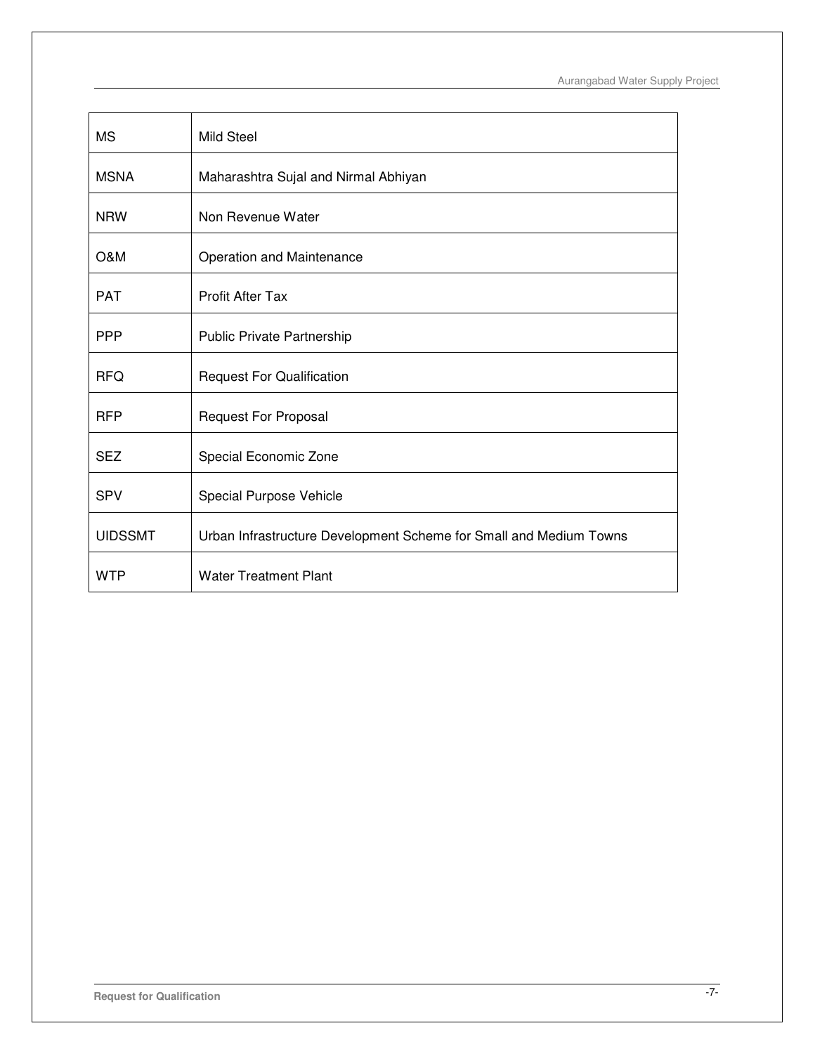| | |
|---|---|
| MS | Mild Steel |
| MSNA | Maharashtra Sujal and Nirmal Abhiyan |
| NRW | Non Revenue Water |
| O&M | Operation and Maintenance |
| PAT | Profit After Tax |
| PPP | Public Private Partnership |
| RFQ | Request For Qualification |
| RFP | Request For Proposal |
| SEZ | Special Economic Zone |
| SPV | Special Purpose Vehicle |
| UIDSSMT | Urban Infrastructure Development Scheme for Small and Medium Towns |
| WTP | Water Treatment Plant |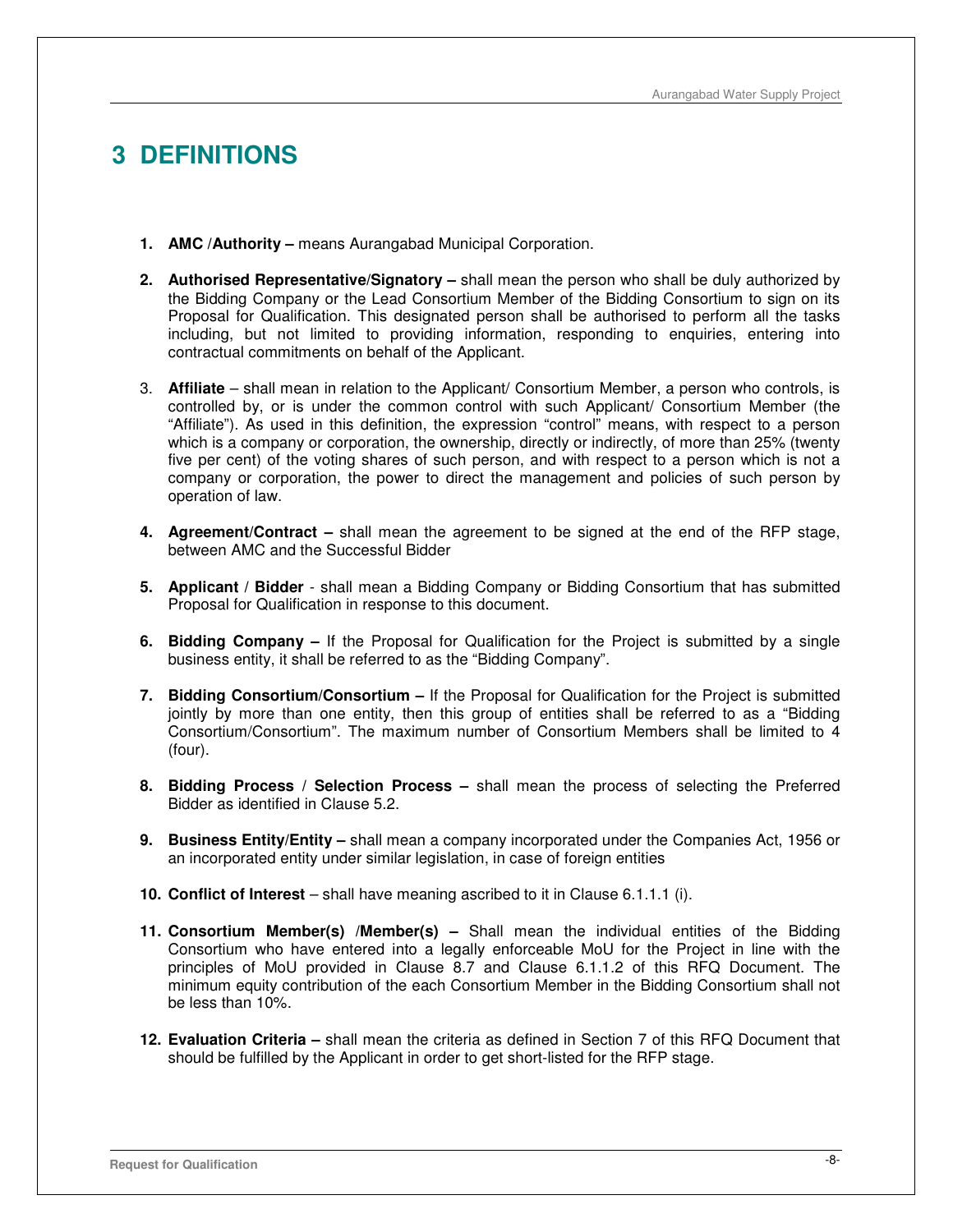# 3 DEFINITIONS

1. **AMC /Authority –** means Aurangabad Municipal Corporation.

2. **Authorised Representative/Signatory –** shall mean the person who shall be duly authorized by the Bidding Company or the Lead Consortium Member of the Bidding Consortium to sign on its Proposal for Qualification. This designated person shall be authorised to perform all the tasks including, but not limited to providing information, responding to enquiries, entering into contractual commitments on behalf of the Applicant.

3. **Affiliate** – shall mean in relation to the Applicant/ Consortium Member, a person who controls, is controlled by, or is under the common control with such Applicant/ Consortium Member (the "Affiliate"). As used in this definition, the expression "control" means, with respect to a person which is a company or corporation, the ownership, directly or indirectly, of more than 25% (twenty five per cent) of the voting shares of such person, and with respect to a person which is not a company or corporation, the power to direct the management and policies of such person by operation of law.

4. **Agreement/Contract –** shall mean the agreement to be signed at the end of the RFP stage, between AMC and the Successful Bidder

5. **Applicant / Bidder** - shall mean a Bidding Company or Bidding Consortium that has submitted Proposal for Qualification in response to this document.

6. **Bidding Company –** If the Proposal for Qualification for the Project is submitted by a single business entity, it shall be referred to as the "Bidding Company".

7. **Bidding Consortium/Consortium –** If the Proposal for Qualification for the Project is submitted jointly by more than one entity, then this group of entities shall be referred to as a "Bidding Consortium/Consortium". The maximum number of Consortium Members shall be limited to 4 (four).

8. **Bidding Process / Selection Process –** shall mean the process of selecting the Preferred Bidder as identified in Clause 5.2.

9. **Business Entity/Entity –** shall mean a company incorporated under the Companies Act, 1956 or an incorporated entity under similar legislation, in case of foreign entities

10. **Conflict of Interest** – shall have meaning ascribed to it in Clause 6.1.1.1 (i).

11. **Consortium Member(s) /Member(s) –** Shall mean the individual entities of the Bidding Consortium who have entered into a legally enforceable MoU for the Project in line with the principles of MoU provided in Clause 8.7 and Clause 6.1.1.2 of this RFQ Document. The minimum equity contribution of the each Consortium Member in the Bidding Consortium shall not be less than 10%.

12. **Evaluation Criteria –** shall mean the criteria as defined in Section 7 of this RFQ Document that should be fulfilled by the Applicant in order to get short-listed for the RFP stage.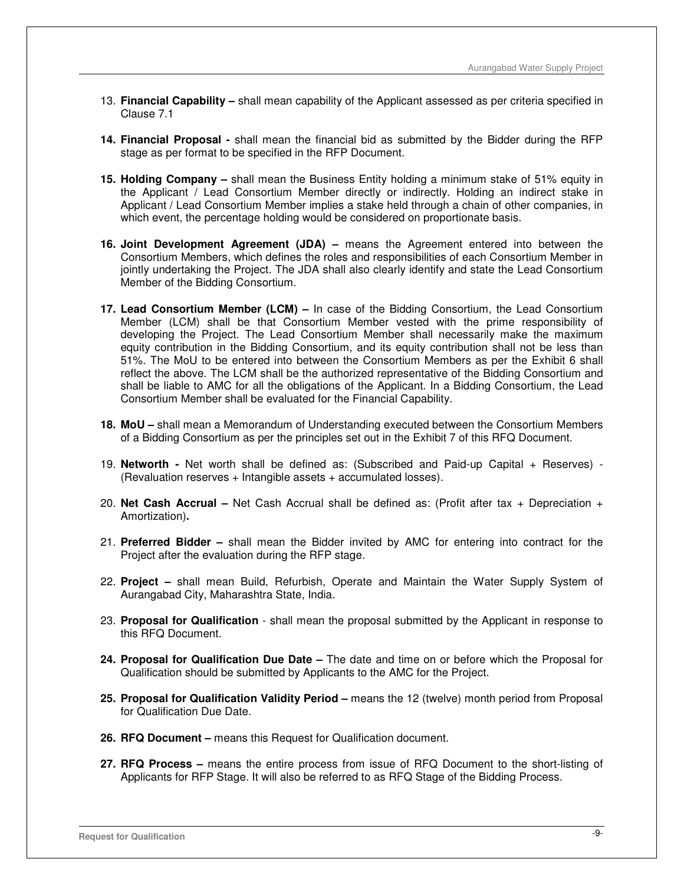13. **Financial Capability –** shall mean capability of the Applicant assessed as per criteria specified in Clause 7.1

14. **Financial Proposal -** shall mean the financial bid as submitted by the Bidder during the RFP stage as per format to be specified in the RFP Document.

15. **Holding Company –** shall mean the Business Entity holding a minimum stake of 51% equity in the Applicant / Lead Consortium Member directly or indirectly. Holding an indirect stake in Applicant / Lead Consortium Member implies a stake held through a chain of other companies, in which event, the percentage holding would be considered on proportionate basis.

16. **Joint Development Agreement (JDA) –** means the Agreement entered into between the Consortium Members, which defines the roles and responsibilities of each Consortium Member in jointly undertaking the Project. The JDA shall also clearly identify and state the Lead Consortium Member of the Bidding Consortium.

17. **Lead Consortium Member (LCM) –** In case of the Bidding Consortium, the Lead Consortium Member (LCM) shall be that Consortium Member vested with the prime responsibility of developing the Project. The Lead Consortium Member shall necessarily make the maximum equity contribution in the Bidding Consortium, and its equity contribution shall not be less than 51%. The MoU to be entered into between the Consortium Members as per the Exhibit 6 shall reflect the above. The LCM shall be the authorized representative of the Bidding Consortium and shall be liable to AMC for all the obligations of the Applicant. In a Bidding Consortium, the Lead Consortium Member shall be evaluated for the Financial Capability.

18. **MoU –** shall mean a Memorandum of Understanding executed between the Consortium Members of a Bidding Consortium as per the principles set out in the Exhibit 7 of this RFQ Document.

19. **Networth -** Net worth shall be defined as: (Subscribed and Paid-up Capital + Reserves) - (Revaluation reserves + Intangible assets + accumulated losses).

20. **Net Cash Accrual –** Net Cash Accrual shall be defined as: (Profit after tax + Depreciation + Amortization)**.**

21. **Preferred Bidder –** shall mean the Bidder invited by AMC for entering into contract for the Project after the evaluation during the RFP stage.

22. **Project –** shall mean Build, Refurbish, Operate and Maintain the Water Supply System of Aurangabad City, Maharashtra State, India.

23. **Proposal for Qualification** - shall mean the proposal submitted by the Applicant in response to this RFQ Document.

24. **Proposal for Qualification Due Date –** The date and time on or before which the Proposal for Qualification should be submitted by Applicants to the AMC for the Project.

25. **Proposal for Qualification Validity Period –** means the 12 (twelve) month period from Proposal for Qualification Due Date.

26. **RFQ Document –** means this Request for Qualification document.

27. **RFQ Process –** means the entire process from issue of RFQ Document to the short-listing of Applicants for RFP Stage. It will also be referred to as RFQ Stage of the Bidding Process.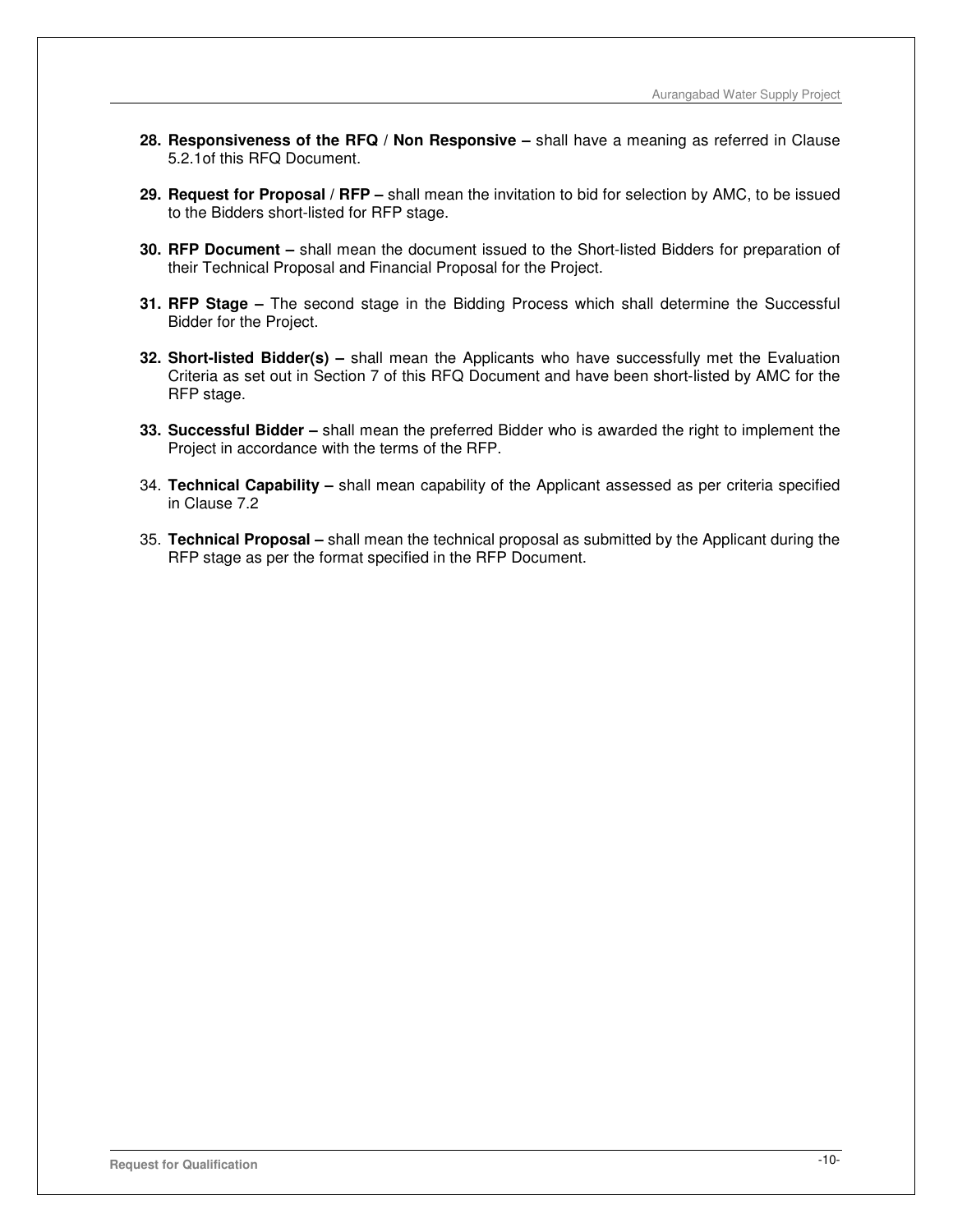28. **Responsiveness of the RFQ / Non Responsive –** shall have a meaning as referred in Clause 5.2.1of this RFQ Document.

29. **Request for Proposal / RFP –** shall mean the invitation to bid for selection by AMC, to be issued to the Bidders short-listed for RFP stage.

30. **RFP Document –** shall mean the document issued to the Short-listed Bidders for preparation of their Technical Proposal and Financial Proposal for the Project.

31. **RFP Stage –** The second stage in the Bidding Process which shall determine the Successful Bidder for the Project.

32. **Short-listed Bidder(s) –** shall mean the Applicants who have successfully met the Evaluation Criteria as set out in Section 7 of this RFQ Document and have been short-listed by AMC for the RFP stage.

33. **Successful Bidder –** shall mean the preferred Bidder who is awarded the right to implement the Project in accordance with the terms of the RFP.

34. **Technical Capability –** shall mean capability of the Applicant assessed as per criteria specified in Clause 7.2

35. **Technical Proposal –** shall mean the technical proposal as submitted by the Applicant during the RFP stage as per the format specified in the RFP Document.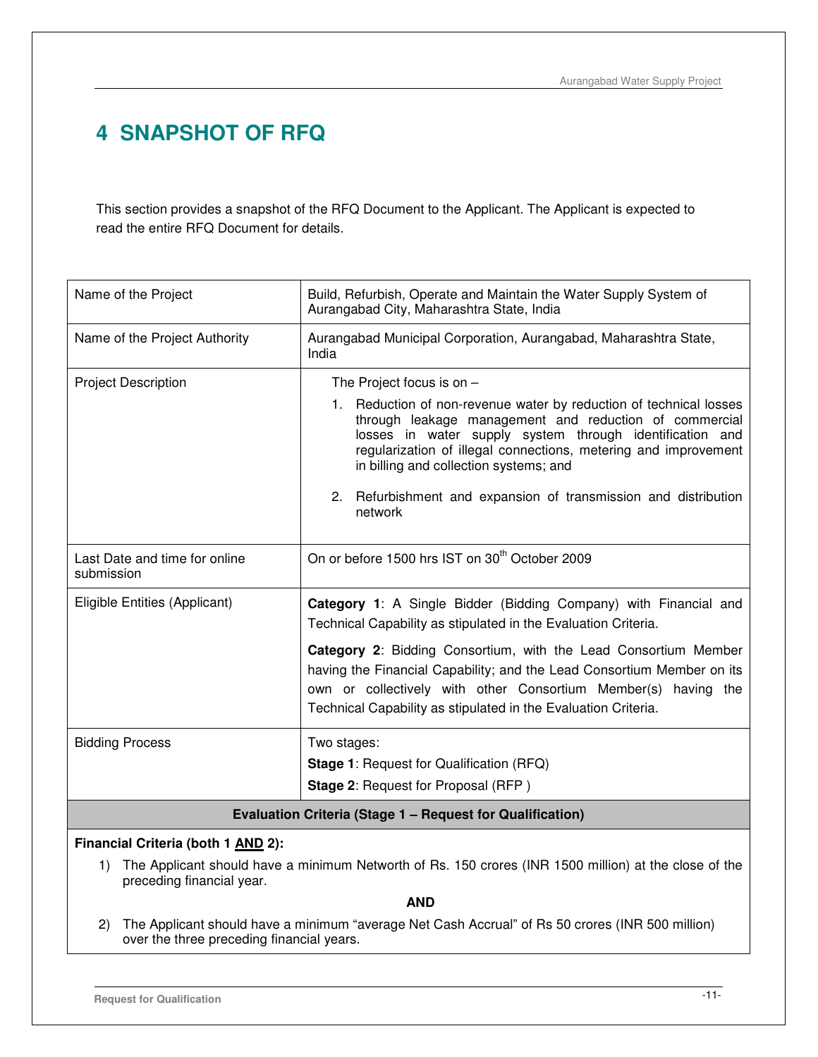// Transcription of page 11 (doc 7688543478c2): a two-column table with a full-width evaluation criteria section at the end.
# 4 SNAPSHOT OF RFQ

This section provides a snapshot of the RFQ Document to the Applicant. The Applicant is expected to read the entire RFQ Document for details.

| | |
|---|---|
| Name of the Project | Build, Refurbish, Operate and Maintain the Water Supply System of Aurangabad City, Maharashtra State, India |
| Name of the Project Authority | Aurangabad Municipal Corporation, Aurangabad, Maharashtra State, India |
| Project Description | The Project focus is on – <br>1. Reduction of non-revenue water by reduction of technical losses through leakage management and reduction of commercial losses in water supply system through identification and regularization of illegal connections, metering and improvement in billing and collection systems; and <br>2. Refurbishment and expansion of transmission and distribution network |
| Last Date and time for online submission | On or before 1500 hrs IST on 30th October 2009 |
| Eligible Entities (Applicant) | **Category 1**: A Single Bidder (Bidding Company) with Financial and Technical Capability as stipulated in the Evaluation Criteria. <br>**Category 2**: Bidding Consortium, with the Lead Consortium Member having the Financial Capability; and the Lead Consortium Member on its own or collectively with other Consortium Member(s) having the Technical Capability as stipulated in the Evaluation Criteria. |
| Bidding Process | Two stages: <br>**Stage 1**: Request for Qualification (RFQ) <br>**Stage 2**: Request for Proposal (RFP ) |

**Evaluation Criteria (Stage 1 – Request for Qualification)**

**Financial Criteria (both 1 AND 2):**

1) The Applicant should have a minimum Networth of Rs. 150 crores (INR 1500 million) at the close of the preceding financial year.

**AND**

2) The Applicant should have a minimum "average Net Cash Accrual" of Rs 50 crores (INR 500 million) over the three preceding financial years.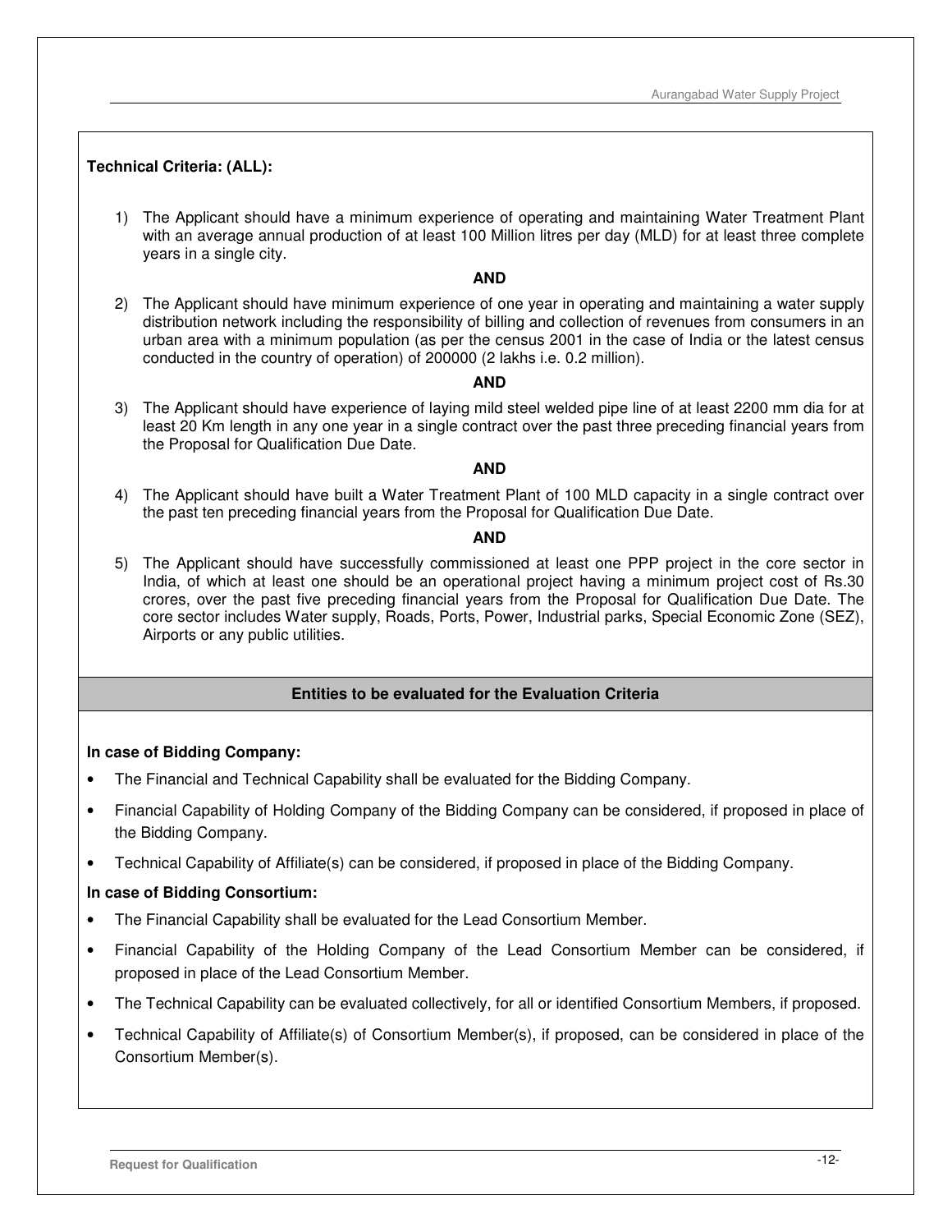**Technical Criteria: (ALL):**

1) The Applicant should have a minimum experience of operating and maintaining Water Treatment Plant with an average annual production of at least 100 Million litres per day (MLD) for at least three complete years in a single city.

**AND**

2) The Applicant should have minimum experience of one year in operating and maintaining a water supply distribution network including the responsibility of billing and collection of revenues from consumers in an urban area with a minimum population (as per the census 2001 in the case of India or the latest census conducted in the country of operation) of 200000 (2 lakhs i.e. 0.2 million).

**AND**

3) The Applicant should have experience of laying mild steel welded pipe line of at least 2200 mm dia for at least 20 Km length in any one year in a single contract over the past three preceding financial years from the Proposal for Qualification Due Date.

**AND**

4) The Applicant should have built a Water Treatment Plant of 100 MLD capacity in a single contract over the past ten preceding financial years from the Proposal for Qualification Due Date.

**AND**

5) The Applicant should have successfully commissioned at least one PPP project in the core sector in India, of which at least one should be an operational project having a minimum project cost of Rs.30 crores, over the past five preceding financial years from the Proposal for Qualification Due Date. The core sector includes Water supply, Roads, Ports, Power, Industrial parks, Special Economic Zone (SEZ), Airports or any public utilities.

**Entities to be evaluated for the Evaluation Criteria**

**In case of Bidding Company:**

- The Financial and Technical Capability shall be evaluated for the Bidding Company.
- Financial Capability of Holding Company of the Bidding Company can be considered, if proposed in place of the Bidding Company.
- Technical Capability of Affiliate(s) can be considered, if proposed in place of the Bidding Company.

**In case of Bidding Consortium:**

- The Financial Capability shall be evaluated for the Lead Consortium Member.
- Financial Capability of the Holding Company of the Lead Consortium Member can be considered, if proposed in place of the Lead Consortium Member.
- The Technical Capability can be evaluated collectively, for all or identified Consortium Members, if proposed.
- Technical Capability of Affiliate(s) of Consortium Member(s), if proposed, can be considered in place of the Consortium Member(s).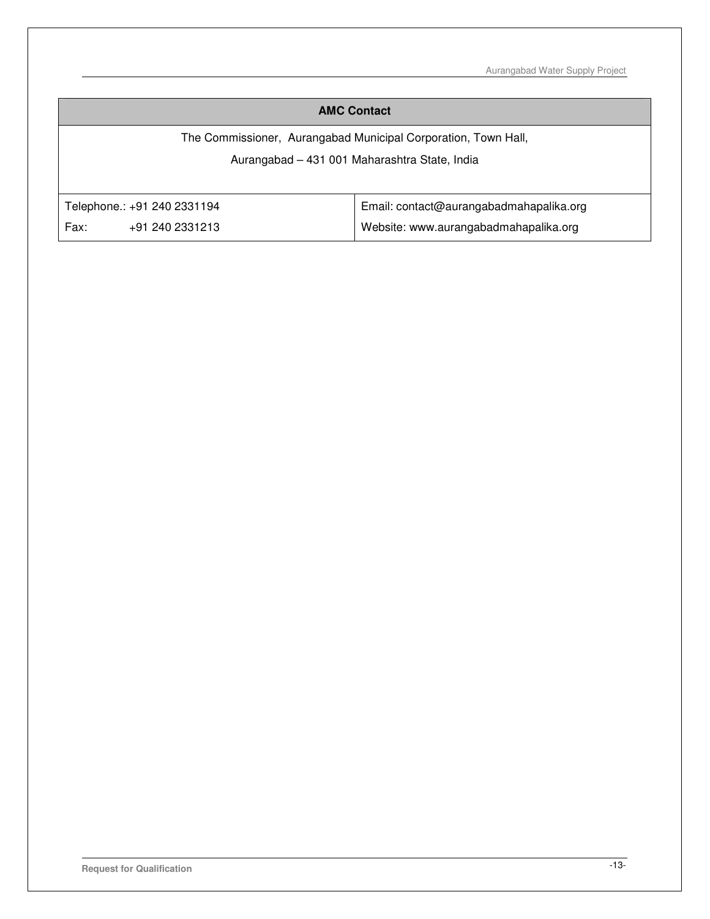| AMC Contact | |
| --- | --- |
| The Commissioner, Aurangabad Municipal Corporation, Town Hall,<br>Aurangabad – 431 001 Maharashtra State, India | |
| Telephone.: +91 240 2331194<br>Fax: +91 240 2331213 | Email: contact@aurangabadmahapalika.org<br>Website: www.aurangabadmahapalika.org |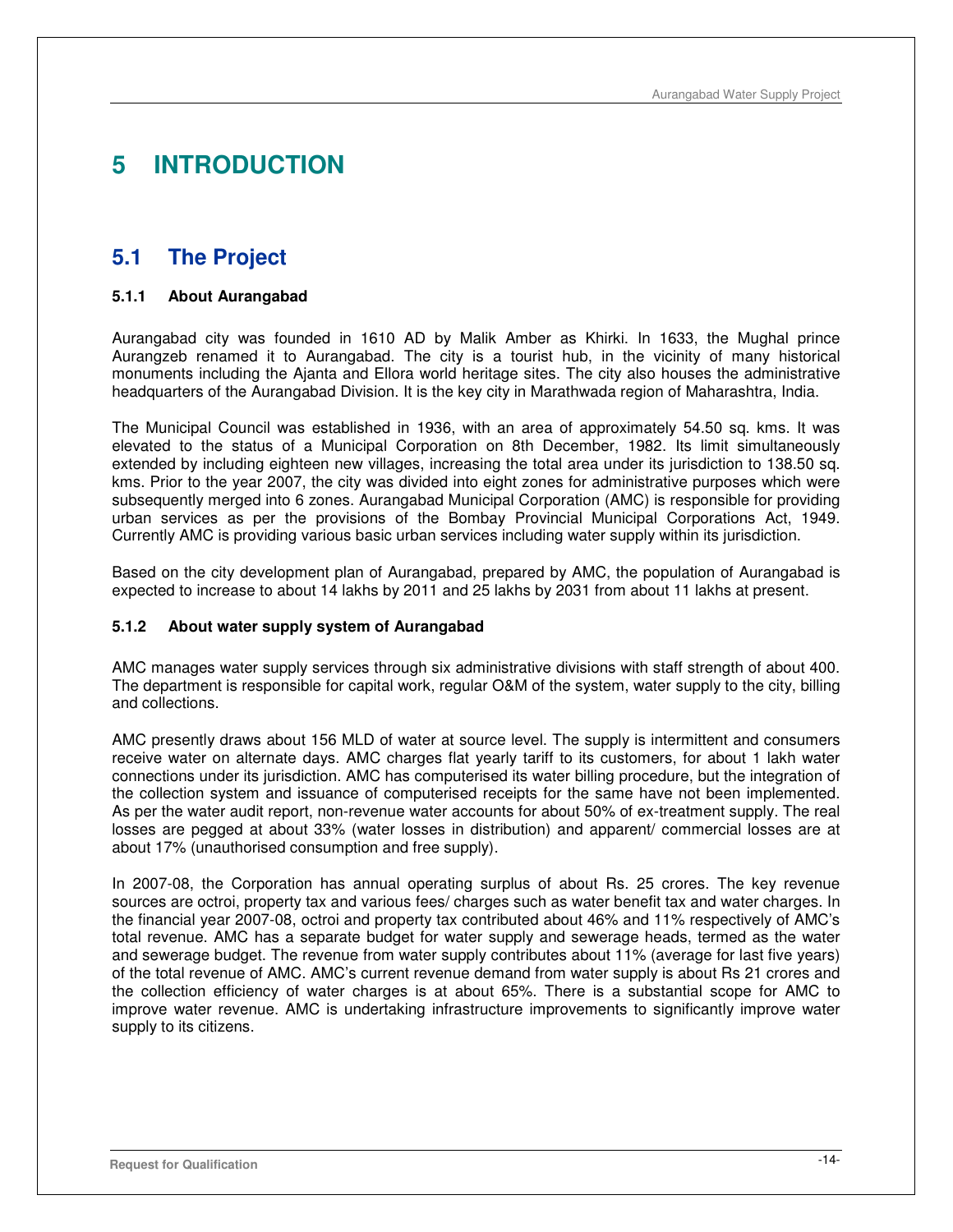# 5 INTRODUCTION

## 5.1 The Project

### 5.1.1 About Aurangabad

Aurangabad city was founded in 1610 AD by Malik Amber as Khirki. In 1633, the Mughal prince Aurangzeb renamed it to Aurangabad. The city is a tourist hub, in the vicinity of many historical monuments including the Ajanta and Ellora world heritage sites. The city also houses the administrative headquarters of the Aurangabad Division. It is the key city in Marathwada region of Maharashtra, India.

The Municipal Council was established in 1936, with an area of approximately 54.50 sq. kms. It was elevated to the status of a Municipal Corporation on 8th December, 1982. Its limit simultaneously extended by including eighteen new villages, increasing the total area under its jurisdiction to 138.50 sq. kms. Prior to the year 2007, the city was divided into eight zones for administrative purposes which were subsequently merged into 6 zones. Aurangabad Municipal Corporation (AMC) is responsible for providing urban services as per the provisions of the Bombay Provincial Municipal Corporations Act, 1949. Currently AMC is providing various basic urban services including water supply within its jurisdiction.

Based on the city development plan of Aurangabad, prepared by AMC, the population of Aurangabad is expected to increase to about 14 lakhs by 2011 and 25 lakhs by 2031 from about 11 lakhs at present.

### 5.1.2 About water supply system of Aurangabad

AMC manages water supply services through six administrative divisions with staff strength of about 400. The department is responsible for capital work, regular O&M of the system, water supply to the city, billing and collections.

AMC presently draws about 156 MLD of water at source level. The supply is intermittent and consumers receive water on alternate days. AMC charges flat yearly tariff to its customers, for about 1 lakh water connections under its jurisdiction. AMC has computerised its water billing procedure, but the integration of the collection system and issuance of computerised receipts for the same have not been implemented. As per the water audit report, non-revenue water accounts for about 50% of ex-treatment supply. The real losses are pegged at about 33% (water losses in distribution) and apparent/ commercial losses are at about 17% (unauthorised consumption and free supply).

In 2007-08, the Corporation has annual operating surplus of about Rs. 25 crores. The key revenue sources are octroi, property tax and various fees/ charges such as water benefit tax and water charges. In the financial year 2007-08, octroi and property tax contributed about 46% and 11% respectively of AMC's total revenue. AMC has a separate budget for water supply and sewerage heads, termed as the water and sewerage budget. The revenue from water supply contributes about 11% (average for last five years) of the total revenue of AMC. AMC's current revenue demand from water supply is about Rs 21 crores and the collection efficiency of water charges is at about 65%. There is a substantial scope for AMC to improve water revenue. AMC is undertaking infrastructure improvements to significantly improve water supply to its citizens.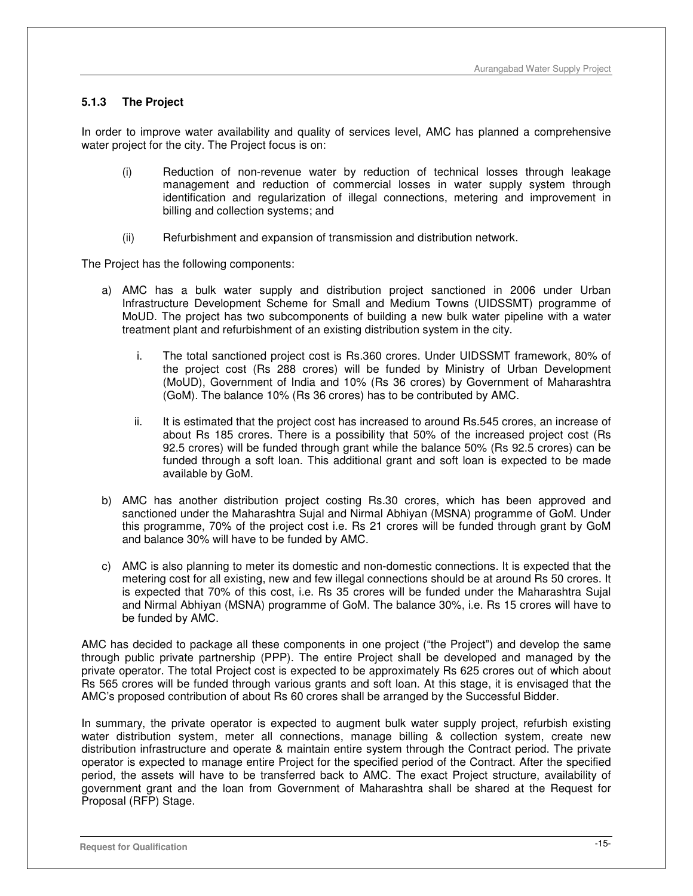### 5.1.3 The Project

In order to improve water availability and quality of services level, AMC has planned a comprehensive water project for the city. The Project focus is on:

(i) Reduction of non-revenue water by reduction of technical losses through leakage management and reduction of commercial losses in water supply system through identification and regularization of illegal connections, metering and improvement in billing and collection systems; and

(ii) Refurbishment and expansion of transmission and distribution network.

The Project has the following components:

a) AMC has a bulk water supply and distribution project sanctioned in 2006 under Urban Infrastructure Development Scheme for Small and Medium Towns (UIDSSMT) programme of MoUD. The project has two subcomponents of building a new bulk water pipeline with a water treatment plant and refurbishment of an existing distribution system in the city.

   i. The total sanctioned project cost is Rs.360 crores. Under UIDSSMT framework, 80% of the project cost (Rs 288 crores) will be funded by Ministry of Urban Development (MoUD), Government of India and 10% (Rs 36 crores) by Government of Maharashtra (GoM). The balance 10% (Rs 36 crores) has to be contributed by AMC.

   ii. It is estimated that the project cost has increased to around Rs.545 crores, an increase of about Rs 185 crores. There is a possibility that 50% of the increased project cost (Rs 92.5 crores) will be funded through grant while the balance 50% (Rs 92.5 crores) can be funded through a soft loan. This additional grant and soft loan is expected to be made available by GoM.

b) AMC has another distribution project costing Rs.30 crores, which has been approved and sanctioned under the Maharashtra Sujal and Nirmal Abhiyan (MSNA) programme of GoM. Under this programme, 70% of the project cost i.e. Rs 21 crores will be funded through grant by GoM and balance 30% will have to be funded by AMC.

c) AMC is also planning to meter its domestic and non-domestic connections. It is expected that the metering cost for all existing, new and few illegal connections should be at around Rs 50 crores. It is expected that 70% of this cost, i.e. Rs 35 crores will be funded under the Maharashtra Sujal and Nirmal Abhiyan (MSNA) programme of GoM. The balance 30%, i.e. Rs 15 crores will have to be funded by AMC.

AMC has decided to package all these components in one project ("the Project") and develop the same through public private partnership (PPP). The entire Project shall be developed and managed by the private operator. The total Project cost is expected to be approximately Rs 625 crores out of which about Rs 565 crores will be funded through various grants and soft loan. At this stage, it is envisaged that the AMC's proposed contribution of about Rs 60 crores shall be arranged by the Successful Bidder.

In summary, the private operator is expected to augment bulk water supply project, refurbish existing water distribution system, meter all connections, manage billing & collection system, create new distribution infrastructure and operate & maintain entire system through the Contract period. The private operator is expected to manage entire Project for the specified period of the Contract. After the specified period, the assets will have to be transferred back to AMC. The exact Project structure, availability of government grant and the loan from Government of Maharashtra shall be shared at the Request for Proposal (RFP) Stage.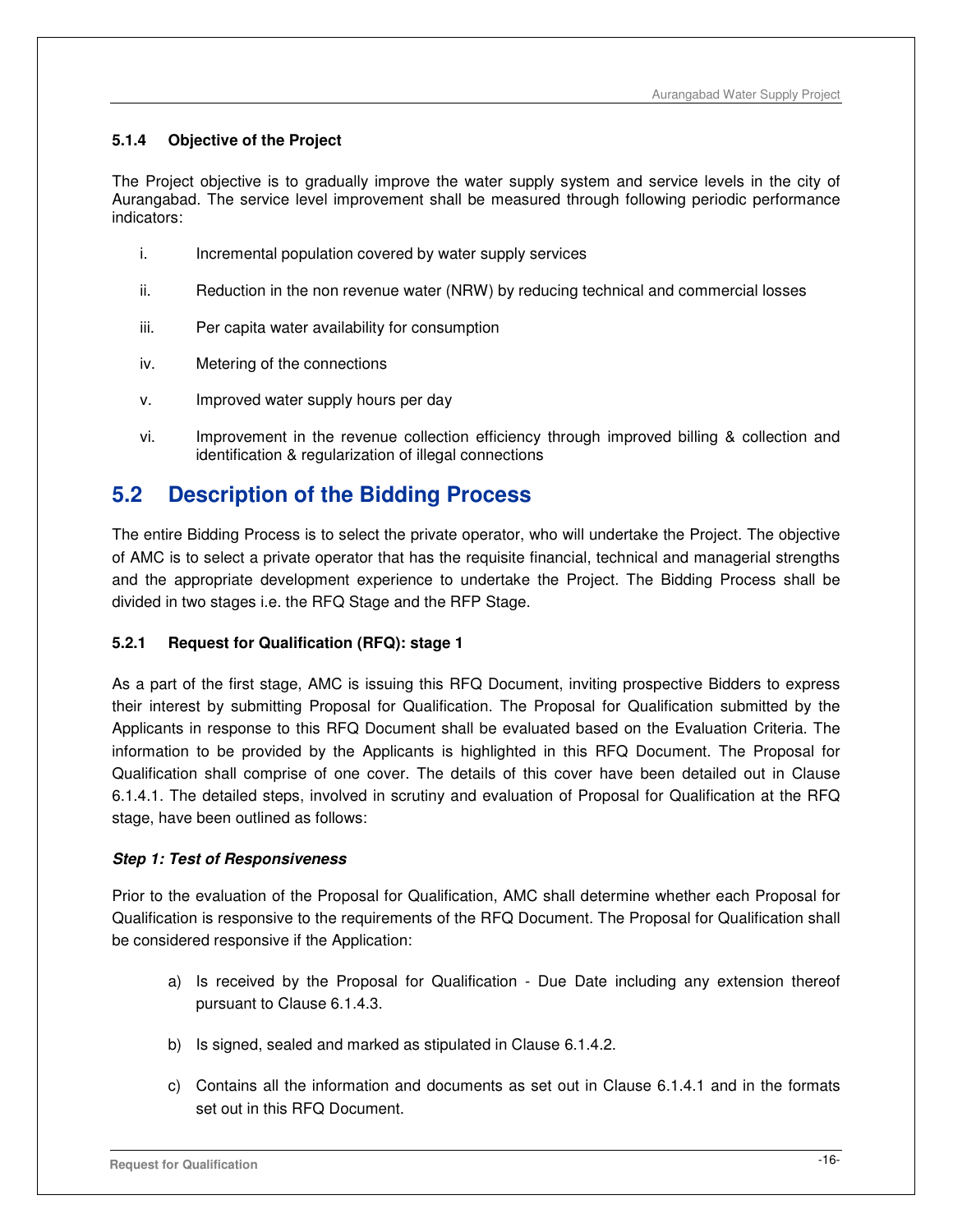### 5.1.4 Objective of the Project

The Project objective is to gradually improve the water supply system and service levels in the city of Aurangabad. The service level improvement shall be measured through following periodic performance indicators:

i. Incremental population covered by water supply services

ii. Reduction in the non revenue water (NRW) by reducing technical and commercial losses

iii. Per capita water availability for consumption

iv. Metering of the connections

v. Improved water supply hours per day

vi. Improvement in the revenue collection efficiency through improved billing & collection and identification & regularization of illegal connections

## 5.2 Description of the Bidding Process

The entire Bidding Process is to select the private operator, who will undertake the Project. The objective of AMC is to select a private operator that has the requisite financial, technical and managerial strengths and the appropriate development experience to undertake the Project. The Bidding Process shall be divided in two stages i.e. the RFQ Stage and the RFP Stage.

### 5.2.1 Request for Qualification (RFQ): stage 1

As a part of the first stage, AMC is issuing this RFQ Document, inviting prospective Bidders to express their interest by submitting Proposal for Qualification. The Proposal for Qualification submitted by the Applicants in response to this RFQ Document shall be evaluated based on the Evaluation Criteria. The information to be provided by the Applicants is highlighted in this RFQ Document. The Proposal for Qualification shall comprise of one cover. The details of this cover have been detailed out in Clause 6.1.4.1. The detailed steps, involved in scrutiny and evaluation of Proposal for Qualification at the RFQ stage, have been outlined as follows:

***Step 1: Test of Responsiveness***

Prior to the evaluation of the Proposal for Qualification, AMC shall determine whether each Proposal for Qualification is responsive to the requirements of the RFQ Document. The Proposal for Qualification shall be considered responsive if the Application:

a) Is received by the Proposal for Qualification - Due Date including any extension thereof pursuant to Clause 6.1.4.3.

b) Is signed, sealed and marked as stipulated in Clause 6.1.4.2.

c) Contains all the information and documents as set out in Clause 6.1.4.1 and in the formats set out in this RFQ Document.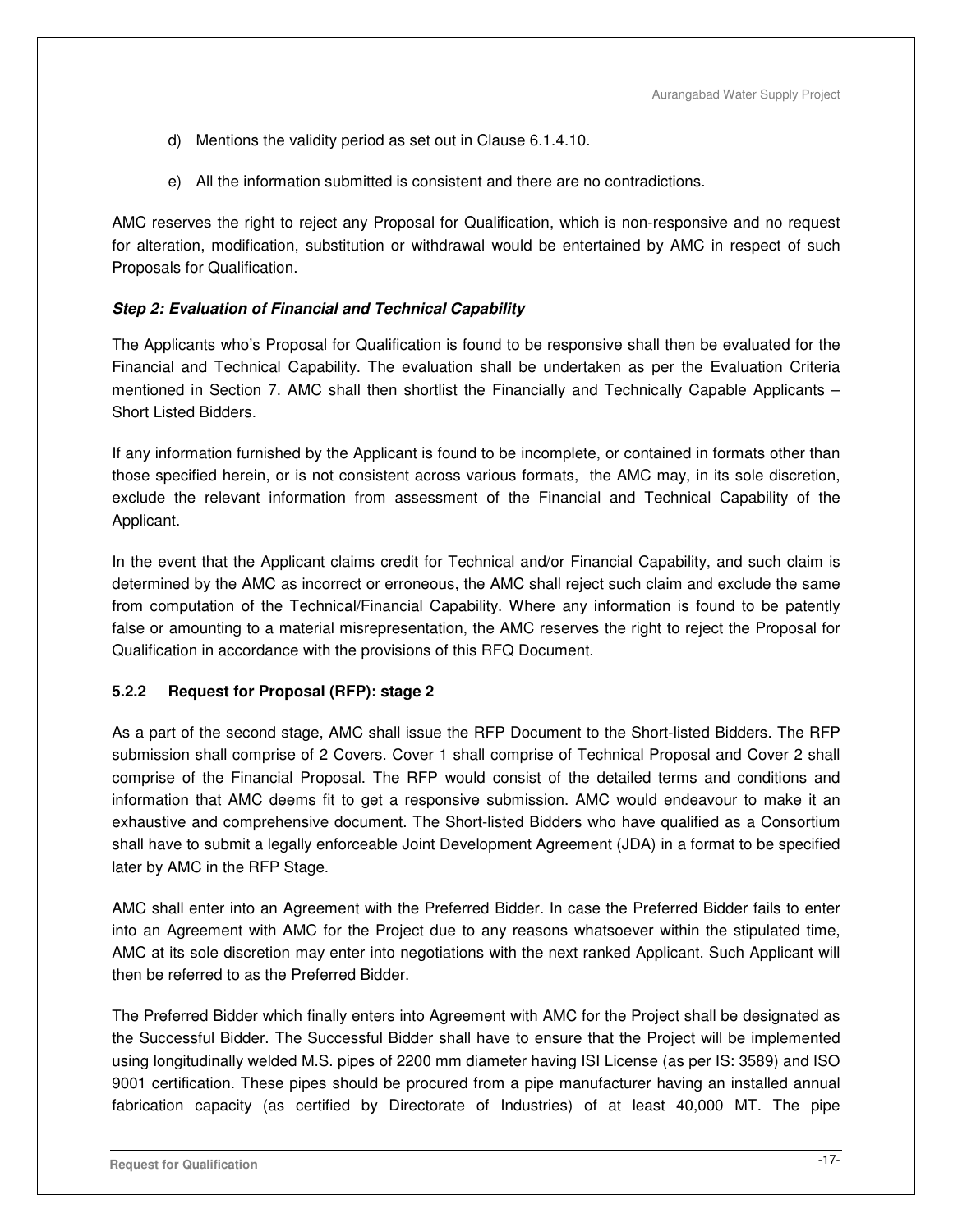d) Mentions the validity period as set out in Clause 6.1.4.10.

e) All the information submitted is consistent and there are no contradictions.

AMC reserves the right to reject any Proposal for Qualification, which is non-responsive and no request for alteration, modification, substitution or withdrawal would be entertained by AMC in respect of such Proposals for Qualification.

***Step 2: Evaluation of Financial and Technical Capability***

The Applicants who's Proposal for Qualification is found to be responsive shall then be evaluated for the Financial and Technical Capability. The evaluation shall be undertaken as per the Evaluation Criteria mentioned in Section 7. AMC shall then shortlist the Financially and Technically Capable Applicants – Short Listed Bidders.

If any information furnished by the Applicant is found to be incomplete, or contained in formats other than those specified herein, or is not consistent across various formats, the AMC may, in its sole discretion, exclude the relevant information from assessment of the Financial and Technical Capability of the Applicant.

In the event that the Applicant claims credit for Technical and/or Financial Capability, and such claim is determined by the AMC as incorrect or erroneous, the AMC shall reject such claim and exclude the same from computation of the Technical/Financial Capability. Where any information is found to be patently false or amounting to a material misrepresentation, the AMC reserves the right to reject the Proposal for Qualification in accordance with the provisions of this RFQ Document.

### 5.2.2 Request for Proposal (RFP): stage 2

As a part of the second stage, AMC shall issue the RFP Document to the Short-listed Bidders. The RFP submission shall comprise of 2 Covers. Cover 1 shall comprise of Technical Proposal and Cover 2 shall comprise of the Financial Proposal. The RFP would consist of the detailed terms and conditions and information that AMC deems fit to get a responsive submission. AMC would endeavour to make it an exhaustive and comprehensive document. The Short-listed Bidders who have qualified as a Consortium shall have to submit a legally enforceable Joint Development Agreement (JDA) in a format to be specified later by AMC in the RFP Stage.

AMC shall enter into an Agreement with the Preferred Bidder. In case the Preferred Bidder fails to enter into an Agreement with AMC for the Project due to any reasons whatsoever within the stipulated time, AMC at its sole discretion may enter into negotiations with the next ranked Applicant. Such Applicant will then be referred to as the Preferred Bidder.

The Preferred Bidder which finally enters into Agreement with AMC for the Project shall be designated as the Successful Bidder. The Successful Bidder shall have to ensure that the Project will be implemented using longitudinally welded M.S. pipes of 2200 mm diameter having ISI License (as per IS: 3589) and ISO 9001 certification. These pipes should be procured from a pipe manufacturer having an installed annual fabrication capacity (as certified by Directorate of Industries) of at least 40,000 MT. The pipe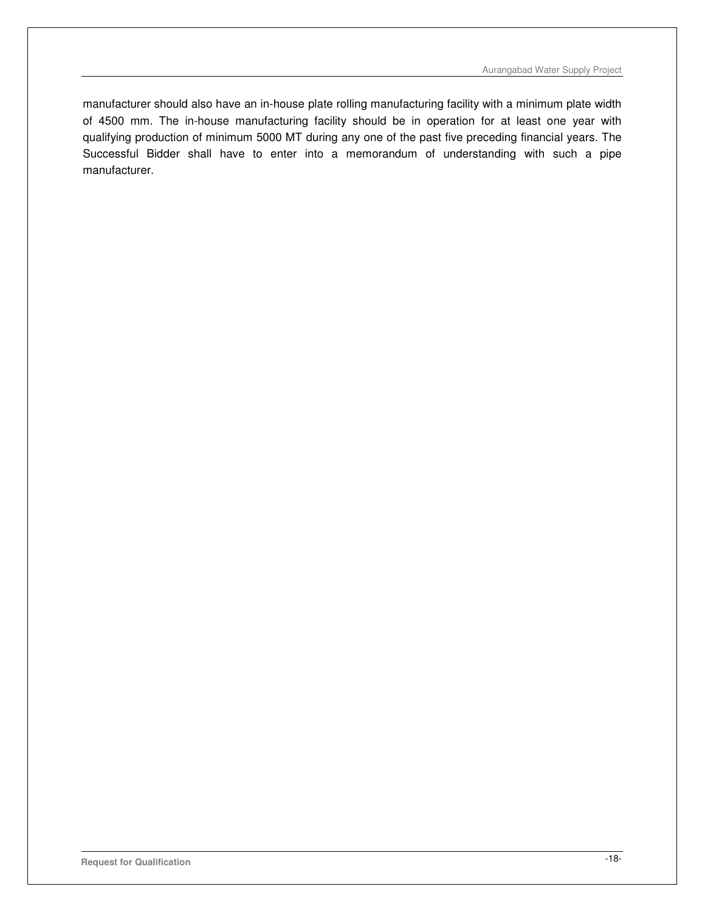manufacturer should also have an in-house plate rolling manufacturing facility with a minimum plate width of 4500 mm. The in-house manufacturing facility should be in operation for at least one year with qualifying production of minimum 5000 MT during any one of the past five preceding financial years. The Successful Bidder shall have to enter into a memorandum of understanding with such a pipe manufacturer.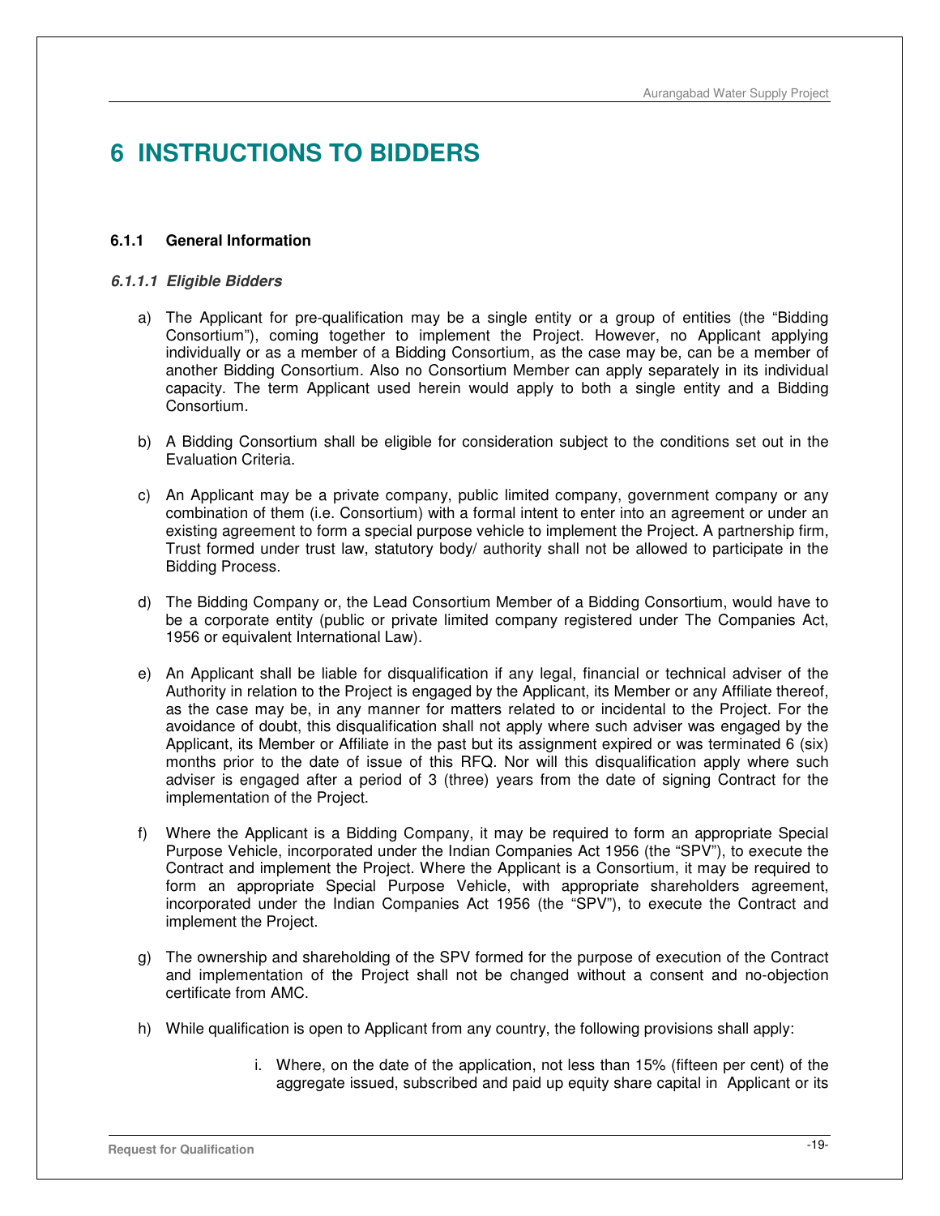# 6 INSTRUCTIONS TO BIDDERS

### 6.1.1 General Information

#### *6.1.1.1 Eligible Bidders*

a) The Applicant for pre-qualification may be a single entity or a group of entities (the "Bidding Consortium"), coming together to implement the Project. However, no Applicant applying individually or as a member of a Bidding Consortium, as the case may be, can be a member of another Bidding Consortium. Also no Consortium Member can apply separately in its individual capacity. The term Applicant used herein would apply to both a single entity and a Bidding Consortium.

b) A Bidding Consortium shall be eligible for consideration subject to the conditions set out in the Evaluation Criteria.

c) An Applicant may be a private company, public limited company, government company or any combination of them (i.e. Consortium) with a formal intent to enter into an agreement or under an existing agreement to form a special purpose vehicle to implement the Project. A partnership firm, Trust formed under trust law, statutory body/ authority shall not be allowed to participate in the Bidding Process.

d) The Bidding Company or, the Lead Consortium Member of a Bidding Consortium, would have to be a corporate entity (public or private limited company registered under The Companies Act, 1956 or equivalent International Law).

e) An Applicant shall be liable for disqualification if any legal, financial or technical adviser of the Authority in relation to the Project is engaged by the Applicant, its Member or any Affiliate thereof, as the case may be, in any manner for matters related to or incidental to the Project. For the avoidance of doubt, this disqualification shall not apply where such adviser was engaged by the Applicant, its Member or Affiliate in the past but its assignment expired or was terminated 6 (six) months prior to the date of issue of this RFQ. Nor will this disqualification apply where such adviser is engaged after a period of 3 (three) years from the date of signing Contract for the implementation of the Project.

f) Where the Applicant is a Bidding Company, it may be required to form an appropriate Special Purpose Vehicle, incorporated under the Indian Companies Act 1956 (the "SPV"), to execute the Contract and implement the Project. Where the Applicant is a Consortium, it may be required to form an appropriate Special Purpose Vehicle, with appropriate shareholders agreement, incorporated under the Indian Companies Act 1956 (the "SPV"), to execute the Contract and implement the Project.

g) The ownership and shareholding of the SPV formed for the purpose of execution of the Contract and implementation of the Project shall not be changed without a consent and no-objection certificate from AMC.

h) While qualification is open to Applicant from any country, the following provisions shall apply:

   i. Where, on the date of the application, not less than 15% (fifteen per cent) of the aggregate issued, subscribed and paid up equity share capital in Applicant or its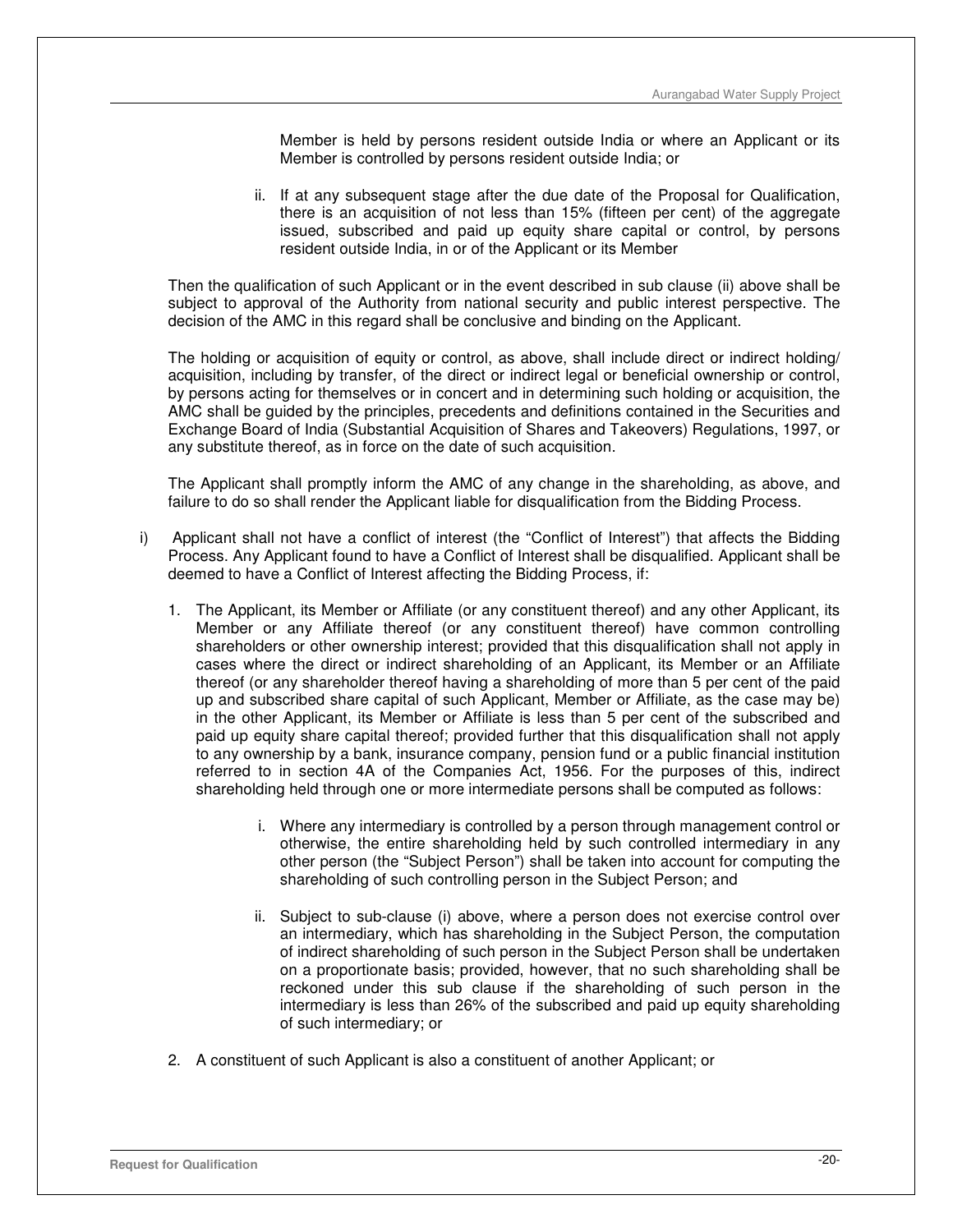Member is held by persons resident outside India or where an Applicant or its Member is controlled by persons resident outside India; or

ii. If at any subsequent stage after the due date of the Proposal for Qualification, there is an acquisition of not less than 15% (fifteen per cent) of the aggregate issued, subscribed and paid up equity share capital or control, by persons resident outside India, in or of the Applicant or its Member

Then the qualification of such Applicant or in the event described in sub clause (ii) above shall be subject to approval of the Authority from national security and public interest perspective. The decision of the AMC in this regard shall be conclusive and binding on the Applicant.

The holding or acquisition of equity or control, as above, shall include direct or indirect holding/ acquisition, including by transfer, of the direct or indirect legal or beneficial ownership or control, by persons acting for themselves or in concert and in determining such holding or acquisition, the AMC shall be guided by the principles, precedents and definitions contained in the Securities and Exchange Board of India (Substantial Acquisition of Shares and Takeovers) Regulations, 1997, or any substitute thereof, as in force on the date of such acquisition.

The Applicant shall promptly inform the AMC of any change in the shareholding, as above, and failure to do so shall render the Applicant liable for disqualification from the Bidding Process.

i) Applicant shall not have a conflict of interest (the "Conflict of Interest") that affects the Bidding Process. Any Applicant found to have a Conflict of Interest shall be disqualified. Applicant shall be deemed to have a Conflict of Interest affecting the Bidding Process, if:

1. The Applicant, its Member or Affiliate (or any constituent thereof) and any other Applicant, its Member or any Affiliate thereof (or any constituent thereof) have common controlling shareholders or other ownership interest; provided that this disqualification shall not apply in cases where the direct or indirect shareholding of an Applicant, its Member or an Affiliate thereof (or any shareholder thereof having a shareholding of more than 5 per cent of the paid up and subscribed share capital of such Applicant, Member or Affiliate, as the case may be) in the other Applicant, its Member or Affiliate is less than 5 per cent of the subscribed and paid up equity share capital thereof; provided further that this disqualification shall not apply to any ownership by a bank, insurance company, pension fund or a public financial institution referred to in section 4A of the Companies Act, 1956. For the purposes of this, indirect shareholding held through one or more intermediate persons shall be computed as follows:

   i. Where any intermediary is controlled by a person through management control or otherwise, the entire shareholding held by such controlled intermediary in any other person (the "Subject Person") shall be taken into account for computing the shareholding of such controlling person in the Subject Person; and

   ii. Subject to sub-clause (i) above, where a person does not exercise control over an intermediary, which has shareholding in the Subject Person, the computation of indirect shareholding of such person in the Subject Person shall be undertaken on a proportionate basis; provided, however, that no such shareholding shall be reckoned under this sub clause if the shareholding of such person in the intermediary is less than 26% of the subscribed and paid up equity shareholding of such intermediary; or

2. A constituent of such Applicant is also a constituent of another Applicant; or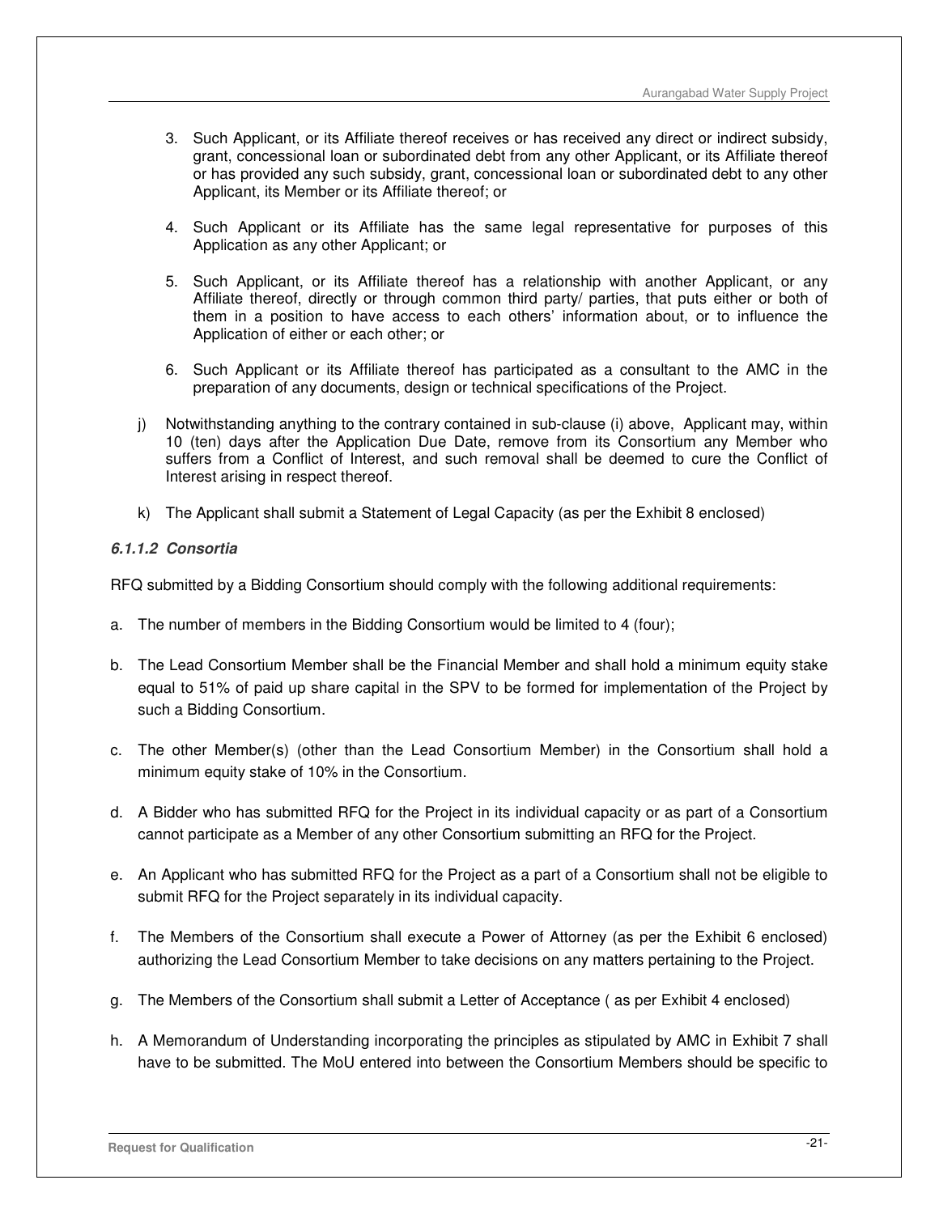3. Such Applicant, or its Affiliate thereof receives or has received any direct or indirect subsidy, grant, concessional loan or subordinated debt from any other Applicant, or its Affiliate thereof or has provided any such subsidy, grant, concessional loan or subordinated debt to any other Applicant, its Member or its Affiliate thereof; or

4. Such Applicant or its Affiliate has the same legal representative for purposes of this Application as any other Applicant; or

5. Such Applicant, or its Affiliate thereof has a relationship with another Applicant, or any Affiliate thereof, directly or through common third party/ parties, that puts either or both of them in a position to have access to each others' information about, or to influence the Application of either or each other; or

6. Such Applicant or its Affiliate thereof has participated as a consultant to the AMC in the preparation of any documents, design or technical specifications of the Project.

j) Notwithstanding anything to the contrary contained in sub-clause (i) above, Applicant may, within 10 (ten) days after the Application Due Date, remove from its Consortium any Member who suffers from a Conflict of Interest, and such removal shall be deemed to cure the Conflict of Interest arising in respect thereof.

k) The Applicant shall submit a Statement of Legal Capacity (as per the Exhibit 8 enclosed)

#### *6.1.1.2 Consortia*

RFQ submitted by a Bidding Consortium should comply with the following additional requirements:

a. The number of members in the Bidding Consortium would be limited to 4 (four);

b. The Lead Consortium Member shall be the Financial Member and shall hold a minimum equity stake equal to 51% of paid up share capital in the SPV to be formed for implementation of the Project by such a Bidding Consortium.

c. The other Member(s) (other than the Lead Consortium Member) in the Consortium shall hold a minimum equity stake of 10% in the Consortium.

d. A Bidder who has submitted RFQ for the Project in its individual capacity or as part of a Consortium cannot participate as a Member of any other Consortium submitting an RFQ for the Project.

e. An Applicant who has submitted RFQ for the Project as a part of a Consortium shall not be eligible to submit RFQ for the Project separately in its individual capacity.

f. The Members of the Consortium shall execute a Power of Attorney (as per the Exhibit 6 enclosed) authorizing the Lead Consortium Member to take decisions on any matters pertaining to the Project.

g. The Members of the Consortium shall submit a Letter of Acceptance ( as per Exhibit 4 enclosed)

h. A Memorandum of Understanding incorporating the principles as stipulated by AMC in Exhibit 7 shall have to be submitted. The MoU entered into between the Consortium Members should be specific to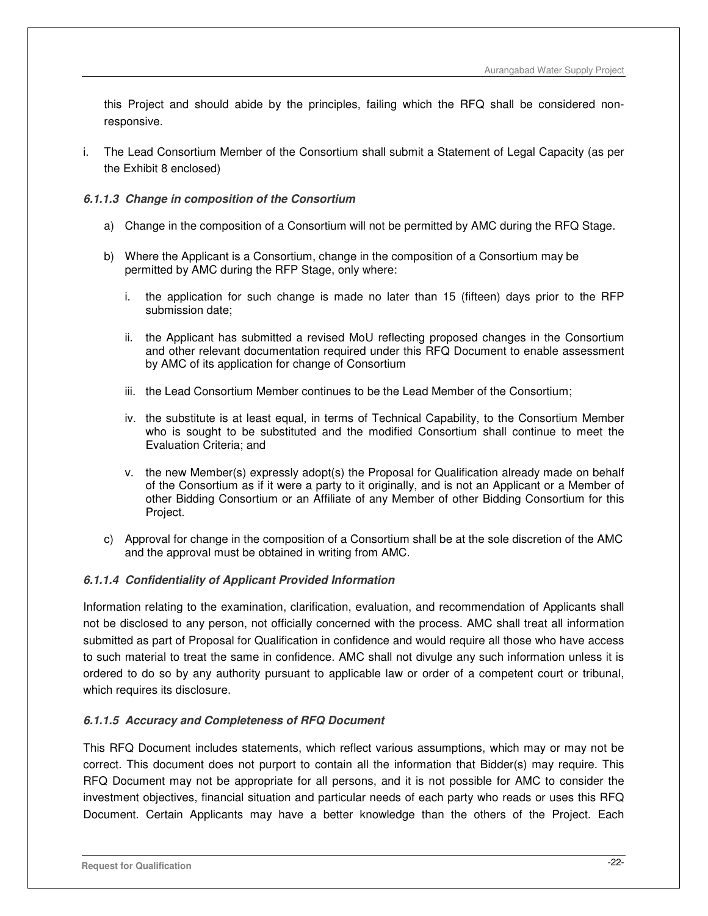this Project and should abide by the principles, failing which the RFQ shall be considered non-responsive.

i. The Lead Consortium Member of the Consortium shall submit a Statement of Legal Capacity (as per the Exhibit 8 enclosed)

#### *6.1.1.3 Change in composition of the Consortium*

a) Change in the composition of a Consortium will not be permitted by AMC during the RFQ Stage.

b) Where the Applicant is a Consortium, change in the composition of a Consortium may be permitted by AMC during the RFP Stage, only where:

   i. the application for such change is made no later than 15 (fifteen) days prior to the RFP submission date;

   ii. the Applicant has submitted a revised MoU reflecting proposed changes in the Consortium and other relevant documentation required under this RFQ Document to enable assessment by AMC of its application for change of Consortium

   iii. the Lead Consortium Member continues to be the Lead Member of the Consortium;

   iv. the substitute is at least equal, in terms of Technical Capability, to the Consortium Member who is sought to be substituted and the modified Consortium shall continue to meet the Evaluation Criteria; and

   v. the new Member(s) expressly adopt(s) the Proposal for Qualification already made on behalf of the Consortium as if it were a party to it originally, and is not an Applicant or a Member of other Bidding Consortium or an Affiliate of any Member of other Bidding Consortium for this Project.

c) Approval for change in the composition of a Consortium shall be at the sole discretion of the AMC and the approval must be obtained in writing from AMC.

#### *6.1.1.4 Confidentiality of Applicant Provided Information*

Information relating to the examination, clarification, evaluation, and recommendation of Applicants shall not be disclosed to any person, not officially concerned with the process. AMC shall treat all information submitted as part of Proposal for Qualification in confidence and would require all those who have access to such material to treat the same in confidence. AMC shall not divulge any such information unless it is ordered to do so by any authority pursuant to applicable law or order of a competent court or tribunal, which requires its disclosure.

#### *6.1.1.5 Accuracy and Completeness of RFQ Document*

This RFQ Document includes statements, which reflect various assumptions, which may or may not be correct. This document does not purport to contain all the information that Bidder(s) may require. This RFQ Document may not be appropriate for all persons, and it is not possible for AMC to consider the investment objectives, financial situation and particular needs of each party who reads or uses this RFQ Document. Certain Applicants may have a better knowledge than the others of the Project. Each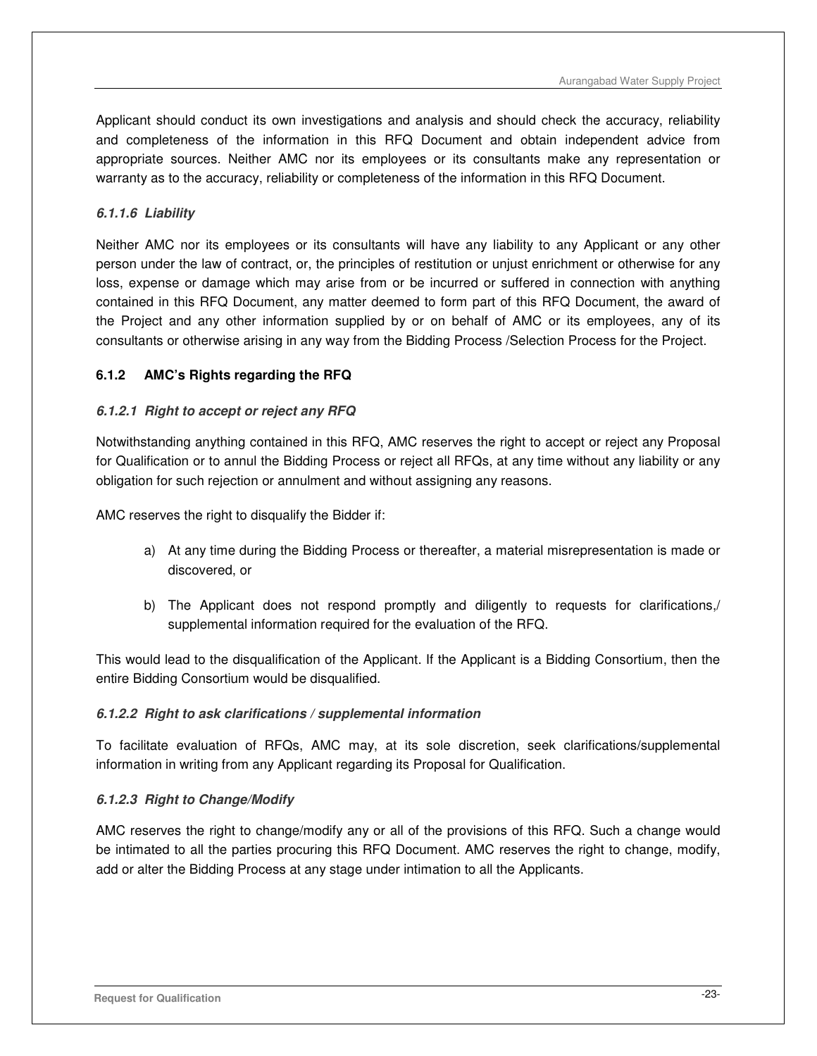Applicant should conduct its own investigations and analysis and should check the accuracy, reliability and completeness of the information in this RFQ Document and obtain independent advice from appropriate sources. Neither AMC nor its employees or its consultants make any representation or warranty as to the accuracy, reliability or completeness of the information in this RFQ Document.

#### *6.1.1.6 Liability*

Neither AMC nor its employees or its consultants will have any liability to any Applicant or any other person under the law of contract, or, the principles of restitution or unjust enrichment or otherwise for any loss, expense or damage which may arise from or be incurred or suffered in connection with anything contained in this RFQ Document, any matter deemed to form part of this RFQ Document, the award of the Project and any other information supplied by or on behalf of AMC or its employees, any of its consultants or otherwise arising in any way from the Bidding Process /Selection Process for the Project.

### 6.1.2 AMC's Rights regarding the RFQ

#### *6.1.2.1 Right to accept or reject any RFQ*

Notwithstanding anything contained in this RFQ, AMC reserves the right to accept or reject any Proposal for Qualification or to annul the Bidding Process or reject all RFQs, at any time without any liability or any obligation for such rejection or annulment and without assigning any reasons.

AMC reserves the right to disqualify the Bidder if:

a) At any time during the Bidding Process or thereafter, a material misrepresentation is made or discovered, or

b) The Applicant does not respond promptly and diligently to requests for clarifications,/ supplemental information required for the evaluation of the RFQ.

This would lead to the disqualification of the Applicant. If the Applicant is a Bidding Consortium, then the entire Bidding Consortium would be disqualified.

#### *6.1.2.2 Right to ask clarifications / supplemental information*

To facilitate evaluation of RFQs, AMC may, at its sole discretion, seek clarifications/supplemental information in writing from any Applicant regarding its Proposal for Qualification.

#### *6.1.2.3 Right to Change/Modify*

AMC reserves the right to change/modify any or all of the provisions of this RFQ. Such a change would be intimated to all the parties procuring this RFQ Document. AMC reserves the right to change, modify, add or alter the Bidding Process at any stage under intimation to all the Applicants.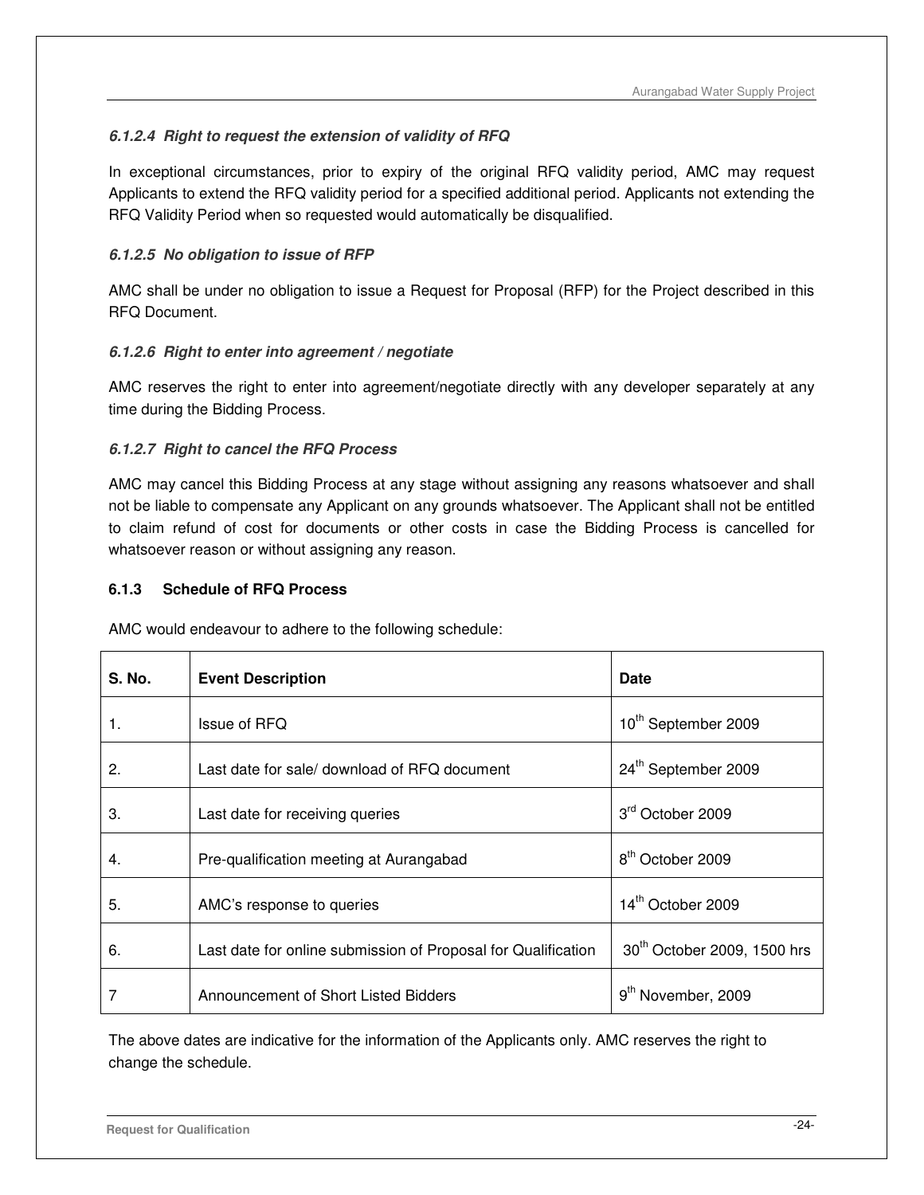#### *6.1.2.4 Right to request the extension of validity of RFQ*

In exceptional circumstances, prior to expiry of the original RFQ validity period, AMC may request Applicants to extend the RFQ validity period for a specified additional period. Applicants not extending the RFQ Validity Period when so requested would automatically be disqualified.

#### *6.1.2.5 No obligation to issue of RFP*

AMC shall be under no obligation to issue a Request for Proposal (RFP) for the Project described in this RFQ Document.

#### *6.1.2.6 Right to enter into agreement / negotiate*

AMC reserves the right to enter into agreement/negotiate directly with any developer separately at any time during the Bidding Process.

#### *6.1.2.7 Right to cancel the RFQ Process*

AMC may cancel this Bidding Process at any stage without assigning any reasons whatsoever and shall not be liable to compensate any Applicant on any grounds whatsoever. The Applicant shall not be entitled to claim refund of cost for documents or other costs in case the Bidding Process is cancelled for whatsoever reason or without assigning any reason.

### 6.1.3 Schedule of RFQ Process

AMC would endeavour to adhere to the following schedule:

| S. No. | Event Description | Date |
|---|---|---|
| 1. | Issue of RFQ | 10th September 2009 |
| 2. | Last date for sale/ download of RFQ document | 24th September 2009 |
| 3. | Last date for receiving queries | 3rd October 2009 |
| 4. | Pre-qualification meeting at Aurangabad | 8th October 2009 |
| 5. | AMC's response to queries | 14th October 2009 |
| 6. | Last date for online submission of Proposal for Qualification | 30th October 2009, 1500 hrs |
| 7 | Announcement of Short Listed Bidders | 9th November, 2009 |

The above dates are indicative for the information of the Applicants only. AMC reserves the right to change the schedule.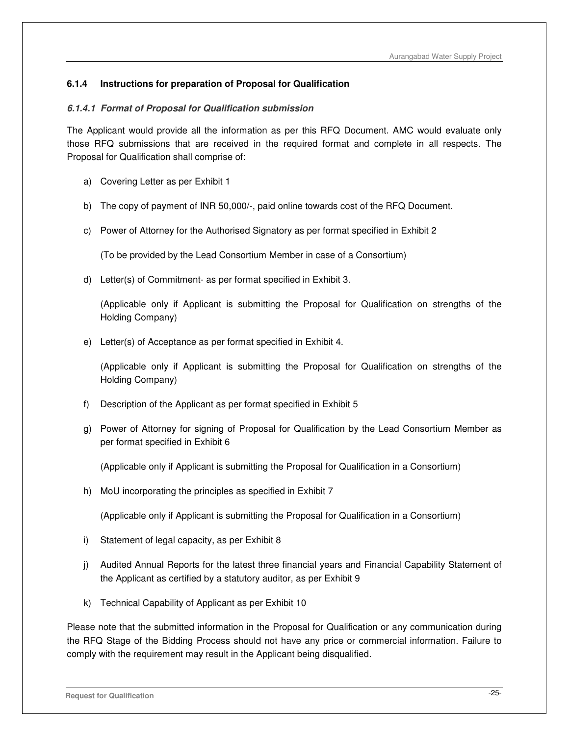### 6.1.4 Instructions for preparation of Proposal for Qualification

#### *6.1.4.1 Format of Proposal for Qualification submission*

The Applicant would provide all the information as per this RFQ Document. AMC would evaluate only those RFQ submissions that are received in the required format and complete in all respects. The Proposal for Qualification shall comprise of:

a) Covering Letter as per Exhibit 1

b) The copy of payment of INR 50,000/-, paid online towards cost of the RFQ Document.

c) Power of Attorney for the Authorised Signatory as per format specified in Exhibit 2

   (To be provided by the Lead Consortium Member in case of a Consortium)

d) Letter(s) of Commitment- as per format specified in Exhibit 3.

   (Applicable only if Applicant is submitting the Proposal for Qualification on strengths of the Holding Company)

e) Letter(s) of Acceptance as per format specified in Exhibit 4.

   (Applicable only if Applicant is submitting the Proposal for Qualification on strengths of the Holding Company)

f) Description of the Applicant as per format specified in Exhibit 5

g) Power of Attorney for signing of Proposal for Qualification by the Lead Consortium Member as per format specified in Exhibit 6

   (Applicable only if Applicant is submitting the Proposal for Qualification in a Consortium)

h) MoU incorporating the principles as specified in Exhibit 7

   (Applicable only if Applicant is submitting the Proposal for Qualification in a Consortium)

i) Statement of legal capacity, as per Exhibit 8

j) Audited Annual Reports for the latest three financial years and Financial Capability Statement of the Applicant as certified by a statutory auditor, as per Exhibit 9

k) Technical Capability of Applicant as per Exhibit 10

Please note that the submitted information in the Proposal for Qualification or any communication during the RFQ Stage of the Bidding Process should not have any price or commercial information. Failure to comply with the requirement may result in the Applicant being disqualified.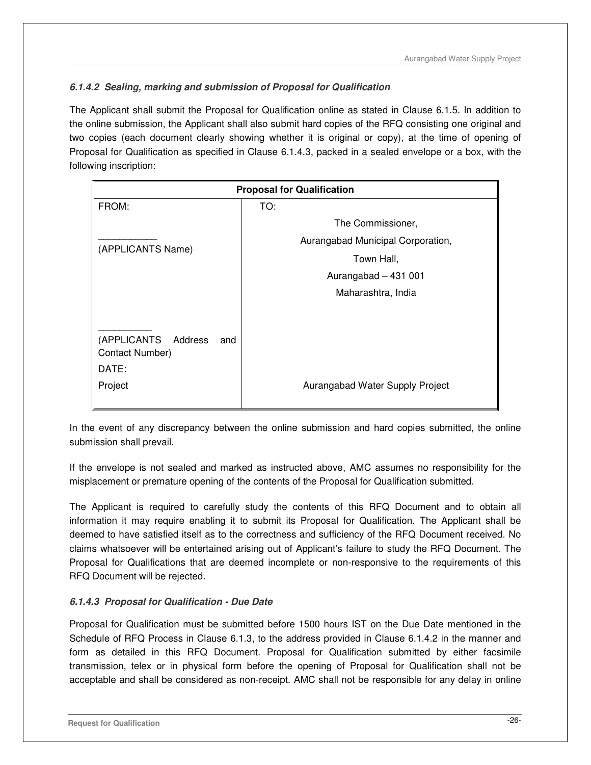#### *6.1.4.2 Sealing, marking and submission of Proposal for Qualification*

The Applicant shall submit the Proposal for Qualification online as stated in Clause 6.1.5. In addition to the online submission, the Applicant shall also submit hard copies of the RFQ consisting one original and two copies (each document clearly showing whether it is original or copy), at the time of opening of Proposal for Qualification as specified in Clause 6.1.4.3, packed in a sealed envelope or a box, with the following inscription:

| **Proposal for Qualification** | |
|---|---|
| FROM:<br><br>___________<br>(APPLICANTS Name)<br><br><br><br>__________<br>(APPLICANTS Address and Contact Number) | TO:<br>The Commissioner,<br>Aurangabad Municipal Corporation,<br>Town Hall,<br>Aurangabad – 431 001<br>Maharashtra, India |
| DATE: | |
| Project | Aurangabad Water Supply Project |

In the event of any discrepancy between the online submission and hard copies submitted, the online submission shall prevail.

If the envelope is not sealed and marked as instructed above, AMC assumes no responsibility for the misplacement or premature opening of the contents of the Proposal for Qualification submitted.

The Applicant is required to carefully study the contents of this RFQ Document and to obtain all information it may require enabling it to submit its Proposal for Qualification. The Applicant shall be deemed to have satisfied itself as to the correctness and sufficiency of the RFQ Document received. No claims whatsoever will be entertained arising out of Applicant's failure to study the RFQ Document. The Proposal for Qualifications that are deemed incomplete or non-responsive to the requirements of this RFQ Document will be rejected.

#### *6.1.4.3 Proposal for Qualification - Due Date*

Proposal for Qualification must be submitted before 1500 hours IST on the Due Date mentioned in the Schedule of RFQ Process in Clause 6.1.3, to the address provided in Clause 6.1.4.2 in the manner and form as detailed in this RFQ Document. Proposal for Qualification submitted by either facsimile transmission, telex or in physical form before the opening of Proposal for Qualification shall not be acceptable and shall be considered as non-receipt. AMC shall not be responsible for any delay in online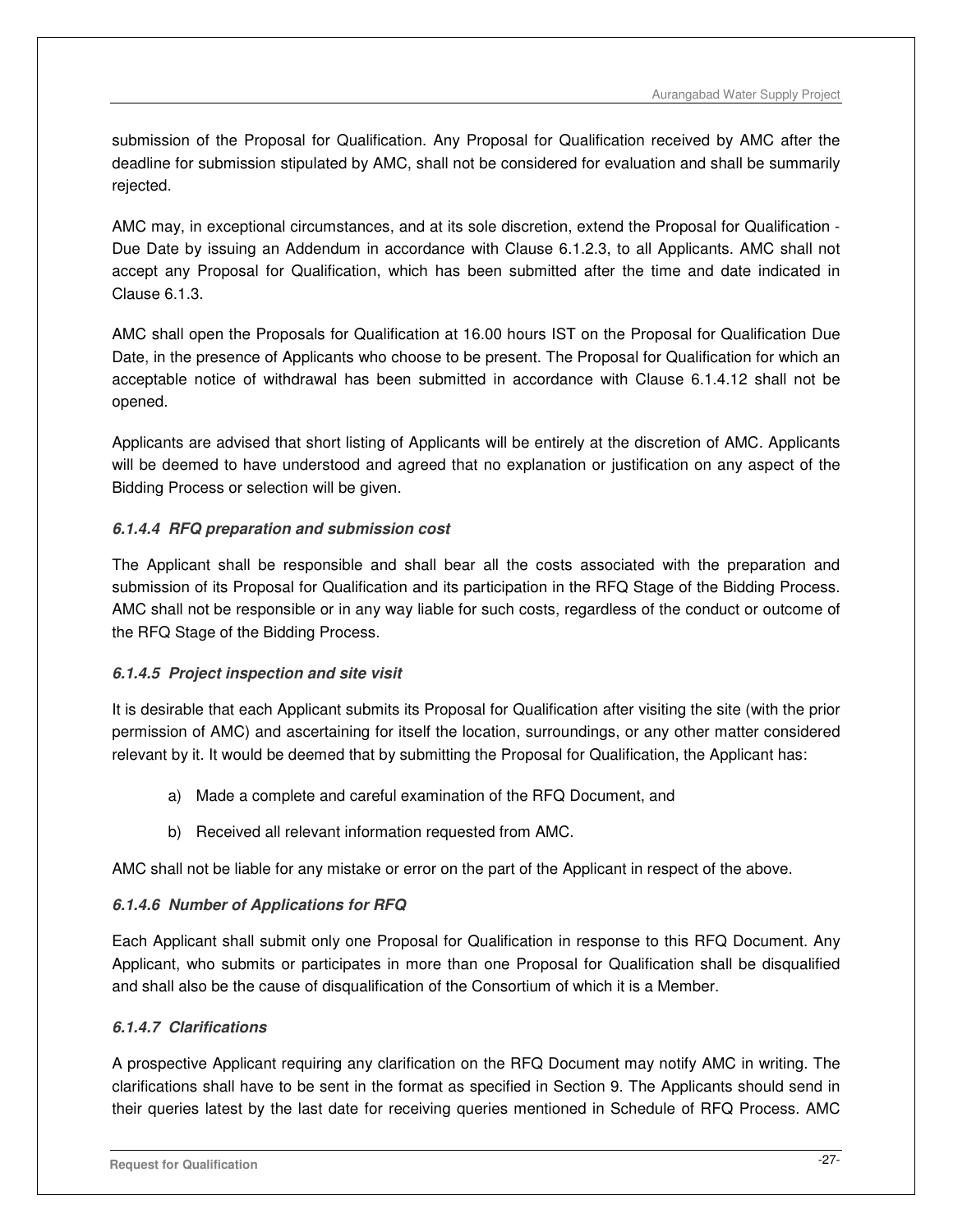submission of the Proposal for Qualification. Any Proposal for Qualification received by AMC after the deadline for submission stipulated by AMC, shall not be considered for evaluation and shall be summarily rejected.

AMC may, in exceptional circumstances, and at its sole discretion, extend the Proposal for Qualification - Due Date by issuing an Addendum in accordance with Clause 6.1.2.3, to all Applicants. AMC shall not accept any Proposal for Qualification, which has been submitted after the time and date indicated in Clause 6.1.3.

AMC shall open the Proposals for Qualification at 16.00 hours IST on the Proposal for Qualification Due Date, in the presence of Applicants who choose to be present. The Proposal for Qualification for which an acceptable notice of withdrawal has been submitted in accordance with Clause 6.1.4.12 shall not be opened.

Applicants are advised that short listing of Applicants will be entirely at the discretion of AMC. Applicants will be deemed to have understood and agreed that no explanation or justification on any aspect of the Bidding Process or selection will be given.

#### *6.1.4.4 RFQ preparation and submission cost*

The Applicant shall be responsible and shall bear all the costs associated with the preparation and submission of its Proposal for Qualification and its participation in the RFQ Stage of the Bidding Process. AMC shall not be responsible or in any way liable for such costs, regardless of the conduct or outcome of the RFQ Stage of the Bidding Process.

#### *6.1.4.5 Project inspection and site visit*

It is desirable that each Applicant submits its Proposal for Qualification after visiting the site (with the prior permission of AMC) and ascertaining for itself the location, surroundings, or any other matter considered relevant by it. It would be deemed that by submitting the Proposal for Qualification, the Applicant has:

a) Made a complete and careful examination of the RFQ Document, and

b) Received all relevant information requested from AMC.

AMC shall not be liable for any mistake or error on the part of the Applicant in respect of the above.

#### *6.1.4.6 Number of Applications for RFQ*

Each Applicant shall submit only one Proposal for Qualification in response to this RFQ Document. Any Applicant, who submits or participates in more than one Proposal for Qualification shall be disqualified and shall also be the cause of disqualification of the Consortium of which it is a Member.

#### *6.1.4.7 Clarifications*

A prospective Applicant requiring any clarification on the RFQ Document may notify AMC in writing. The clarifications shall have to be sent in the format as specified in Section 9. The Applicants should send in their queries latest by the last date for receiving queries mentioned in Schedule of RFQ Process. AMC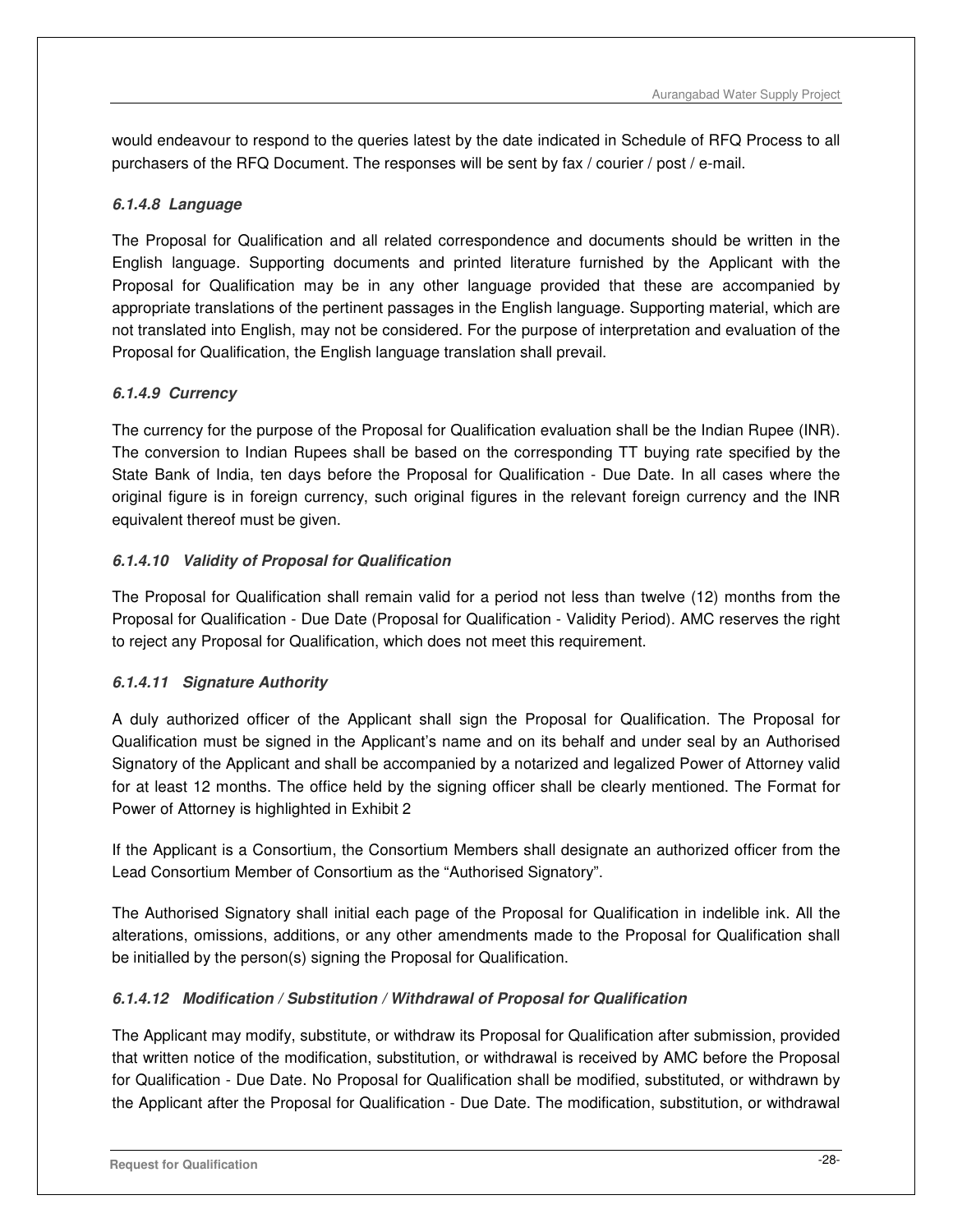would endeavour to respond to the queries latest by the date indicated in Schedule of RFQ Process to all purchasers of the RFQ Document. The responses will be sent by fax / courier / post / e-mail.

#### *6.1.4.8 Language*

The Proposal for Qualification and all related correspondence and documents should be written in the English language. Supporting documents and printed literature furnished by the Applicant with the Proposal for Qualification may be in any other language provided that these are accompanied by appropriate translations of the pertinent passages in the English language. Supporting material, which are not translated into English, may not be considered. For the purpose of interpretation and evaluation of the Proposal for Qualification, the English language translation shall prevail.

#### *6.1.4.9 Currency*

The currency for the purpose of the Proposal for Qualification evaluation shall be the Indian Rupee (INR). The conversion to Indian Rupees shall be based on the corresponding TT buying rate specified by the State Bank of India, ten days before the Proposal for Qualification - Due Date. In all cases where the original figure is in foreign currency, such original figures in the relevant foreign currency and the INR equivalent thereof must be given.

#### *6.1.4.10 Validity of Proposal for Qualification*

The Proposal for Qualification shall remain valid for a period not less than twelve (12) months from the Proposal for Qualification - Due Date (Proposal for Qualification - Validity Period). AMC reserves the right to reject any Proposal for Qualification, which does not meet this requirement.

#### *6.1.4.11 Signature Authority*

A duly authorized officer of the Applicant shall sign the Proposal for Qualification. The Proposal for Qualification must be signed in the Applicant's name and on its behalf and under seal by an Authorised Signatory of the Applicant and shall be accompanied by a notarized and legalized Power of Attorney valid for at least 12 months. The office held by the signing officer shall be clearly mentioned. The Format for Power of Attorney is highlighted in Exhibit 2

If the Applicant is a Consortium, the Consortium Members shall designate an authorized officer from the Lead Consortium Member of Consortium as the "Authorised Signatory".

The Authorised Signatory shall initial each page of the Proposal for Qualification in indelible ink. All the alterations, omissions, additions, or any other amendments made to the Proposal for Qualification shall be initialled by the person(s) signing the Proposal for Qualification.

#### *6.1.4.12 Modification / Substitution / Withdrawal of Proposal for Qualification*

The Applicant may modify, substitute, or withdraw its Proposal for Qualification after submission, provided that written notice of the modification, substitution, or withdrawal is received by AMC before the Proposal for Qualification - Due Date. No Proposal for Qualification shall be modified, substituted, or withdrawn by the Applicant after the Proposal for Qualification - Due Date. The modification, substitution, or withdrawal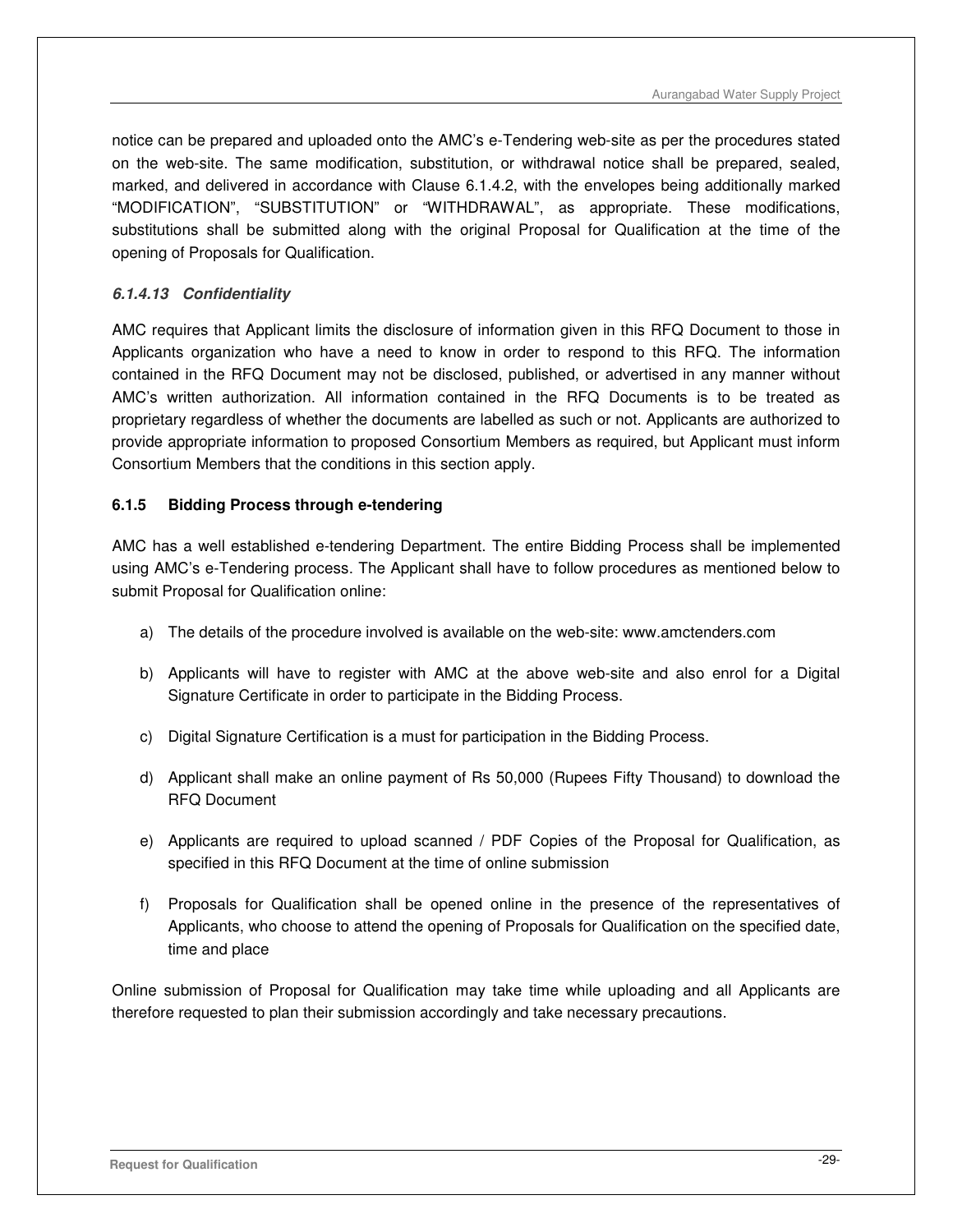notice can be prepared and uploaded onto the AMC's e-Tendering web-site as per the procedures stated on the web-site. The same modification, substitution, or withdrawal notice shall be prepared, sealed, marked, and delivered in accordance with Clause 6.1.4.2, with the envelopes being additionally marked "MODIFICATION", "SUBSTITUTION" or "WITHDRAWAL", as appropriate. These modifications, substitutions shall be submitted along with the original Proposal for Qualification at the time of the opening of Proposals for Qualification.

#### *6.1.4.13 Confidentiality*

AMC requires that Applicant limits the disclosure of information given in this RFQ Document to those in Applicants organization who have a need to know in order to respond to this RFQ. The information contained in the RFQ Document may not be disclosed, published, or advertised in any manner without AMC's written authorization. All information contained in the RFQ Documents is to be treated as proprietary regardless of whether the documents are labelled as such or not. Applicants are authorized to provide appropriate information to proposed Consortium Members as required, but Applicant must inform Consortium Members that the conditions in this section apply.

### 6.1.5 Bidding Process through e-tendering

AMC has a well established e-tendering Department. The entire Bidding Process shall be implemented using AMC's e-Tendering process. The Applicant shall have to follow procedures as mentioned below to submit Proposal for Qualification online:

a) The details of the procedure involved is available on the web-site: www.amctenders.com

b) Applicants will have to register with AMC at the above web-site and also enrol for a Digital Signature Certificate in order to participate in the Bidding Process.

c) Digital Signature Certification is a must for participation in the Bidding Process.

d) Applicant shall make an online payment of Rs 50,000 (Rupees Fifty Thousand) to download the RFQ Document

e) Applicants are required to upload scanned / PDF Copies of the Proposal for Qualification, as specified in this RFQ Document at the time of online submission

f) Proposals for Qualification shall be opened online in the presence of the representatives of Applicants, who choose to attend the opening of Proposals for Qualification on the specified date, time and place

Online submission of Proposal for Qualification may take time while uploading and all Applicants are therefore requested to plan their submission accordingly and take necessary precautions.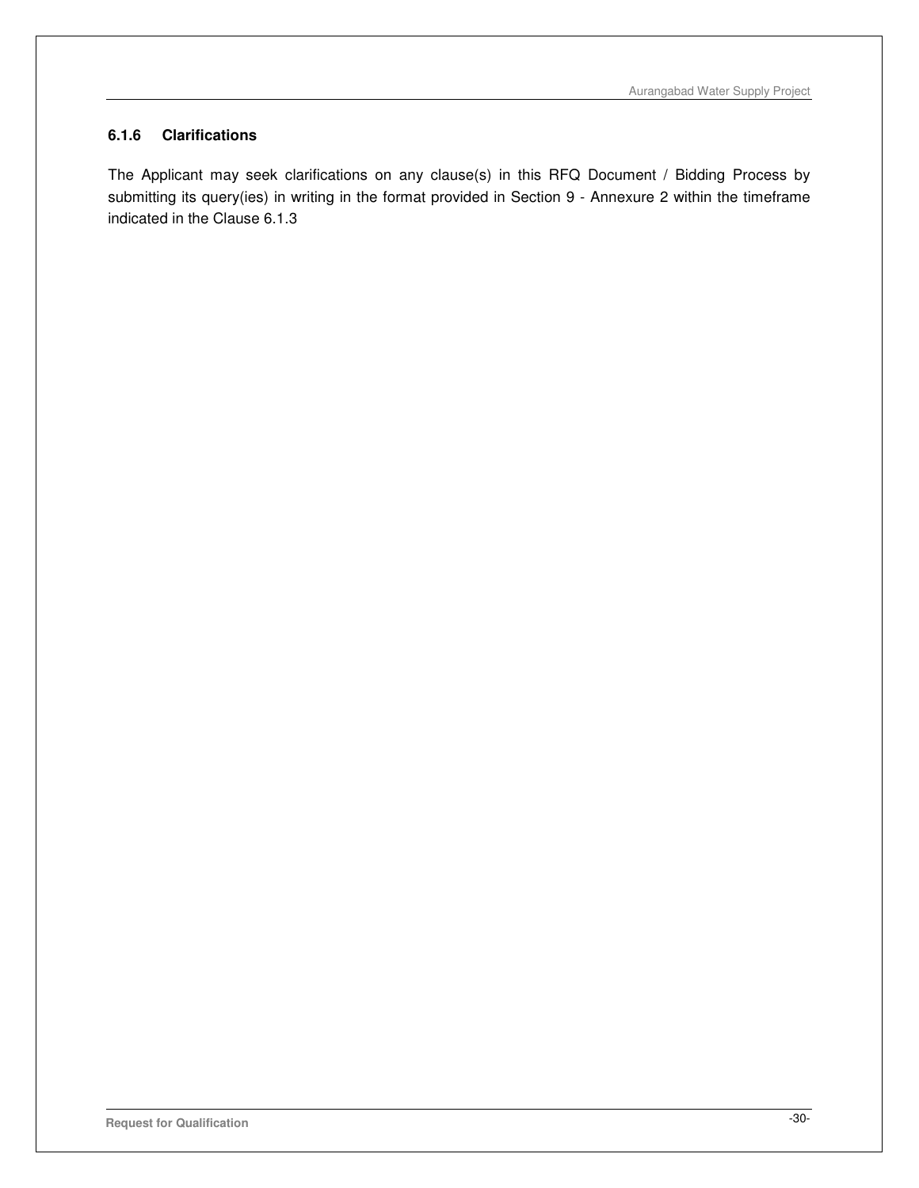#### 6.1.6 Clarifications

The Applicant may seek clarifications on any clause(s) in this RFQ Document / Bidding Process by submitting its query(ies) in writing in the format provided in Section 9 - Annexure 2 within the timeframe indicated in the Clause 6.1.3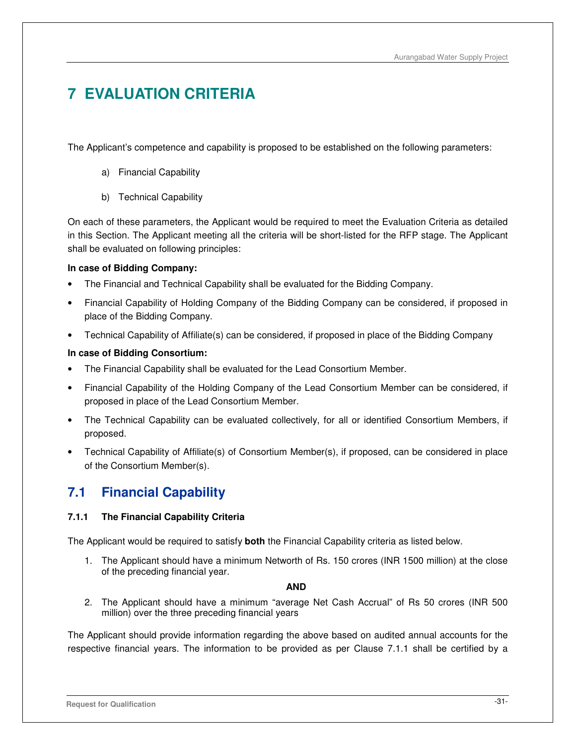# 7 EVALUATION CRITERIA

The Applicant's competence and capability is proposed to be established on the following parameters:

a) Financial Capability

b) Technical Capability

On each of these parameters, the Applicant would be required to meet the Evaluation Criteria as detailed in this Section. The Applicant meeting all the criteria will be short-listed for the RFP stage. The Applicant shall be evaluated on following principles:

**In case of Bidding Company:**

- The Financial and Technical Capability shall be evaluated for the Bidding Company.
- Financial Capability of Holding Company of the Bidding Company can be considered, if proposed in place of the Bidding Company.
- Technical Capability of Affiliate(s) can be considered, if proposed in place of the Bidding Company

**In case of Bidding Consortium:**

- The Financial Capability shall be evaluated for the Lead Consortium Member.
- Financial Capability of the Holding Company of the Lead Consortium Member can be considered, if proposed in place of the Lead Consortium Member.
- The Technical Capability can be evaluated collectively, for all or identified Consortium Members, if proposed.
- Technical Capability of Affiliate(s) of Consortium Member(s), if proposed, can be considered in place of the Consortium Member(s).

## 7.1 Financial Capability

### 7.1.1 The Financial Capability Criteria

The Applicant would be required to satisfy **both** the Financial Capability criteria as listed below.

1. The Applicant should have a minimum Networth of Rs. 150 crores (INR 1500 million) at the close of the preceding financial year.

**AND**

2. The Applicant should have a minimum "average Net Cash Accrual" of Rs 50 crores (INR 500 million) over the three preceding financial years

The Applicant should provide information regarding the above based on audited annual accounts for the respective financial years. The information to be provided as per Clause 7.1.1 shall be certified by a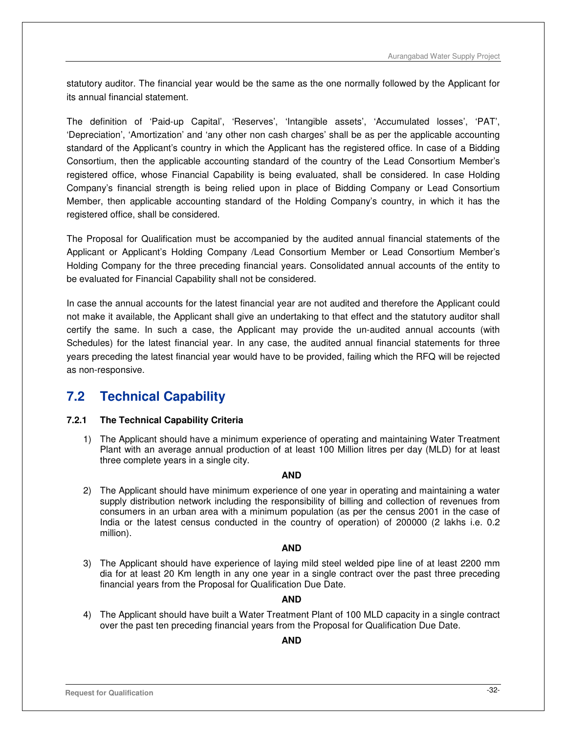statutory auditor. The financial year would be the same as the one normally followed by the Applicant for its annual financial statement.

The definition of 'Paid-up Capital', 'Reserves', 'Intangible assets', 'Accumulated losses', 'PAT', 'Depreciation', 'Amortization' and 'any other non cash charges' shall be as per the applicable accounting standard of the Applicant's country in which the Applicant has the registered office. In case of a Bidding Consortium, then the applicable accounting standard of the country of the Lead Consortium Member's registered office, whose Financial Capability is being evaluated, shall be considered. In case Holding Company's financial strength is being relied upon in place of Bidding Company or Lead Consortium Member, then applicable accounting standard of the Holding Company's country, in which it has the registered office, shall be considered.

The Proposal for Qualification must be accompanied by the audited annual financial statements of the Applicant or Applicant's Holding Company /Lead Consortium Member or Lead Consortium Member's Holding Company for the three preceding financial years. Consolidated annual accounts of the entity to be evaluated for Financial Capability shall not be considered.

In case the annual accounts for the latest financial year are not audited and therefore the Applicant could not make it available, the Applicant shall give an undertaking to that effect and the statutory auditor shall certify the same. In such a case, the Applicant may provide the un-audited annual accounts (with Schedules) for the latest financial year. In any case, the audited annual financial statements for three years preceding the latest financial year would have to be provided, failing which the RFQ will be rejected as non-responsive.

## 7.2 Technical Capability

### 7.2.1 The Technical Capability Criteria

1) The Applicant should have a minimum experience of operating and maintaining Water Treatment Plant with an average annual production of at least 100 Million litres per day (MLD) for at least three complete years in a single city.

**AND**

2) The Applicant should have minimum experience of one year in operating and maintaining a water supply distribution network including the responsibility of billing and collection of revenues from consumers in an urban area with a minimum population (as per the census 2001 in the case of India or the latest census conducted in the country of operation) of 200000 (2 lakhs i.e. 0.2 million).

**AND**

3) The Applicant should have experience of laying mild steel welded pipe line of at least 2200 mm dia for at least 20 Km length in any one year in a single contract over the past three preceding financial years from the Proposal for Qualification Due Date.

**AND**

4) The Applicant should have built a Water Treatment Plant of 100 MLD capacity in a single contract over the past ten preceding financial years from the Proposal for Qualification Due Date.

**AND**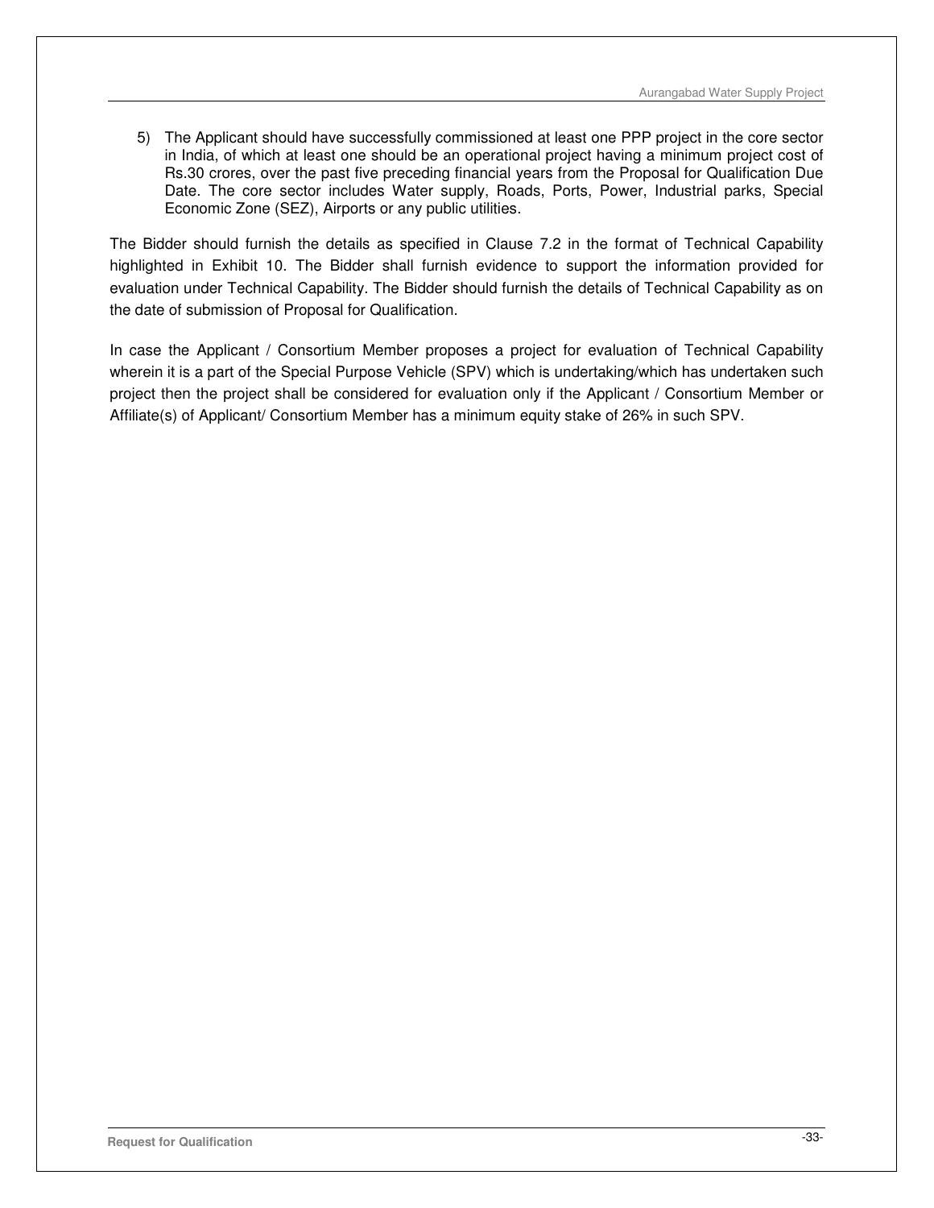5) The Applicant should have successfully commissioned at least one PPP project in the core sector in India, of which at least one should be an operational project having a minimum project cost of Rs.30 crores, over the past five preceding financial years from the Proposal for Qualification Due Date. The core sector includes Water supply, Roads, Ports, Power, Industrial parks, Special Economic Zone (SEZ), Airports or any public utilities.

The Bidder should furnish the details as specified in Clause 7.2 in the format of Technical Capability highlighted in Exhibit 10. The Bidder shall furnish evidence to support the information provided for evaluation under Technical Capability. The Bidder should furnish the details of Technical Capability as on the date of submission of Proposal for Qualification.

In case the Applicant / Consortium Member proposes a project for evaluation of Technical Capability wherein it is a part of the Special Purpose Vehicle (SPV) which is undertaking/which has undertaken such project then the project shall be considered for evaluation only if the Applicant / Consortium Member or Affiliate(s) of Applicant/ Consortium Member has a minimum equity stake of 26% in such SPV.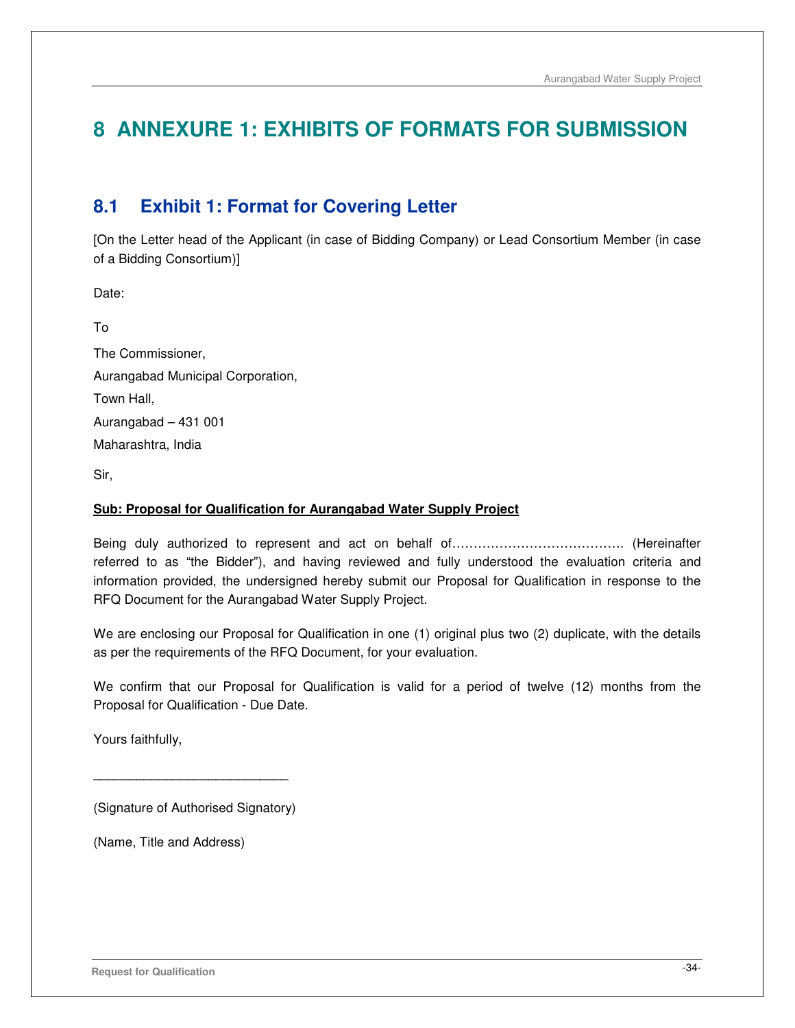# 8 ANNEXURE 1: EXHIBITS OF FORMATS FOR SUBMISSION

## 8.1 Exhibit 1: Format for Covering Letter

[On the Letter head of the Applicant (in case of Bidding Company) or Lead Consortium Member (in case of a Bidding Consortium)]

Date:

To

The Commissioner,

Aurangabad Municipal Corporation,

Town Hall,

Aurangabad – 431 001

Maharashtra, India

Sir,

**<u>Sub: Proposal for Qualification for Aurangabad Water Supply Project</u>**

Being duly authorized to represent and act on behalf of…………………………………. (Hereinafter referred to as "the Bidder"), and having reviewed and fully understood the evaluation criteria and information provided, the undersigned hereby submit our Proposal for Qualification in response to the RFQ Document for the Aurangabad Water Supply Project.

We are enclosing our Proposal for Qualification in one (1) original plus two (2) duplicate, with the details as per the requirements of the RFQ Document, for your evaluation.

We confirm that our Proposal for Qualification is valid for a period of twelve (12) months from the Proposal for Qualification - Due Date.

Yours faithfully,

___________________________

(Signature of Authorised Signatory)

(Name, Title and Address)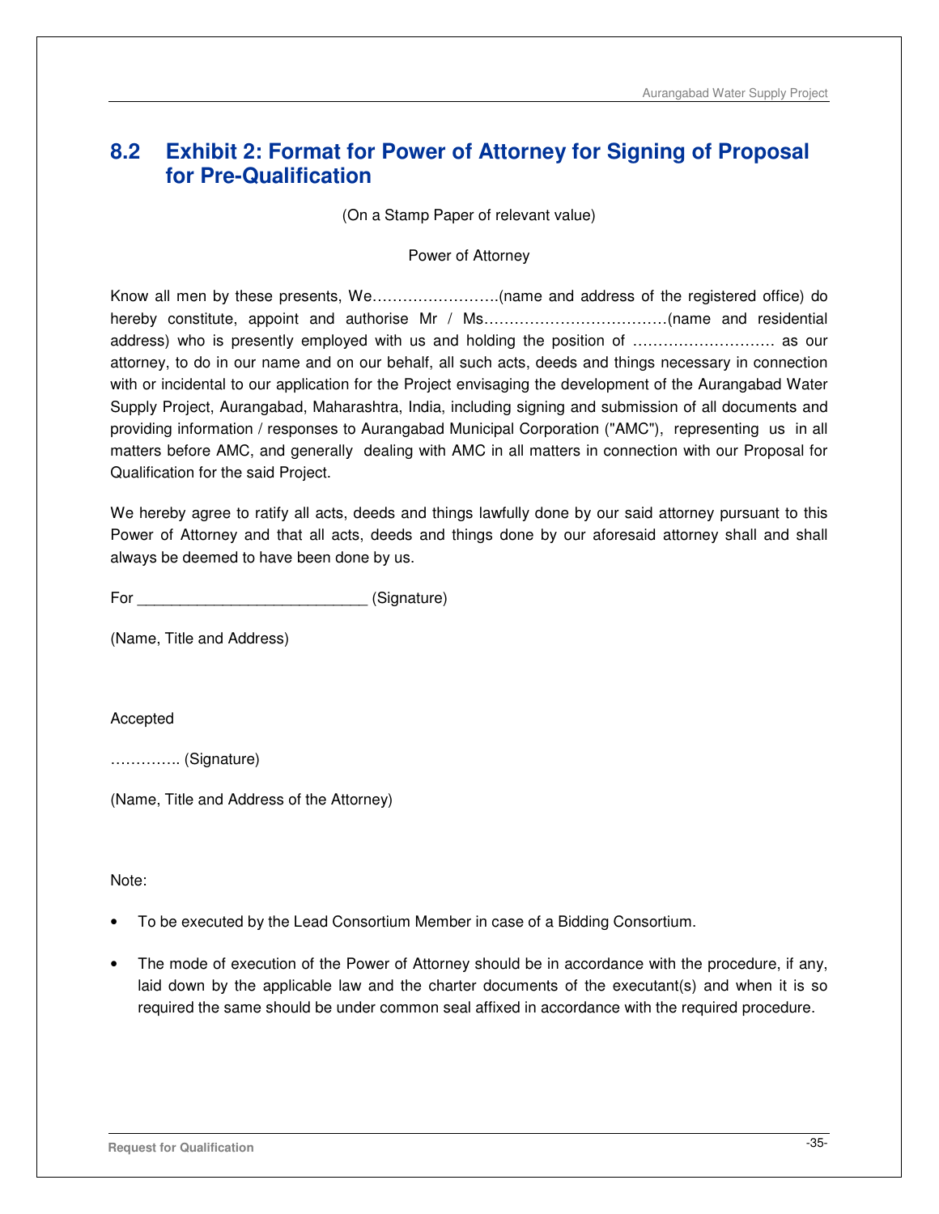## 8.2 Exhibit 2: Format for Power of Attorney for Signing of Proposal for Pre-Qualification

(On a Stamp Paper of relevant value)

Power of Attorney

Know all men by these presents, We…………………….(name and address of the registered office) do hereby constitute, appoint and authorise Mr / Ms………………………………(name and residential address) who is presently employed with us and holding the position of ………………………. as our attorney, to do in our name and on our behalf, all such acts, deeds and things necessary in connection with or incidental to our application for the Project envisaging the development of the Aurangabad Water Supply Project, Aurangabad, Maharashtra, India, including signing and submission of all documents and providing information / responses to Aurangabad Municipal Corporation ("AMC"), representing us in all matters before AMC, and generally dealing with AMC in all matters in connection with our Proposal for Qualification for the said Project.

We hereby agree to ratify all acts, deeds and things lawfully done by our said attorney pursuant to this Power of Attorney and that all acts, deeds and things done by our aforesaid attorney shall and shall always be deemed to have been done by us.

For __________________________ (Signature)

(Name, Title and Address)

Accepted

………….. (Signature)

(Name, Title and Address of the Attorney)

Note:

- To be executed by the Lead Consortium Member in case of a Bidding Consortium.
- The mode of execution of the Power of Attorney should be in accordance with the procedure, if any, laid down by the applicable law and the charter documents of the executant(s) and when it is so required the same should be under common seal affixed in accordance with the required procedure.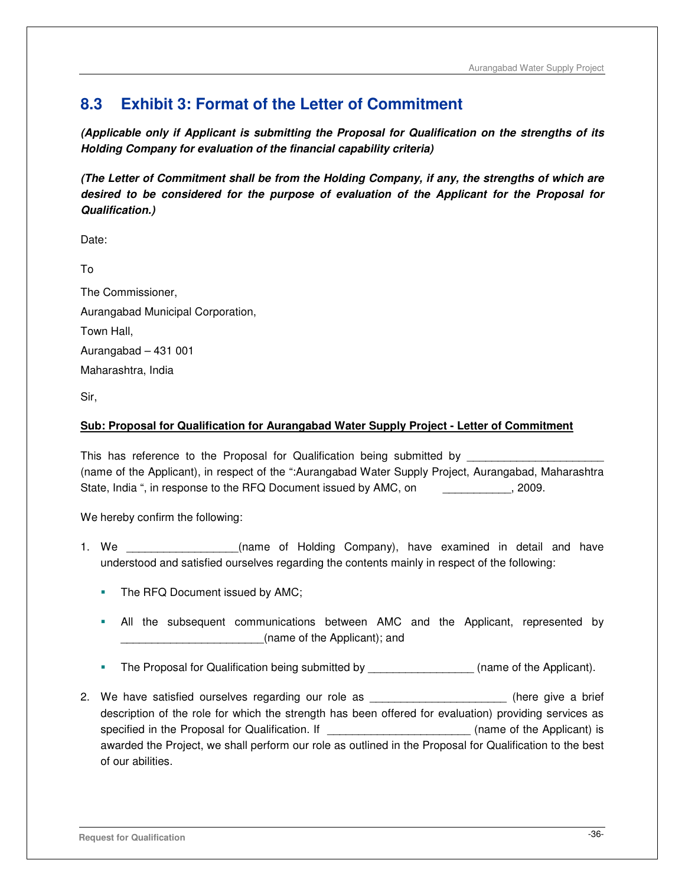## 8.3 Exhibit 3: Format of the Letter of Commitment

***(Applicable only if Applicant is submitting the Proposal for Qualification on the strengths of its Holding Company for evaluation of the financial capability criteria)***

***(The Letter of Commitment shall be from the Holding Company, if any, the strengths of which are desired to be considered for the purpose of evaluation of the Applicant for the Proposal for Qualification.)***

Date:

To

The Commissioner,

Aurangabad Municipal Corporation,

Town Hall,

Aurangabad – 431 001

Maharashtra, India

Sir,

**<u>Sub: Proposal for Qualification for Aurangabad Water Supply Project - Letter of Commitment</u>**

This has reference to the Proposal for Qualification being submitted by ______________________ (name of the Applicant), in respect of the ":Aurangabad Water Supply Project, Aurangabad, Maharashtra State, India ", in response to the RFQ Document issued by AMC, on ___________, 2009.

We hereby confirm the following:

1. We __________________(name of Holding Company), have examined in detail and have understood and satisfied ourselves regarding the contents mainly in respect of the following:

   - The RFQ Document issued by AMC;
   - All the subsequent communications between AMC and the Applicant, represented by _______________________(name of the Applicant); and
   - The Proposal for Qualification being submitted by _________________ (name of the Applicant).

2. We have satisfied ourselves regarding our role as ______________________ (here give a brief description of the role for which the strength has been offered for evaluation) providing services as specified in the Proposal for Qualification. If _______________________ (name of the Applicant) is awarded the Project, we shall perform our role as outlined in the Proposal for Qualification to the best of our abilities.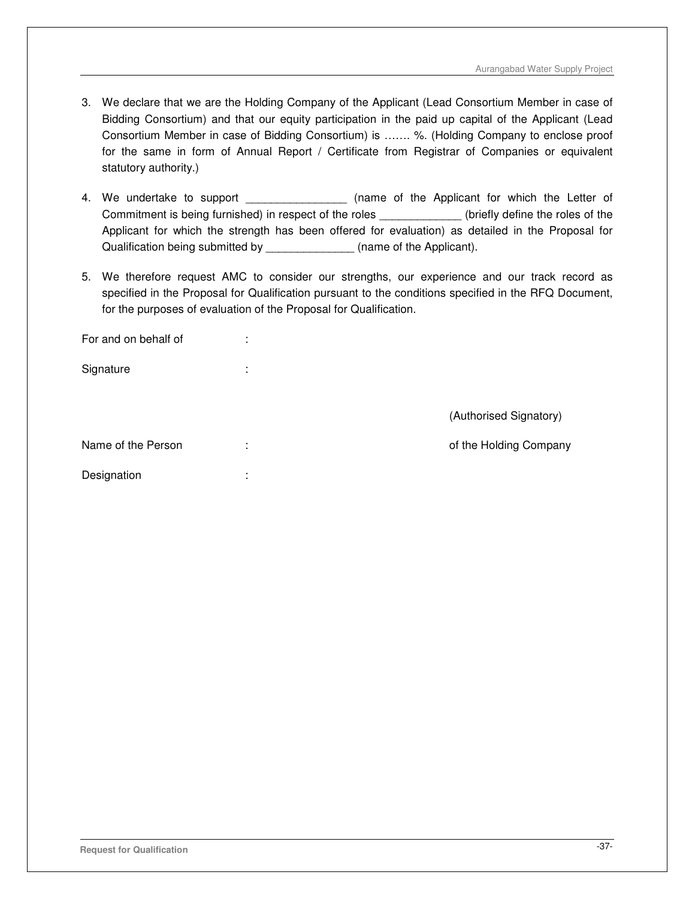3. We declare that we are the Holding Company of the Applicant (Lead Consortium Member in case of Bidding Consortium) and that our equity participation in the paid up capital of the Applicant (Lead Consortium Member in case of Bidding Consortium) is ……. %. (Holding Company to enclose proof for the same in form of Annual Report / Certificate from Registrar of Companies or equivalent statutory authority.)

4. We undertake to support ________________ (name of the Applicant for which the Letter of Commitment is being furnished) in respect of the roles _____________ (briefly define the roles of the Applicant for which the strength has been offered for evaluation) as detailed in the Proposal for Qualification being submitted by ______________ (name of the Applicant).

5. We therefore request AMC to consider our strengths, our experience and our track record as specified in the Proposal for Qualification pursuant to the conditions specified in the RFQ Document, for the purposes of evaluation of the Proposal for Qualification.

For and on behalf of :

Signature :

(Authorised Signatory)

Name of the Person : of the Holding Company

Designation :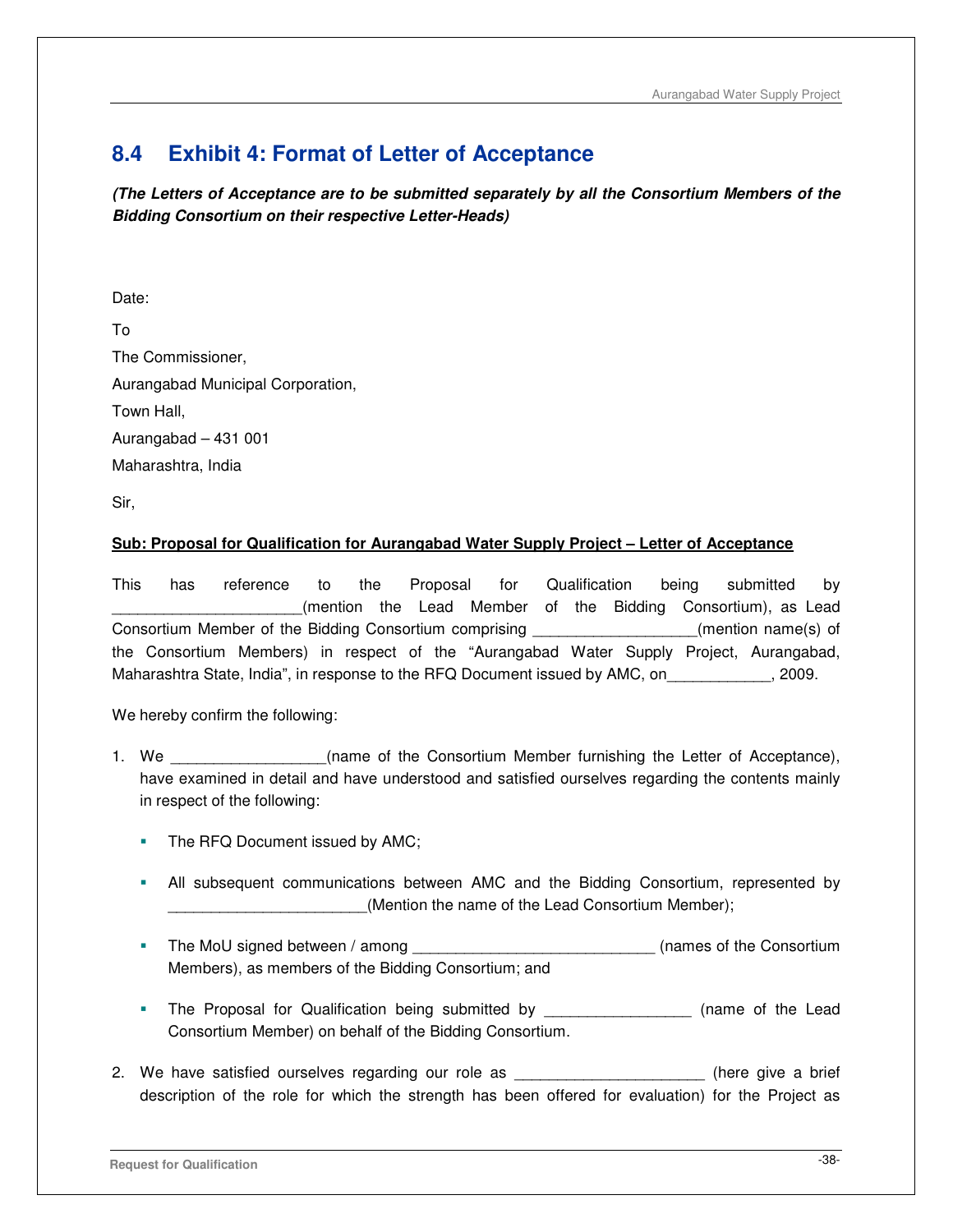## 8.4 Exhibit 4: Format of Letter of Acceptance

***(The Letters of Acceptance are to be submitted separately by all the Consortium Members of the Bidding Consortium on their respective Letter-Heads)***

Date:

To

The Commissioner,

Aurangabad Municipal Corporation,

Town Hall,

Aurangabad – 431 001

Maharashtra, India

Sir,

**<u>Sub: Proposal for Qualification for Aurangabad Water Supply Project – Letter of Acceptance</u>**

This has reference to the Proposal for Qualification being submitted by ______________________(mention the Lead Member of the Bidding Consortium), as Lead Consortium Member of the Bidding Consortium comprising ___________________(mention name(s) of the Consortium Members) in respect of the "Aurangabad Water Supply Project, Aurangabad, Maharashtra State, India", in response to the RFQ Document issued by AMC, on____________, 2009.

We hereby confirm the following:

1. We __________________(name of the Consortium Member furnishing the Letter of Acceptance), have examined in detail and have understood and satisfied ourselves regarding the contents mainly in respect of the following:

   - The RFQ Document issued by AMC;
   - All subsequent communications between AMC and the Bidding Consortium, represented by _______________________(Mention the name of the Lead Consortium Member);
   - The MoU signed between / among ____________________________ (names of the Consortium Members), as members of the Bidding Consortium; and
   - The Proposal for Qualification being submitted by _________________ (name of the Lead Consortium Member) on behalf of the Bidding Consortium.

2. We have satisfied ourselves regarding our role as ______________________ (here give a brief description of the role for which the strength has been offered for evaluation) for the Project as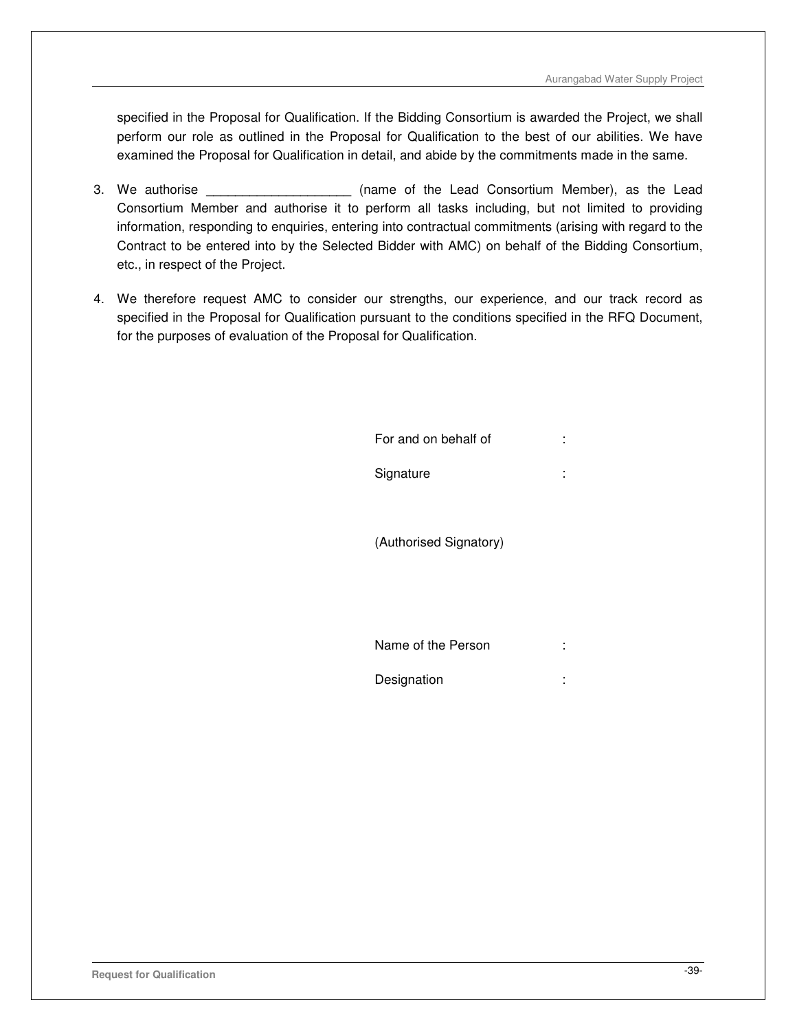specified in the Proposal for Qualification. If the Bidding Consortium is awarded the Project, we shall perform our role as outlined in the Proposal for Qualification to the best of our abilities. We have examined the Proposal for Qualification in detail, and abide by the commitments made in the same.

3. We authorise ____________________ (name of the Lead Consortium Member), as the Lead Consortium Member and authorise it to perform all tasks including, but not limited to providing information, responding to enquiries, entering into contractual commitments (arising with regard to the Contract to be entered into by the Selected Bidder with AMC) on behalf of the Bidding Consortium, etc., in respect of the Project.

4. We therefore request AMC to consider our strengths, our experience, and our track record as specified in the Proposal for Qualification pursuant to the conditions specified in the RFQ Document, for the purposes of evaluation of the Proposal for Qualification.

For and on behalf of :

Signature :

(Authorised Signatory)

Name of the Person :

Designation :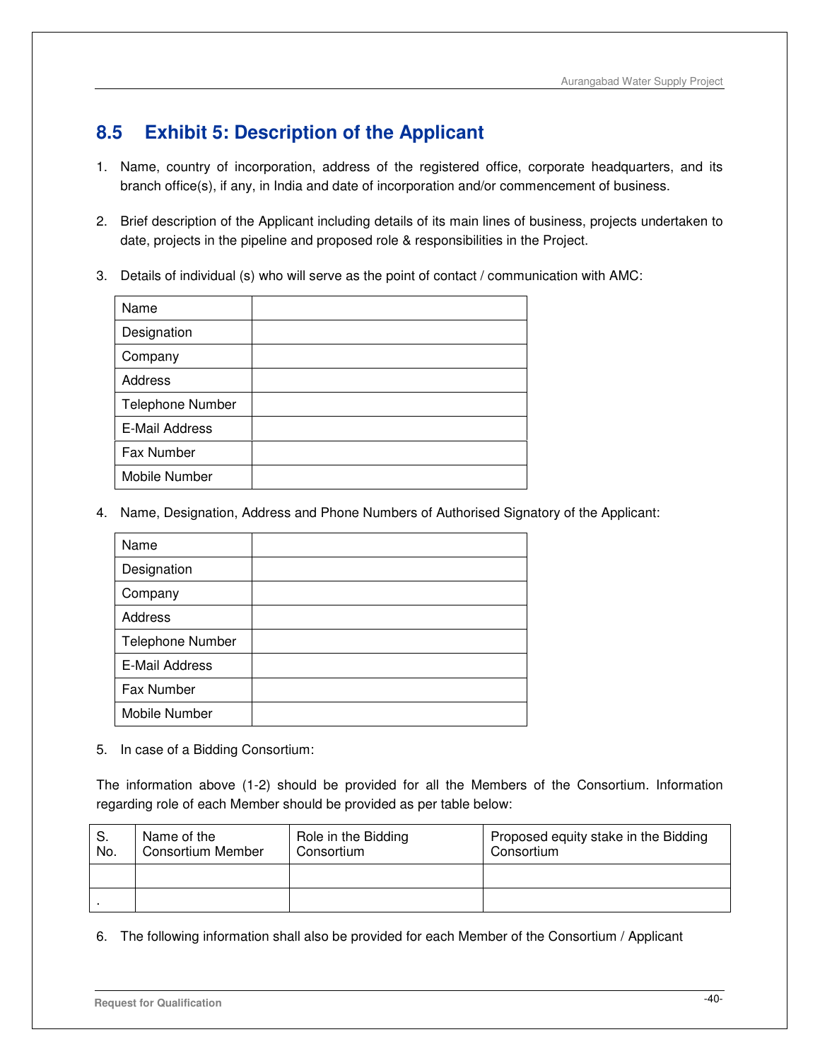## 8.5 Exhibit 5: Description of the Applicant

1. Name, country of incorporation, address of the registered office, corporate headquarters, and its branch office(s), if any, in India and date of incorporation and/or commencement of business.

2. Brief description of the Applicant including details of its main lines of business, projects undertaken to date, projects in the pipeline and proposed role & responsibilities in the Project.

3. Details of individual (s) who will serve as the point of contact / communication with AMC:

| | |
|---|---|
| Name | |
| Designation | |
| Company | |
| Address | |
| Telephone Number | |
| E-Mail Address | |
| Fax Number | |
| Mobile Number | |

4. Name, Designation, Address and Phone Numbers of Authorised Signatory of the Applicant:

| | |
|---|---|
| Name | |
| Designation | |
| Company | |
| Address | |
| Telephone Number | |
| E-Mail Address | |
| Fax Number | |
| Mobile Number | |

5. In case of a Bidding Consortium:

The information above (1-2) should be provided for all the Members of the Consortium. Information regarding role of each Member should be provided as per table below:

| S. No. | Name of the Consortium Member | Role in the Bidding Consortium | Proposed equity stake in the Bidding Consortium |
|---|---|---|---|
| | | | |
| . | | | |

6. The following information shall also be provided for each Member of the Consortium / Applicant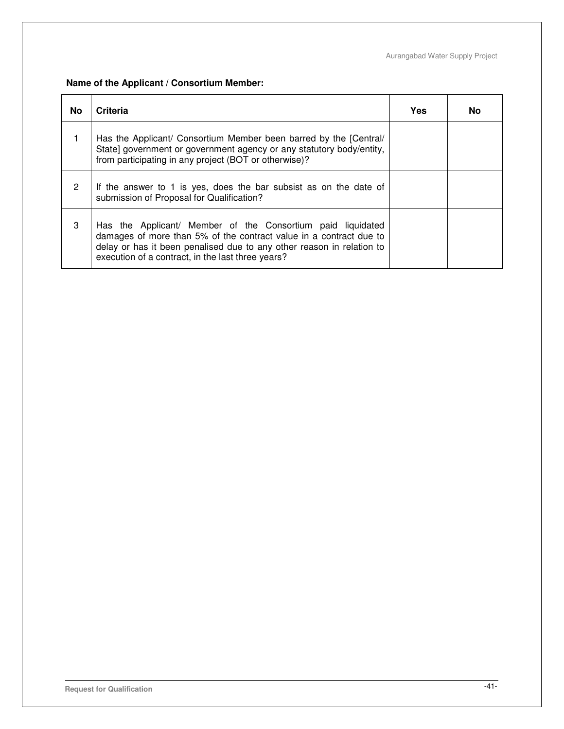**Name of the Applicant / Consortium Member:**

| No | Criteria | Yes | No |
|---|---|---|---|
| 1 | Has the Applicant/ Consortium Member been barred by the [Central/ State] government or government agency or any statutory body/entity, from participating in any project (BOT or otherwise)? | | |
| 2 | If the answer to 1 is yes, does the bar subsist as on the date of submission of Proposal for Qualification? | | |
| 3 | Has the Applicant/ Member of the Consortium paid liquidated damages of more than 5% of the contract value in a contract due to delay or has it been penalised due to any other reason in relation to execution of a contract, in the last three years? | | |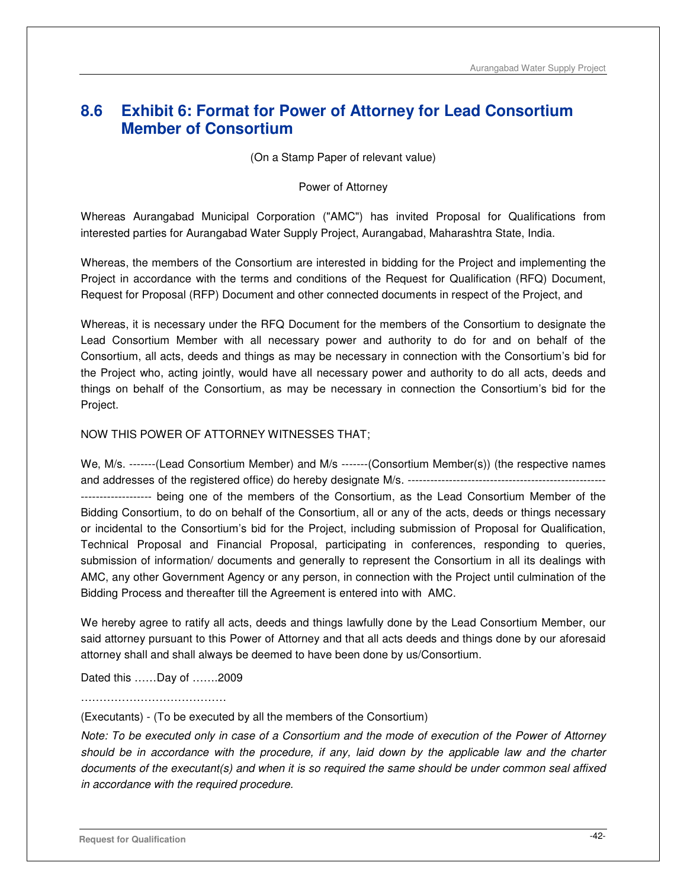## 8.6 Exhibit 6: Format for Power of Attorney for Lead Consortium Member of Consortium

(On a Stamp Paper of relevant value)

Power of Attorney

Whereas Aurangabad Municipal Corporation ("AMC") has invited Proposal for Qualifications from interested parties for Aurangabad Water Supply Project, Aurangabad, Maharashtra State, India.

Whereas, the members of the Consortium are interested in bidding for the Project and implementing the Project in accordance with the terms and conditions of the Request for Qualification (RFQ) Document, Request for Proposal (RFP) Document and other connected documents in respect of the Project, and

Whereas, it is necessary under the RFQ Document for the members of the Consortium to designate the Lead Consortium Member with all necessary power and authority to do for and on behalf of the Consortium, all acts, deeds and things as may be necessary in connection with the Consortium's bid for the Project who, acting jointly, would have all necessary power and authority to do all acts, deeds and things on behalf of the Consortium, as may be necessary in connection the Consortium's bid for the Project.

NOW THIS POWER OF ATTORNEY WITNESSES THAT;

We, M/s. -------(Lead Consortium Member) and M/s -------(Consortium Member(s)) (the respective names and addresses of the registered office) do hereby designate M/s. ------------------------------------------------------------------------ being one of the members of the Consortium, as the Lead Consortium Member of the Bidding Consortium, to do on behalf of the Consortium, all or any of the acts, deeds or things necessary or incidental to the Consortium's bid for the Project, including submission of Proposal for Qualification, Technical Proposal and Financial Proposal, participating in conferences, responding to queries, submission of information/ documents and generally to represent the Consortium in all its dealings with AMC, any other Government Agency or any person, in connection with the Project until culmination of the Bidding Process and thereafter till the Agreement is entered into with AMC.

We hereby agree to ratify all acts, deeds and things lawfully done by the Lead Consortium Member, our said attorney pursuant to this Power of Attorney and that all acts deeds and things done by our aforesaid attorney shall and shall always be deemed to have been done by us/Consortium.

Dated this ……Day of …….2009

…………………………………

(Executants) - (To be executed by all the members of the Consortium)

*Note: To be executed only in case of a Consortium and the mode of execution of the Power of Attorney should be in accordance with the procedure, if any, laid down by the applicable law and the charter documents of the executant(s) and when it is so required the same should be under common seal affixed in accordance with the required procedure.*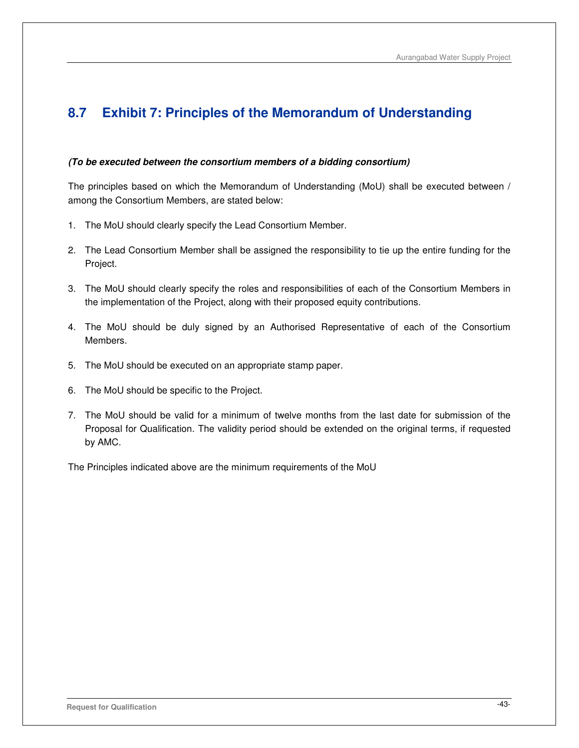## 8.7 Exhibit 7: Principles of the Memorandum of Understanding

***(To be executed between the consortium members of a bidding consortium)***

The principles based on which the Memorandum of Understanding (MoU) shall be executed between / among the Consortium Members, are stated below:

1. The MoU should clearly specify the Lead Consortium Member.
2. The Lead Consortium Member shall be assigned the responsibility to tie up the entire funding for the Project.
3. The MoU should clearly specify the roles and responsibilities of each of the Consortium Members in the implementation of the Project, along with their proposed equity contributions.
4. The MoU should be duly signed by an Authorised Representative of each of the Consortium Members.
5. The MoU should be executed on an appropriate stamp paper.
6. The MoU should be specific to the Project.
7. The MoU should be valid for a minimum of twelve months from the last date for submission of the Proposal for Qualification. The validity period should be extended on the original terms, if requested by AMC.

The Principles indicated above are the minimum requirements of the MoU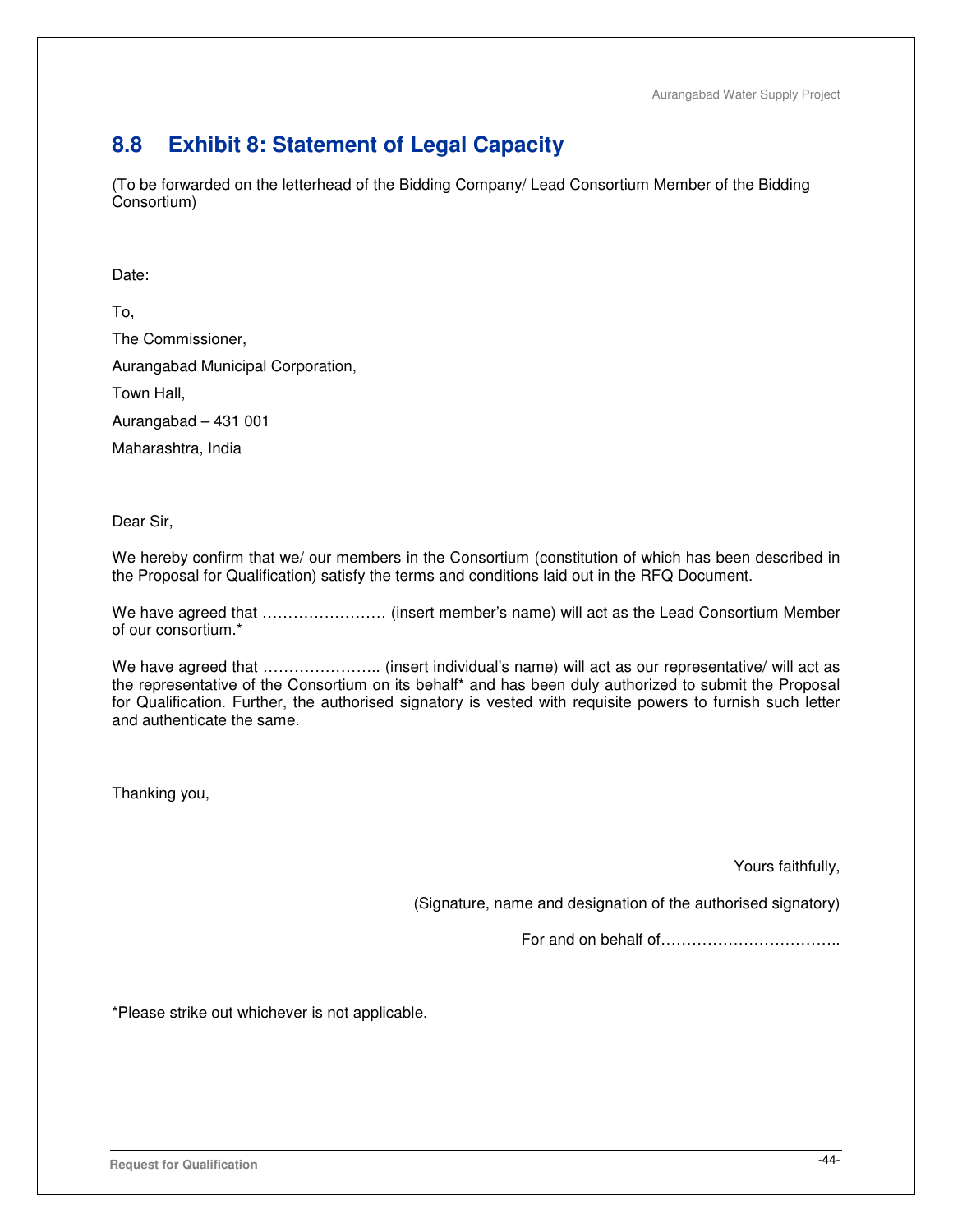## 8.8 Exhibit 8: Statement of Legal Capacity

(To be forwarded on the letterhead of the Bidding Company/ Lead Consortium Member of the Bidding Consortium)

Date:

To,

The Commissioner,

Aurangabad Municipal Corporation,

Town Hall,

Aurangabad – 431 001

Maharashtra, India

Dear Sir,

We hereby confirm that we/ our members in the Consortium (constitution of which has been described in the Proposal for Qualification) satisfy the terms and conditions laid out in the RFQ Document.

We have agreed that …………………… (insert member's name) will act as the Lead Consortium Member of our consortium.*

We have agreed that ………………….. (insert individual's name) will act as our representative/ will act as the representative of the Consortium on its behalf* and has been duly authorized to submit the Proposal for Qualification. Further, the authorised signatory is vested with requisite powers to furnish such letter and authenticate the same.

Thanking you,

Yours faithfully,

(Signature, name and designation of the authorised signatory)

For and on behalf of……………………………..

*Please strike out whichever is not applicable.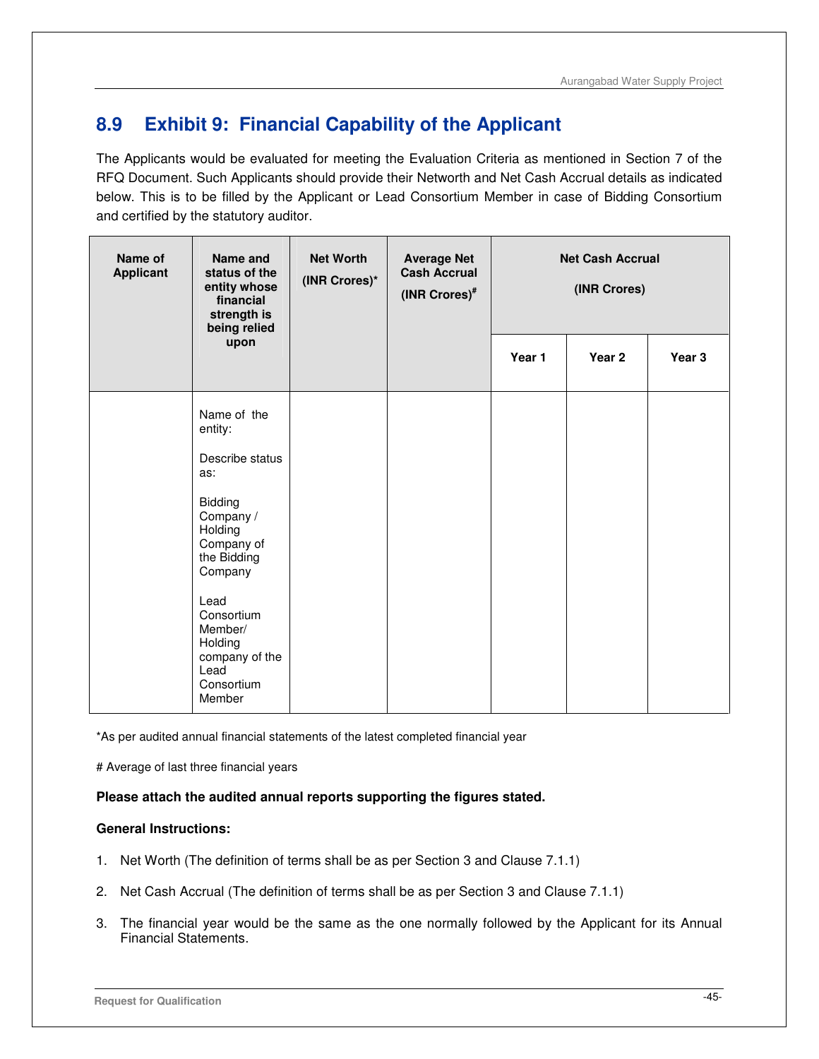## 8.9 Exhibit 9: Financial Capability of the Applicant

The Applicants would be evaluated for meeting the Evaluation Criteria as mentioned in Section 7 of the RFQ Document. Such Applicants should provide their Networth and Net Cash Accrual details as indicated below. This is to be filled by the Applicant or Lead Consortium Member in case of Bidding Consortium and certified by the statutory auditor.

| Name of Applicant | Name and status of the entity whose financial strength is being relied upon | Net Worth (INR Crores)* | Average Net Cash Accrual (INR Crores)# | Net Cash Accrual (INR Crores) | | |
|---|---|---|---|---|---|---|
| | | | | Year 1 | Year 2 | Year 3 |
| | Name of the entity:<br><br>Describe status as:<br><br>Bidding Company / Holding Company of the Bidding Company<br><br>Lead Consortium Member/ Holding company of the Lead Consortium Member | | | | | |

*As per audited annual financial statements of the latest completed financial year

# Average of last three financial years

**Please attach the audited annual reports supporting the figures stated.**

**General Instructions:**

1. Net Worth (The definition of terms shall be as per Section 3 and Clause 7.1.1)
2. Net Cash Accrual (The definition of terms shall be as per Section 3 and Clause 7.1.1)
3. The financial year would be the same as the one normally followed by the Applicant for its Annual Financial Statements.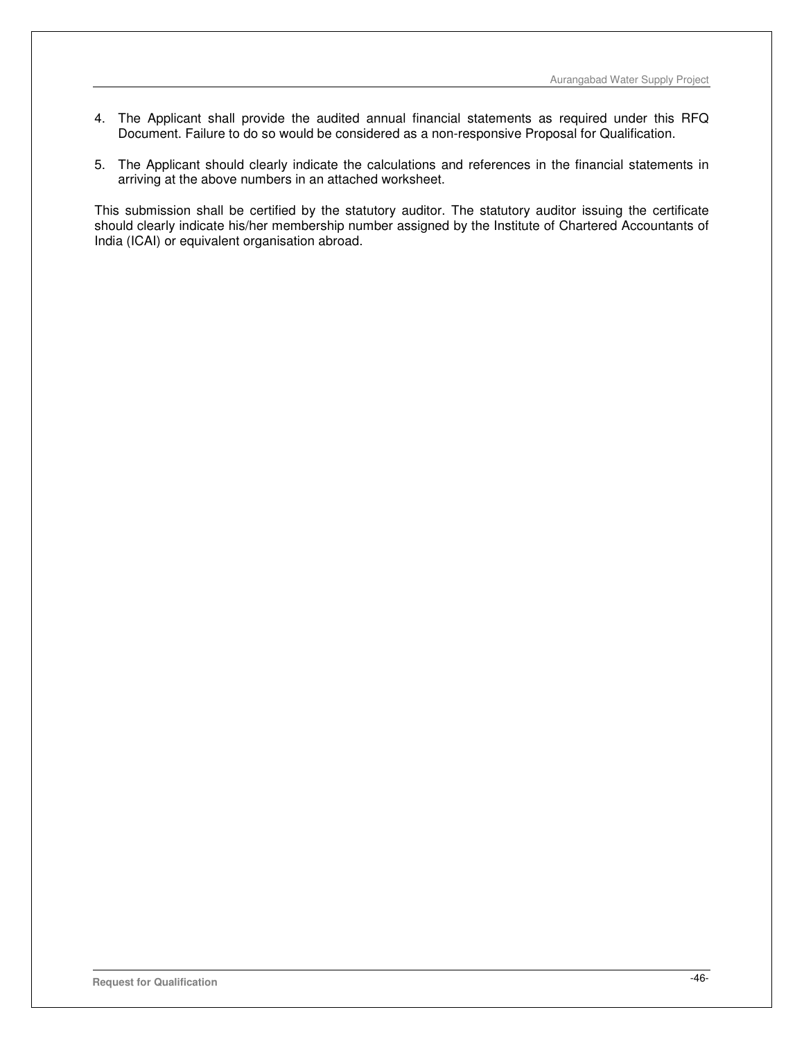4. The Applicant shall provide the audited annual financial statements as required under this RFQ Document. Failure to do so would be considered as a non-responsive Proposal for Qualification.

5. The Applicant should clearly indicate the calculations and references in the financial statements in arriving at the above numbers in an attached worksheet.

This submission shall be certified by the statutory auditor. The statutory auditor issuing the certificate should clearly indicate his/her membership number assigned by the Institute of Chartered Accountants of India (ICAI) or equivalent organisation abroad.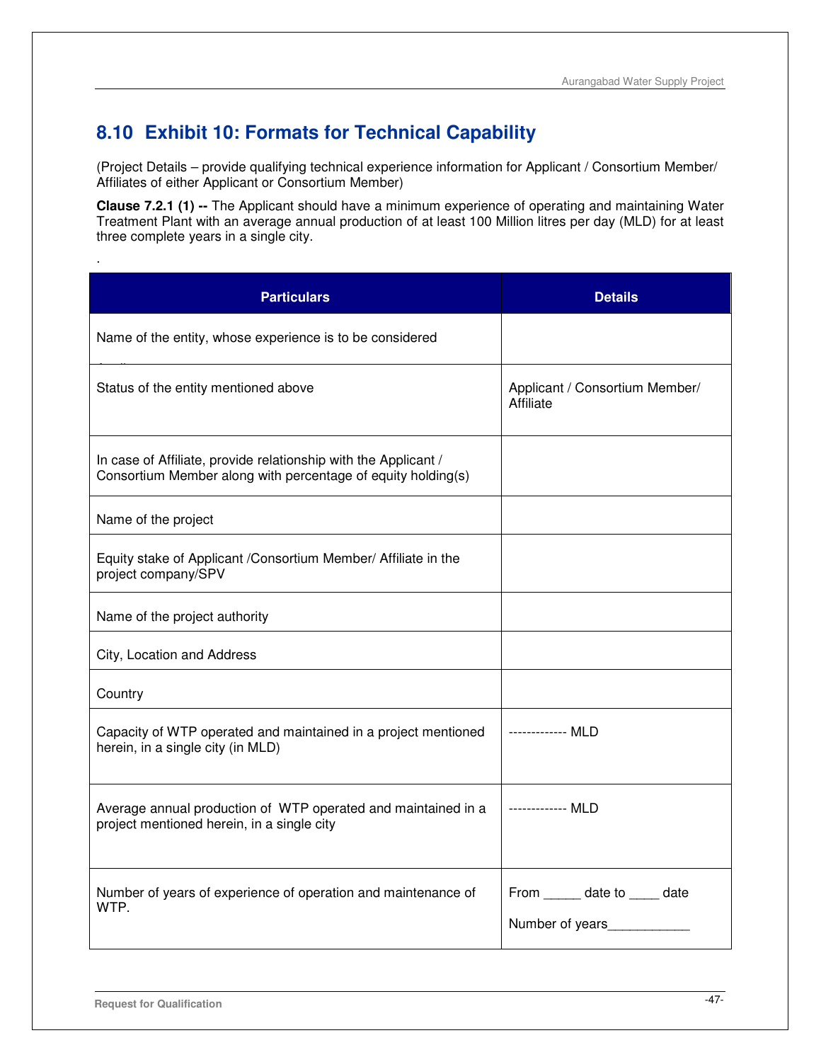## 8.10 Exhibit 10: Formats for Technical Capability

(Project Details – provide qualifying technical experience information for Applicant / Consortium Member/ Affiliates of either Applicant or Consortium Member)

**Clause 7.2.1 (1) --** The Applicant should have a minimum experience of operating and maintaining Water Treatment Plant with an average annual production of at least 100 Million litres per day (MLD) for at least three complete years in a single city.

.

| Particulars | Details |
|---|---|
| Name of the entity, whose experience is to be considered | |
| Status of the entity mentioned above | Applicant / Consortium Member/ Affiliate |
| In case of Affiliate, provide relationship with the Applicant / Consortium Member along with percentage of equity holding(s) | |
| Name of the project | |
| Equity stake of Applicant /Consortium Member/ Affiliate in the project company/SPV | |
| Name of the project authority | |
| City, Location and Address | |
| Country | |
| Capacity of WTP operated and maintained in a project mentioned herein, in a single city (in MLD) | ------------- MLD |
| Average annual production of WTP operated and maintained in a project mentioned herein, in a single city | ------------- MLD |
| Number of years of experience of operation and maintenance of WTP. | From _____ date to ____ date<br><br>Number of years___________ |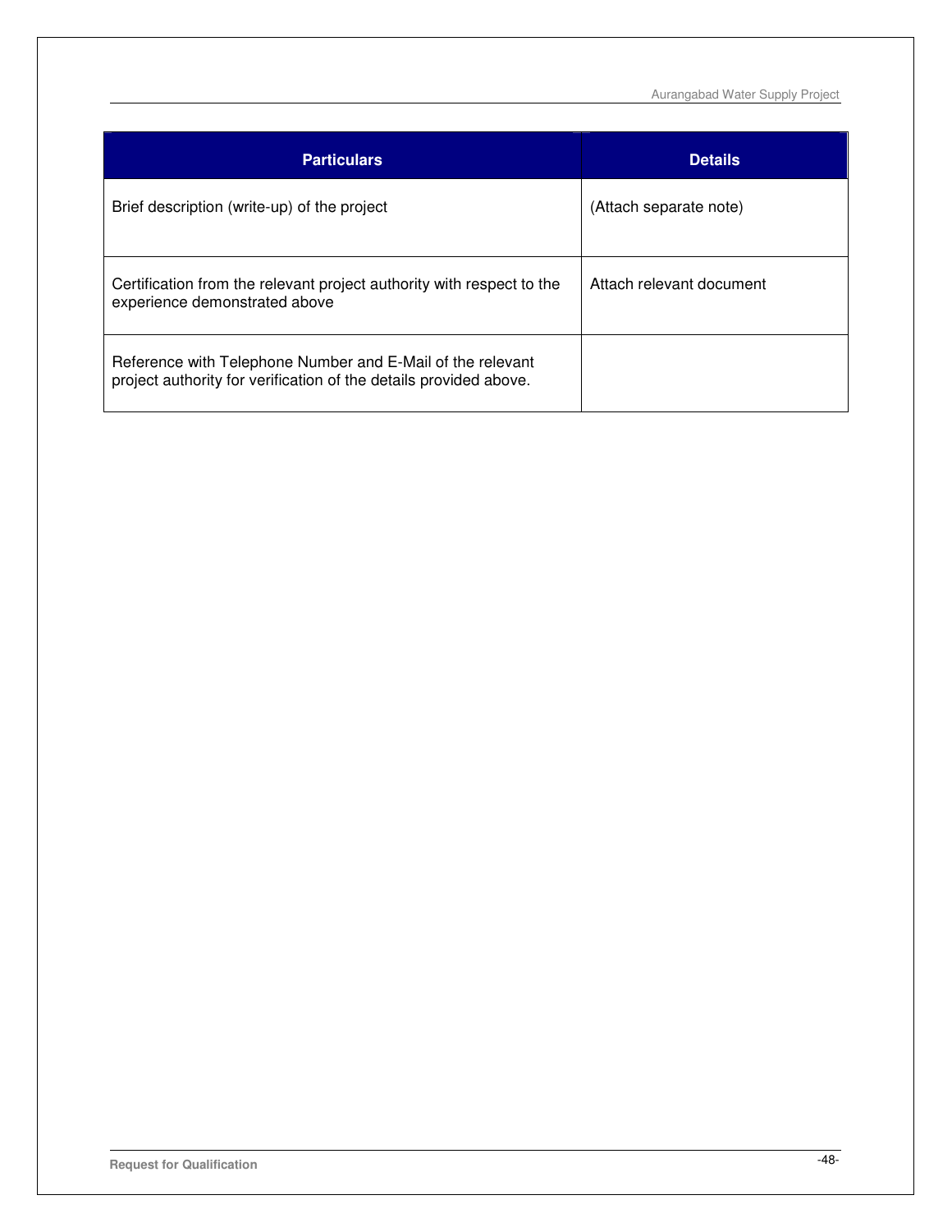| Particulars | Details |
|---|---|
| Brief description (write-up) of the project | (Attach separate note) |
| Certification from the relevant project authority with respect to the experience demonstrated above | Attach relevant document |
| Reference with Telephone Number and E-Mail of the relevant project authority for verification of the details provided above. | |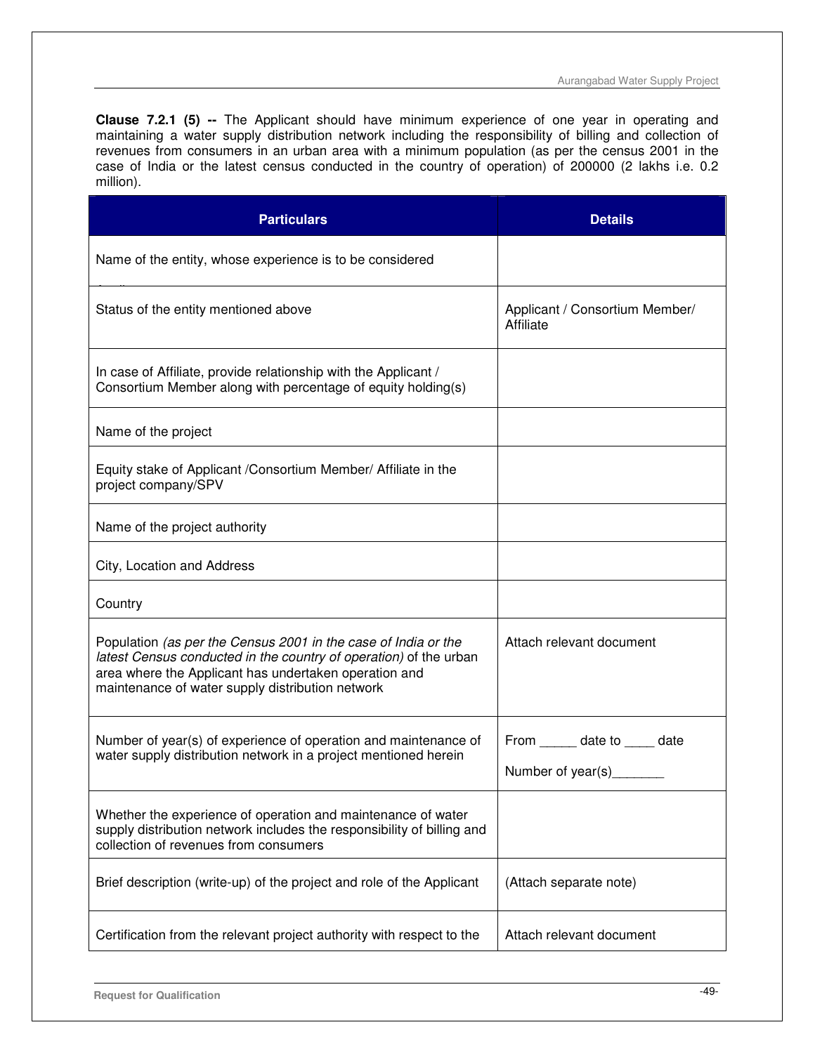**Clause 7.2.1 (5) --** The Applicant should have minimum experience of one year in operating and maintaining a water supply distribution network including the responsibility of billing and collection of revenues from consumers in an urban area with a minimum population (as per the census 2001 in the case of India or the latest census conducted in the country of operation) of 200000 (2 lakhs i.e. 0.2 million).

| Particulars | Details |
|---|---|
| Name of the entity, whose experience is to be considered | |
| Status of the entity mentioned above | Applicant / Consortium Member/ Affiliate |
| In case of Affiliate, provide relationship with the Applicant / Consortium Member along with percentage of equity holding(s) | |
| Name of the project | |
| Equity stake of Applicant /Consortium Member/ Affiliate in the project company/SPV | |
| Name of the project authority | |
| City, Location and Address | |
| Country | |
| Population *(as per the Census 2001 in the case of India or the latest Census conducted in the country of operation)* of the urban area where the Applicant has undertaken operation and maintenance of water supply distribution network | Attach relevant document |
| Number of year(s) of experience of operation and maintenance of water supply distribution network in a project mentioned herein | From _____ date to ____ date<br>Number of year(s)_______ |
| Whether the experience of operation and maintenance of water supply distribution network includes the responsibility of billing and collection of revenues from consumers | |
| Brief description (write-up) of the project and role of the Applicant | (Attach separate note) |
| Certification from the relevant project authority with respect to the | Attach relevant document |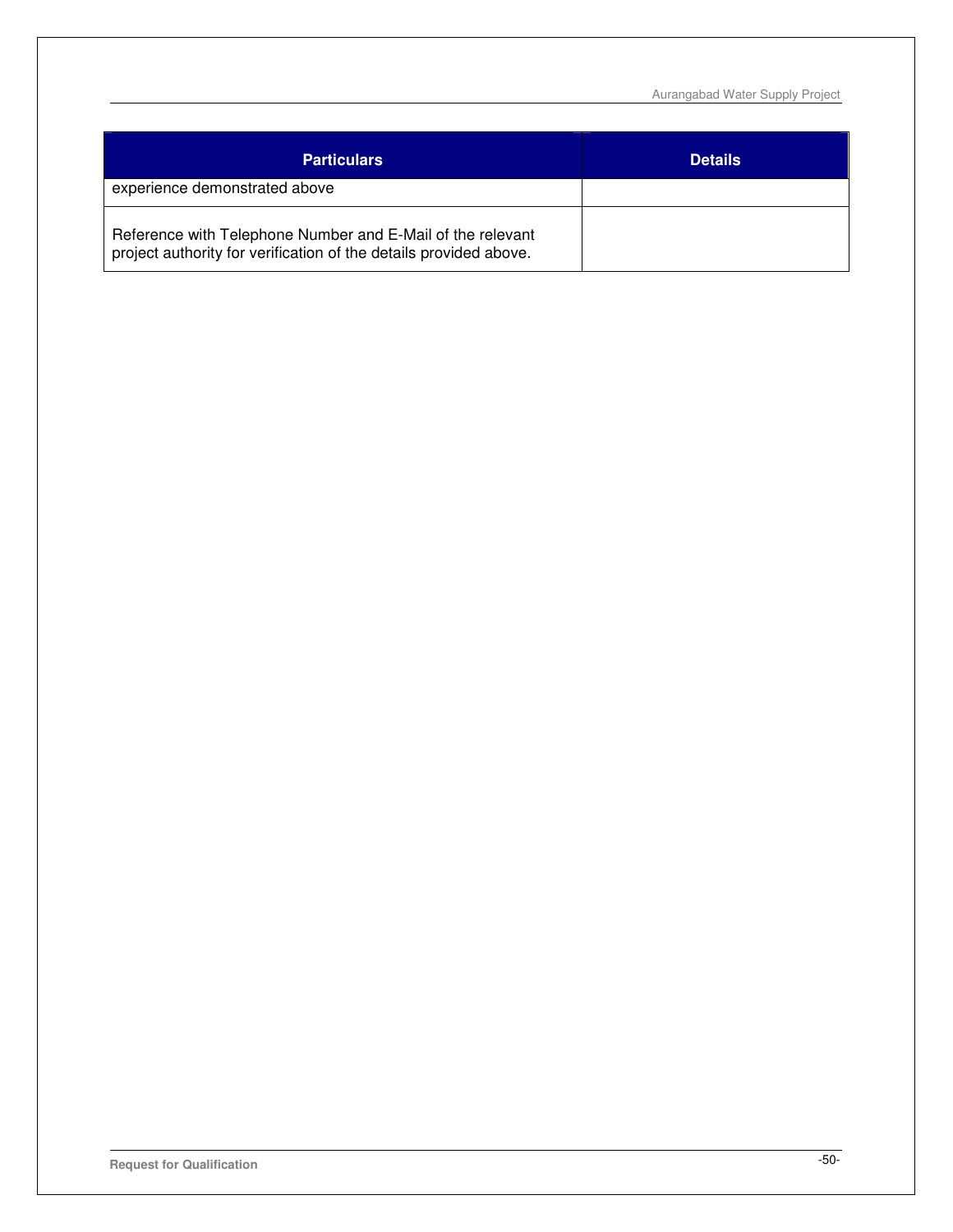| Particulars | Details |
| --- | --- |
| experience demonstrated above | |
| Reference with Telephone Number and E-Mail of the relevant project authority for verification of the details provided above. | |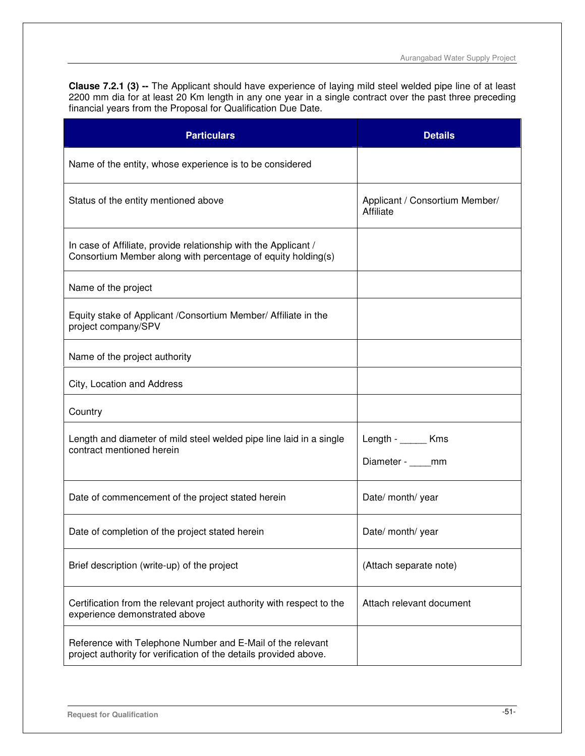**Clause 7.2.1 (3) --** The Applicant should have experience of laying mild steel welded pipe line of at least 2200 mm dia for at least 20 Km length in any one year in a single contract over the past three preceding financial years from the Proposal for Qualification Due Date.

| Particulars | Details |
|---|---|
| Name of the entity, whose experience is to be considered | |
| Status of the entity mentioned above | Applicant / Consortium Member/ Affiliate |
| In case of Affiliate, provide relationship with the Applicant / Consortium Member along with percentage of equity holding(s) | |
| Name of the project | |
| Equity stake of Applicant /Consortium Member/ Affiliate in the project company/SPV | |
| Name of the project authority | |
| City, Location and Address | |
| Country | |
| Length and diameter of mild steel welded pipe line laid in a single contract mentioned herein | Length - _____ Kms<br>Diameter - ____mm |
| Date of commencement of the project stated herein | Date/ month/ year |
| Date of completion of the project stated herein | Date/ month/ year |
| Brief description (write-up) of the project | (Attach separate note) |
| Certification from the relevant project authority with respect to the experience demonstrated above | Attach relevant document |
| Reference with Telephone Number and E-Mail of the relevant project authority for verification of the details provided above. | |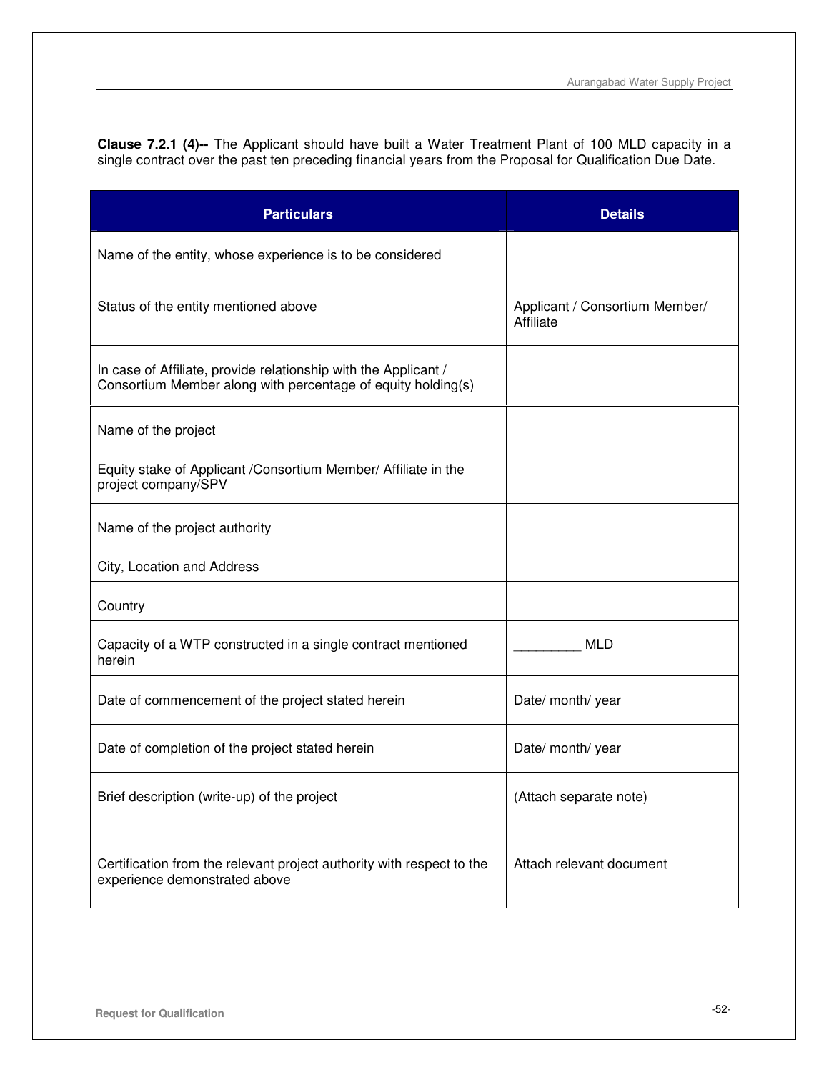**Clause 7.2.1 (4)--** The Applicant should have built a Water Treatment Plant of 100 MLD capacity in a single contract over the past ten preceding financial years from the Proposal for Qualification Due Date.

| Particulars | Details |
|---|---|
| Name of the entity, whose experience is to be considered | |
| Status of the entity mentioned above | Applicant / Consortium Member/ Affiliate |
| In case of Affiliate, provide relationship with the Applicant / Consortium Member along with percentage of equity holding(s) | |
| Name of the project | |
| Equity stake of Applicant /Consortium Member/ Affiliate in the project company/SPV | |
| Name of the project authority | |
| City, Location and Address | |
| Country | |
| Capacity of a WTP constructed in a single contract mentioned herein | _________ MLD |
| Date of commencement of the project stated herein | Date/ month/ year |
| Date of completion of the project stated herein | Date/ month/ year |
| Brief description (write-up) of the project | (Attach separate note) |
| Certification from the relevant project authority with respect to the experience demonstrated above | Attach relevant document |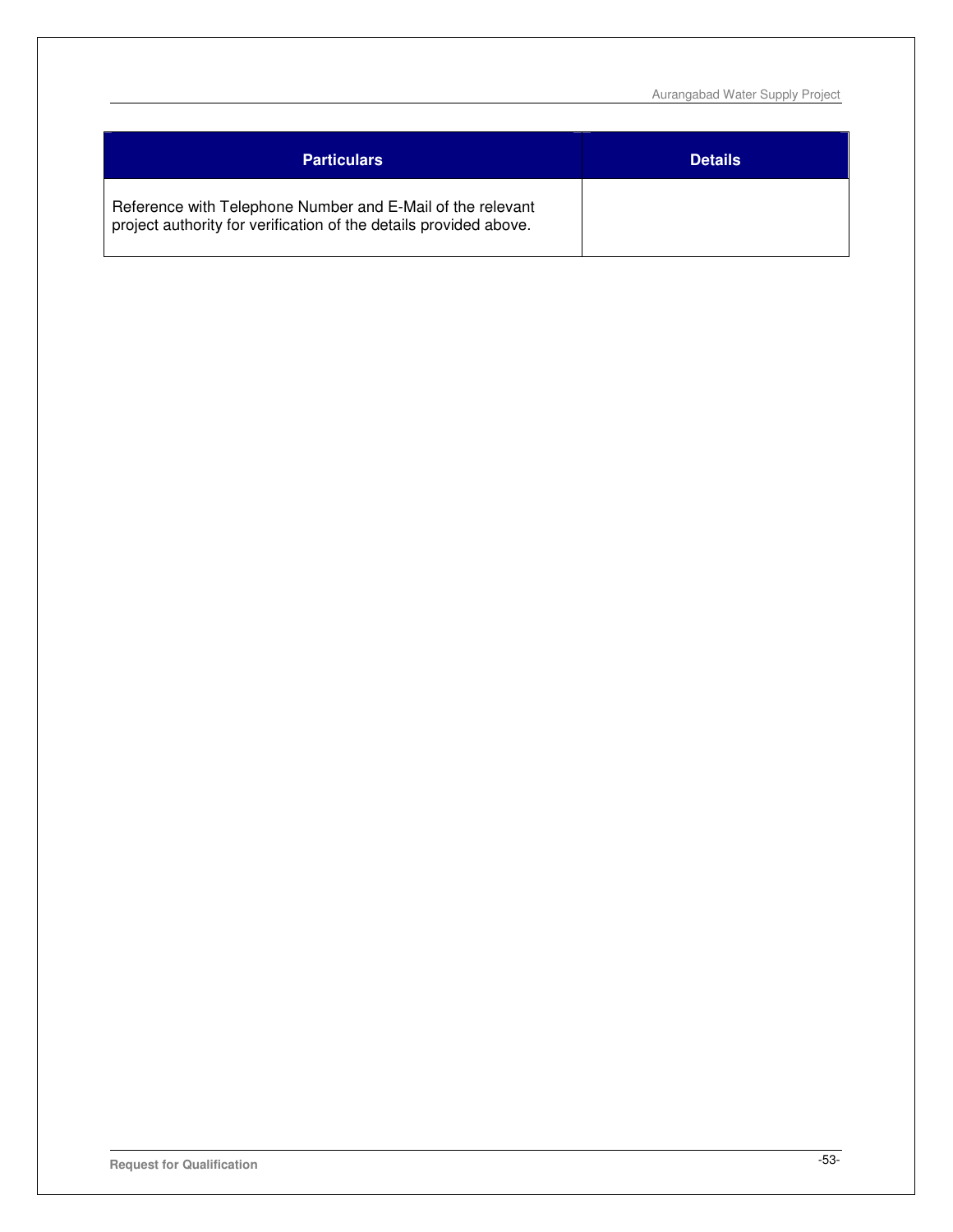| Particulars | Details |
| --- | --- |
| Reference with Telephone Number and E-Mail of the relevant project authority for verification of the details provided above. | |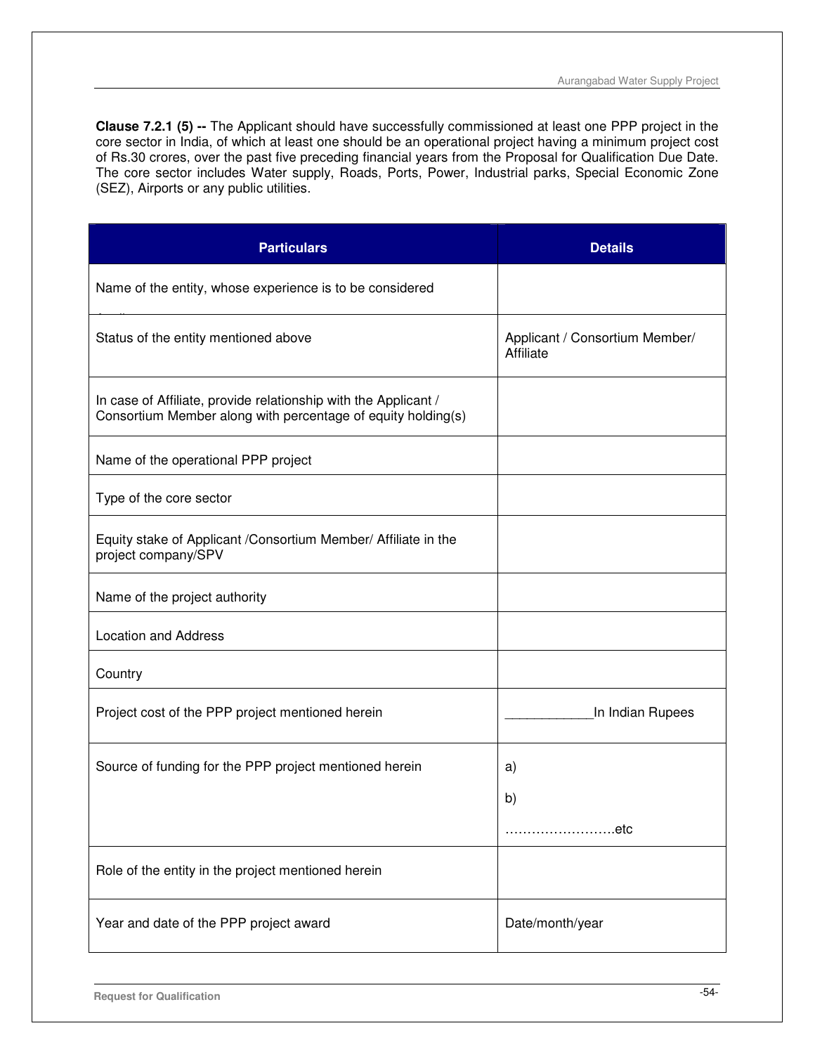**Clause 7.2.1 (5) --** The Applicant should have successfully commissioned at least one PPP project in the core sector in India, of which at least one should be an operational project having a minimum project cost of Rs.30 crores, over the past five preceding financial years from the Proposal for Qualification Due Date. The core sector includes Water supply, Roads, Ports, Power, Industrial parks, Special Economic Zone (SEZ), Airports or any public utilities.

| Particulars | Details |
|---|---|
| Name of the entity, whose experience is to be considered | |
| Status of the entity mentioned above | Applicant / Consortium Member/ Affiliate |
| In case of Affiliate, provide relationship with the Applicant / Consortium Member along with percentage of equity holding(s) | |
| Name of the operational PPP project | |
| Type of the core sector | |
| Equity stake of Applicant /Consortium Member/ Affiliate in the project company/SPV | |
| Name of the project authority | |
| Location and Address | |
| Country | |
| Project cost of the PPP project mentioned herein | ____________In Indian Rupees |
| Source of funding for the PPP project mentioned herein | a)<br>b)<br>…………………….etc |
| Role of the entity in the project mentioned herein | |
| Year and date of the PPP project award | Date/month/year |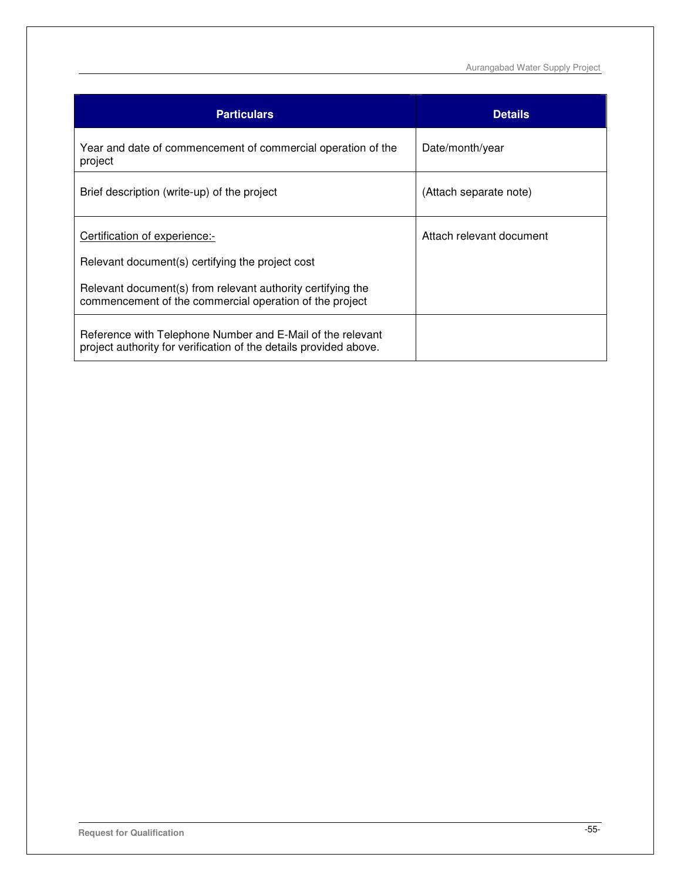| Particulars | Details |
|---|---|
| Year and date of commencement of commercial operation of the project | Date/month/year |
| Brief description (write-up) of the project | (Attach separate note) |
| Certification of experience:-<br><br>Relevant document(s) certifying the project cost<br><br>Relevant document(s) from relevant authority certifying the commencement of the commercial operation of the project | Attach relevant document |
| Reference with Telephone Number and E-Mail of the relevant project authority for verification of the details provided above. | |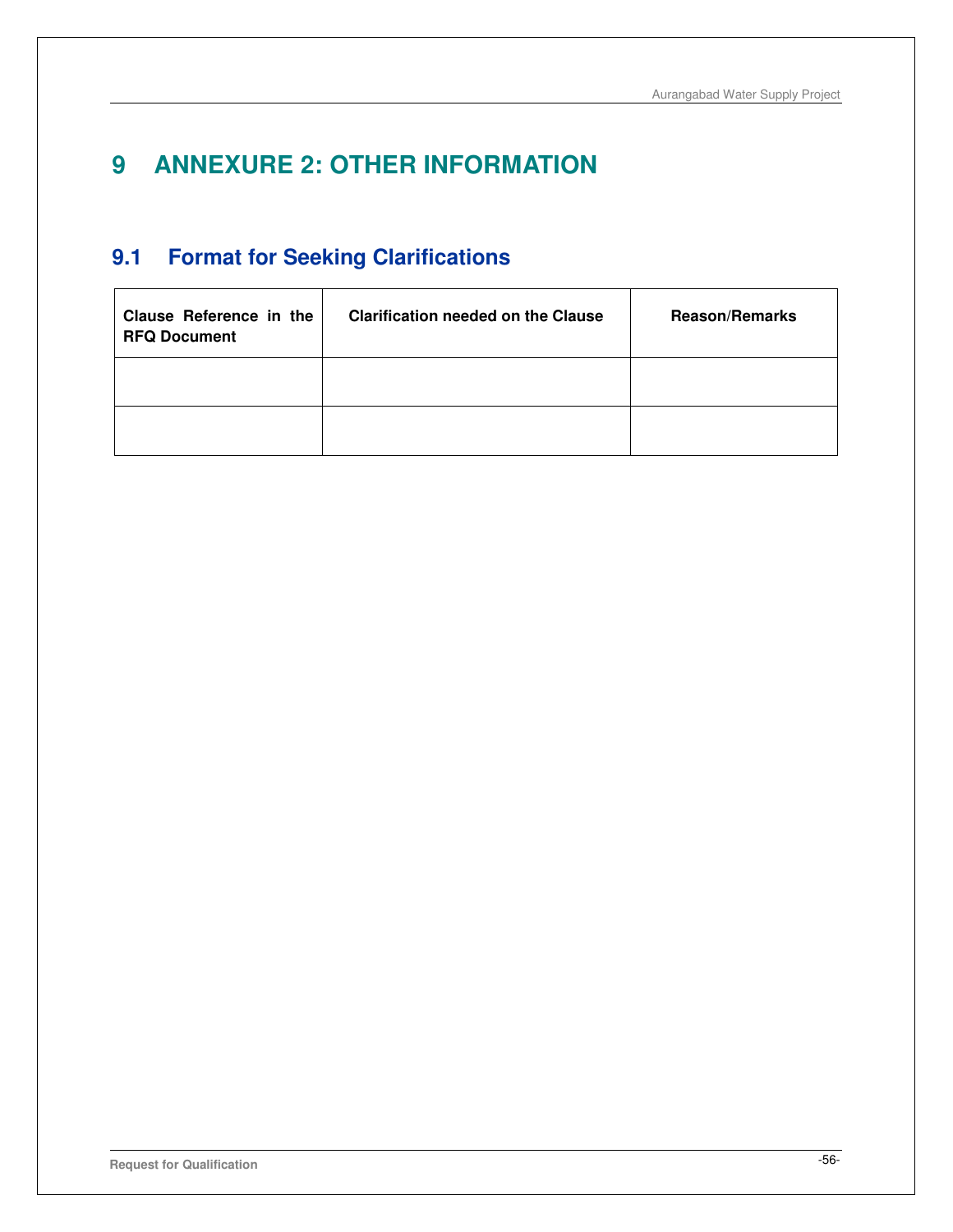# 9 ANNEXURE 2: OTHER INFORMATION

## 9.1 Format for Seeking Clarifications

| Clause Reference in the RFQ Document | Clarification needed on the Clause | Reason/Remarks |
|---|---|---|
| | | |
| | | |